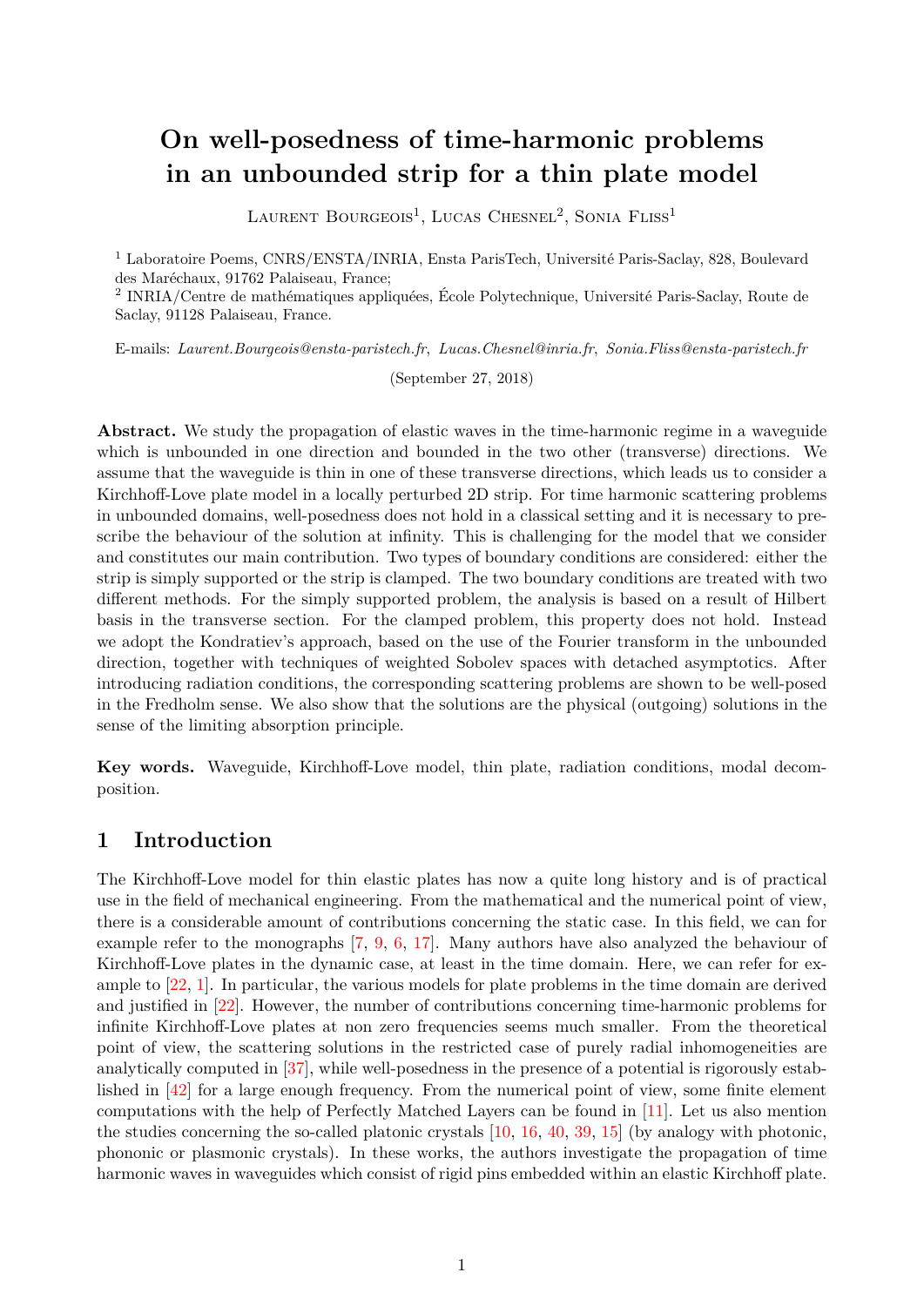# On well-posedness of time-harmonic problems in an unbounded strip for a thin plate model

Laurent Bourgeois[1], Lucas Chesnel[2], Sonia Fliss[1]

[1] Laboratoire Poems, CNRS/ENSTA/INRIA, Ensta ParisTech, Université Paris-Saclay, 828, Boulevard des Maréchaux, 91762 Palaiseau, France;

[2] INRIA/Centre de mathématiques appliquées, École Polytechnique, Université Paris-Saclay, Route de Saclay, 91128 Palaiseau, France.

E-mails: *Laurent.Bourgeois@ensta-paristech.fr*, *Lucas.Chesnel@inria.fr*, *Sonia.Fliss@ensta-paristech.fr*

(September 27, 2018)

**Abstract.** We study the propagation of elastic waves in the time-harmonic regime in a waveguide which is unbounded in one direction and bounded in the two other (transverse) directions. We assume that the waveguide is thin in one of these transverse directions, which leads us to consider a Kirchhoff-Love plate model in a locally perturbed 2D strip. For time harmonic scattering problems in unbounded domains, well-posedness does not hold in a classical setting and it is necessary to prescribe the behaviour of the solution at infinity. This is challenging for the model that we consider and constitutes our main contribution. Two types of boundary conditions are considered: either the strip is simply supported or the strip is clamped. The two boundary conditions are treated with two different methods. For the simply supported problem, the analysis is based on a result of Hilbert basis in the transverse section. For the clamped problem, this property does not hold. Instead we adopt the Kondratiev's approach, based on the use of the Fourier transform in the unbounded direction, together with techniques of weighted Sobolev spaces with detached asymptotics. After introducing radiation conditions, the corresponding scattering problems are shown to be well-posed in the Fredholm sense. We also show that the solutions are the physical (outgoing) solutions in the sense of the limiting absorption principle.

**Key words.** Waveguide, Kirchhoff-Love model, thin plate, radiation conditions, modal decomposition.

## 1 Introduction

The Kirchhoff-Love model for thin elastic plates has now a quite long history and is of practical use in the field of mechanical engineering. From the mathematical and the numerical point of view, there is a considerable amount of contributions concerning the static case. In this field, we can for example refer to the monographs [7, 9, 6, 17]. Many authors have also analyzed the behaviour of Kirchhoff-Love plates in the dynamic case, at least in the time domain. Here, we can refer for example to [22, 1]. In particular, the various models for plate problems in the time domain are derived and justified in [22]. However, the number of contributions concerning time-harmonic problems for infinite Kirchhoff-Love plates at non zero frequencies seems much smaller. From the theoretical point of view, the scattering solutions in the restricted case of purely radial inhomogeneities are analytically computed in [37], while well-posedness in the presence of a potential is rigorously established in [42] for a large enough frequency. From the numerical point of view, some finite element computations with the help of Perfectly Matched Layers can be found in [11]. Let us also mention the studies concerning the so-called platonic crystals [10, 16, 40, 39, 15] (by analogy with photonic, phononic or plasmonic crystals). In these works, the authors investigate the propagation of time harmonic waves in waveguides which consist of rigid pins embedded within an elastic Kirchhoff plate.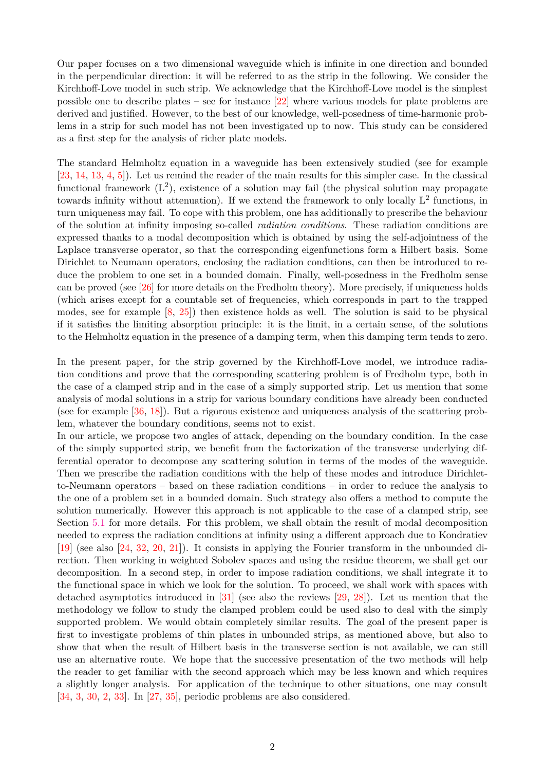Our paper focuses on a two dimensional waveguide which is infinite in one direction and bounded in the perpendicular direction: it will be referred to as the strip in the following. We consider the Kirchhoff-Love model in such strip. We acknowledge that the Kirchhoff-Love model is the simplest possible one to describe plates – see for instance [22] where various models for plate problems are derived and justified. However, to the best of our knowledge, well-posedness of time-harmonic problems in a strip for such model has not been investigated up to now. This study can be considered as a first step for the analysis of richer plate models.

The standard Helmholtz equation in a waveguide has been extensively studied (see for example [23, 14, 13, 4, 5]). Let us remind the reader of the main results for this simpler case. In the classical functional framework ($L^2$), existence of a solution may fail (the physical solution may propagate towards infinity without attenuation). If we extend the framework to only locally $L^2$ functions, in turn uniqueness may fail. To cope with this problem, one has additionally to prescribe the behaviour of the solution at infinity imposing so-called *radiation conditions*. These radiation conditions are expressed thanks to a modal decomposition which is obtained by using the self-adjointness of the Laplace transverse operator, so that the corresponding eigenfunctions form a Hilbert basis. Some Dirichlet to Neumann operators, enclosing the radiation conditions, can then be introduced to reduce the problem to one set in a bounded domain. Finally, well-posedness in the Fredholm sense can be proved (see [26] for more details on the Fredholm theory). More precisely, if uniqueness holds (which arises except for a countable set of frequencies, which corresponds in part to the trapped modes, see for example [8, 25]) then existence holds as well. The solution is said to be physical if it satisfies the limiting absorption principle: it is the limit, in a certain sense, of the solutions to the Helmholtz equation in the presence of a damping term, when this damping term tends to zero.

In the present paper, for the strip governed by the Kirchhoff-Love model, we introduce radiation conditions and prove that the corresponding scattering problem is of Fredholm type, both in the case of a clamped strip and in the case of a simply supported strip. Let us mention that some analysis of modal solutions in a strip for various boundary conditions have already been conducted (see for example [36, 18]). But a rigorous existence and uniqueness analysis of the scattering problem, whatever the boundary conditions, seems not to exist.
In our article, we propose two angles of attack, depending on the boundary condition. In the case of the simply supported strip, we benefit from the factorization of the transverse underlying differential operator to decompose any scattering solution in terms of the modes of the waveguide. Then we prescribe the radiation conditions with the help of these modes and introduce Dirichlet-to-Neumann operators – based on these radiation conditions – in order to reduce the analysis to the one of a problem set in a bounded domain. Such strategy also offers a method to compute the solution numerically. However this approach is not applicable to the case of a clamped strip, see Section 5.1 for more details. For this problem, we shall obtain the result of modal decomposition needed to express the radiation conditions at infinity using a different approach due to Kondratiev [19] (see also [24, 32, 20, 21]). It consists in applying the Fourier transform in the unbounded direction. Then working in weighted Sobolev spaces and using the residue theorem, we shall get our decomposition. In a second step, in order to impose radiation conditions, we shall integrate it to the functional space in which we look for the solution. To proceed, we shall work with spaces with detached asymptotics introduced in [31] (see also the reviews [29, 28]). Let us mention that the methodology we follow to study the clamped problem could be used also to deal with the simply supported problem. We would obtain completely similar results. The goal of the present paper is first to investigate problems of thin plates in unbounded strips, as mentioned above, but also to show that when the result of Hilbert basis in the transverse section is not available, we can still use an alternative route. We hope that the successive presentation of the two methods will help the reader to get familiar with the second approach which may be less known and which requires a slightly longer analysis. For application of the technique to other situations, one may consult [34, 3, 30, 2, 33]. In [27, 35], periodic problems are also considered.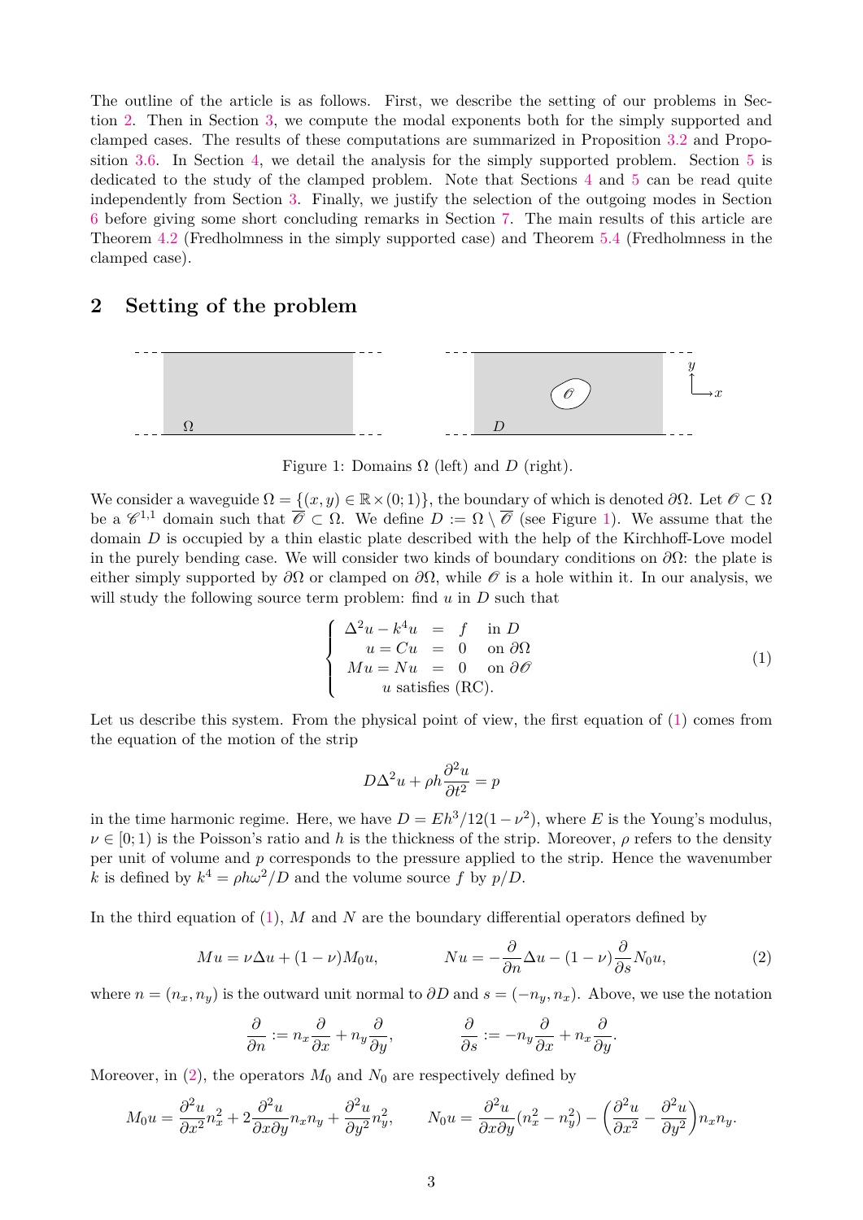The outline of the article is as follows. First, we describe the setting of our problems in Section 2. Then in Section 3, we compute the modal exponents both for the simply supported and clamped cases. The results of these computations are summarized in Proposition 3.2 and Proposition 3.6. In Section 4, we detail the analysis for the simply supported problem. Section 5 is dedicated to the study of the clamped problem. Note that Sections 4 and 5 can be read quite independently from Section 3. Finally, we justify the selection of the outgoing modes in Section 6 before giving some short concluding remarks in Section 7. The main results of this article are Theorem 4.2 (Fredholmness in the simply supported case) and Theorem 5.4 (Fredholmness in the clamped case).

## 2 Setting of the problem

Figure 1: Domains $\Omega$ (left) and $D$ (right).

We consider a waveguide $\Omega = \{(x, y) \in \mathbb{R} \times (0; 1)\}$, the boundary of which is denoted $\partial\Omega$. Let $\mathscr{O} \subset \Omega$ be a $\mathscr{C}^{1,1}$ domain such that $\overline{\mathscr{O}} \subset \Omega$. We define $D := \Omega \setminus \overline{\mathscr{O}}$ (see Figure 1). We assume that the domain $D$ is occupied by a thin elastic plate described with the help of the Kirchhoff-Love model in the purely bending case. We will consider two kinds of boundary conditions on $\partial\Omega$: the plate is either simply supported by $\partial\Omega$ or clamped on $\partial\Omega$, while $\mathscr{O}$ is a hole within it. In our analysis, we will study the following source term problem: find $u$ in $D$ such that

$$
\left\{
\begin{array}{rcll}
\Delta^2 u - k^4 u & = & f & \text{in } D \\
u = Cu & = & 0 & \text{on } \partial\Omega \\
Mu = Nu & = & 0 & \text{on } \partial\mathscr{O} \\
\multicolumn{3}{c}{u \text{ satisfies (RC).}} &
\end{array}
\right.
\tag{1}
$$

Let us describe this system. From the physical point of view, the first equation of (1) comes from the equation of the motion of the strip

$$
D\Delta^2 u + \rho h \frac{\partial^2 u}{\partial t^2} = p
$$

in the time harmonic regime. Here, we have $D = Eh^3/12(1-\nu^2)$, where $E$ is the Young's modulus, $\nu \in [0; 1)$ is the Poisson's ratio and $h$ is the thickness of the strip. Moreover, $\rho$ refers to the density per unit of volume and $p$ corresponds to the pressure applied to the strip. Hence the wavenumber $k$ is defined by $k^4 = \rho h \omega^2 / D$ and the volume source $f$ by $p/D$.

In the third equation of (1), $M$ and $N$ are the boundary differential operators defined by

$$
Mu = \nu \Delta u + (1-\nu) M_0 u, \qquad Nu = -\frac{\partial}{\partial n}\Delta u - (1-\nu)\frac{\partial}{\partial s} N_0 u,
\tag{2}
$$

where $n = (n_x, n_y)$ is the outward unit normal to $\partial D$ and $s = (-n_y, n_x)$. Above, we use the notation

$$
\frac{\partial}{\partial n} := n_x \frac{\partial}{\partial x} + n_y \frac{\partial}{\partial y}, \qquad \frac{\partial}{\partial s} := -n_y \frac{\partial}{\partial x} + n_x \frac{\partial}{\partial y}.
$$

Moreover, in (2), the operators $M_0$ and $N_0$ are respectively defined by

$$
M_0 u = \frac{\partial^2 u}{\partial x^2} n_x^2 + 2\frac{\partial^2 u}{\partial x \partial y} n_x n_y + \frac{\partial^2 u}{\partial y^2} n_y^2, \qquad N_0 u = \frac{\partial^2 u}{\partial x \partial y}(n_x^2 - n_y^2) - \left(\frac{\partial^2 u}{\partial x^2} - \frac{\partial^2 u}{\partial y^2}\right) n_x n_y.
$$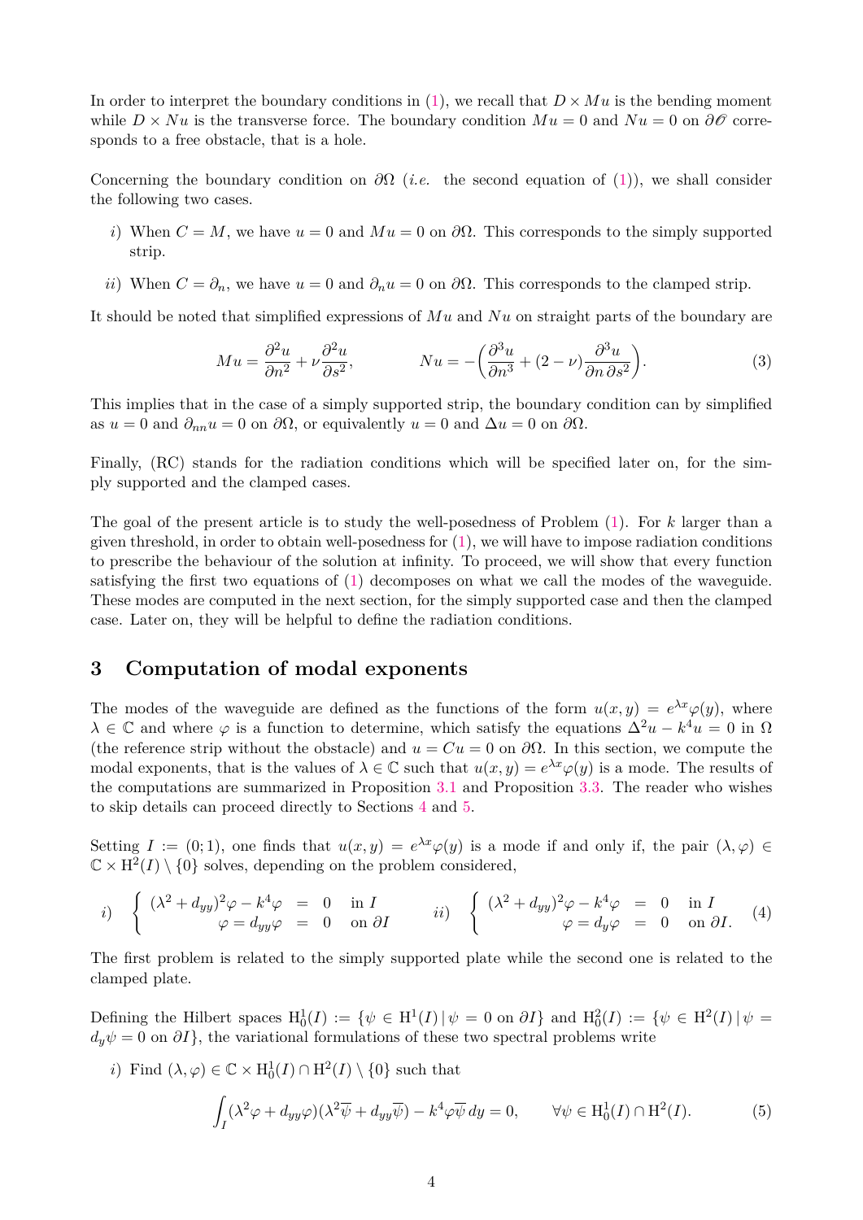In order to interpret the boundary conditions in (1), we recall that $D \times Mu$ is the bending moment while $D \times Nu$ is the transverse force. The boundary condition $Mu = 0$ and $Nu = 0$ on $\partial\mathscr{O}$ corresponds to a free obstacle, that is a hole.

Concerning the boundary condition on $\partial\Omega$ (*i.e.* the second equation of (1)), we shall consider the following two cases.

*i)* When $C = M$, we have $u = 0$ and $Mu = 0$ on $\partial\Omega$. This corresponds to the simply supported strip.

*ii)* When $C = \partial_n$, we have $u = 0$ and $\partial_n u = 0$ on $\partial\Omega$. This corresponds to the clamped strip.

It should be noted that simplified expressions of $Mu$ and $Nu$ on straight parts of the boundary are

$$Mu = \frac{\partial^2 u}{\partial n^2} + \nu \frac{\partial^2 u}{\partial s^2}, \qquad\qquad Nu = -\Big(\frac{\partial^3 u}{\partial n^3} + (2-\nu)\frac{\partial^3 u}{\partial n\, \partial s^2}\Big). \tag{3}$$

This implies that in the case of a simply supported strip, the boundary condition can by simplified as $u = 0$ and $\partial_{nn} u = 0$ on $\partial\Omega$, or equivalently $u = 0$ and $\Delta u = 0$ on $\partial\Omega$.

Finally, (RC) stands for the radiation conditions which will be specified later on, for the simply supported and the clamped cases.

The goal of the present article is to study the well-posedness of Problem (1). For $k$ larger than a given threshold, in order to obtain well-posedness for (1), we will have to impose radiation conditions to prescribe the behaviour of the solution at infinity. To proceed, we will show that every function satisfying the first two equations of (1) decomposes on what we call the modes of the waveguide. These modes are computed in the next section, for the simply supported case and then the clamped case. Later on, they will be helpful to define the radiation conditions.

## 3 Computation of modal exponents

The modes of the waveguide are defined as the functions of the form $u(x, y) = e^{\lambda x}\varphi(y)$, where $\lambda \in \mathbb{C}$ and where $\varphi$ is a function to determine, which satisfy the equations $\Delta^2 u - k^4 u = 0$ in $\Omega$ (the reference strip without the obstacle) and $u = Cu = 0$ on $\partial\Omega$. In this section, we compute the modal exponents, that is the values of $\lambda \in \mathbb{C}$ such that $u(x, y) = e^{\lambda x}\varphi(y)$ is a mode. The results of the computations are summarized in Proposition 3.1 and Proposition 3.3. The reader who wishes to skip details can proceed directly to Sections 4 and 5.

Setting $I := (0; 1)$, one finds that $u(x, y) = e^{\lambda x}\varphi(y)$ is a mode if and only if, the pair $(\lambda, \varphi) \in \mathbb{C} \times \mathrm{H}^2(I) \setminus \{0\}$ solves, depending on the problem considered,

$$i) \quad \left\{ \begin{array}{rcll} (\lambda^2 + d_{yy})^2\varphi - k^4\varphi & = & 0 & \text{in } I \\ \varphi = d_{yy}\varphi & = & 0 & \text{on } \partial I \end{array}\right. \qquad ii) \quad \left\{ \begin{array}{rcll} (\lambda^2 + d_{yy})^2\varphi - k^4\varphi & = & 0 & \text{in } I \\ \varphi = d_{y}\varphi & = & 0 & \text{on } \partial I. \end{array}\right. \tag{4}$$

The first problem is related to the simply supported plate while the second one is related to the clamped plate.

Defining the Hilbert spaces $\mathrm{H}^1_0(I) := \{\psi \in \mathrm{H}^1(I) \,|\, \psi = 0 \text{ on } \partial I\}$ and $\mathrm{H}^2_0(I) := \{\psi \in \mathrm{H}^2(I) \,|\, \psi = d_y\psi = 0 \text{ on } \partial I\}$, the variational formulations of these two spectral problems write

*i)* Find $(\lambda, \varphi) \in \mathbb{C} \times \mathrm{H}^1_0(I) \cap \mathrm{H}^2(I) \setminus \{0\}$ such that

$$\int_I (\lambda^2\varphi + d_{yy}\varphi)(\lambda^2\overline{\psi} + d_{yy}\overline{\psi}) - k^4\varphi\overline{\psi}\, dy = 0, \qquad \forall \psi \in \mathrm{H}^1_0(I) \cap \mathrm{H}^2(I). \tag{5}$$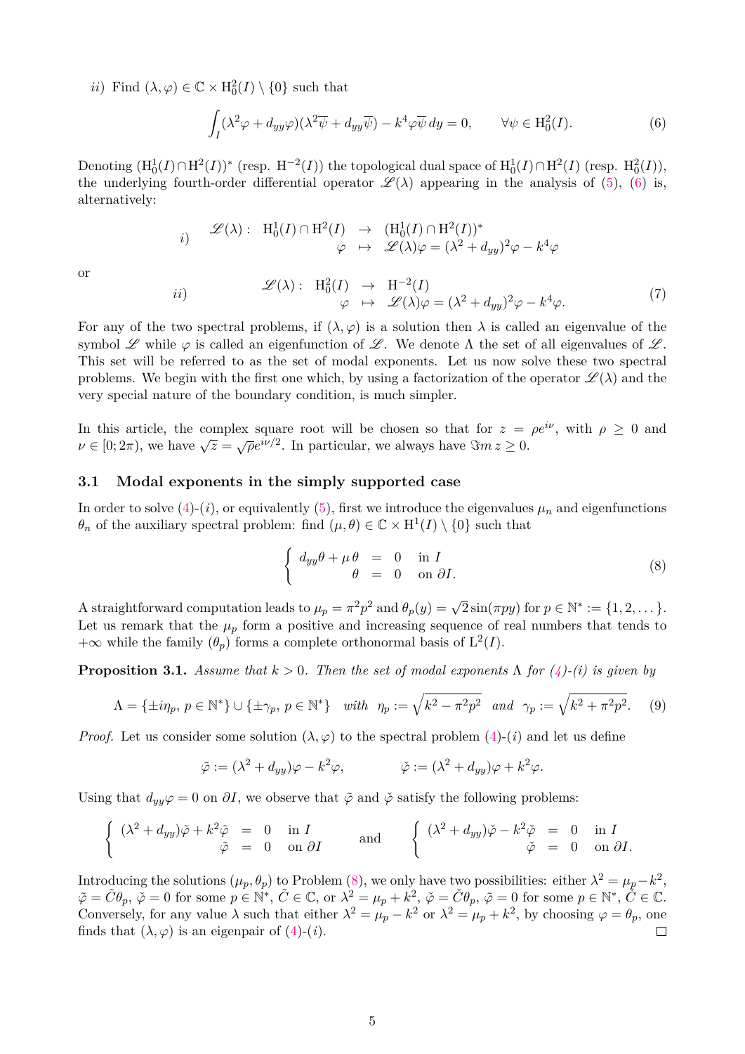*ii)* Find $(\lambda, \varphi) \in \mathbb{C} \times \mathrm{H}^2_0(I) \setminus \{0\}$ such that

$$\int_I (\lambda^2 \varphi + d_{yy}\varphi)(\lambda^2 \overline{\psi} + d_{yy}\overline{\psi}) - k^4 \varphi \overline{\psi}\, dy = 0, \qquad \forall \psi \in \mathrm{H}^2_0(I). \tag{6}$$

Denoting $(\mathrm{H}^1_0(I) \cap \mathrm{H}^2(I))^*$ (resp. $\mathrm{H}^{-2}(I)$) the topological dual space of $\mathrm{H}^1_0(I) \cap \mathrm{H}^2(I)$ (resp. $\mathrm{H}^2_0(I)$), the underlying fourth-order differential operator $\mathscr{L}(\lambda)$ appearing in the analysis of (5), (6) is, alternatively:

$$i) \qquad \begin{array}{rccl} \mathscr{L}(\lambda): & \mathrm{H}^1_0(I) \cap \mathrm{H}^2(I) & \rightarrow & (\mathrm{H}^1_0(I) \cap \mathrm{H}^2(I))^* \\ & \varphi & \mapsto & \mathscr{L}(\lambda)\varphi = (\lambda^2 + d_{yy})^2 \varphi - k^4 \varphi \end{array}$$

or

$$ii) \qquad \begin{array}{rccl} \mathscr{L}(\lambda): & \mathrm{H}^2_0(I) & \rightarrow & \mathrm{H}^{-2}(I) \\ & \varphi & \mapsto & \mathscr{L}(\lambda)\varphi = (\lambda^2 + d_{yy})^2 \varphi - k^4 \varphi. \end{array} \tag{7}$$

For any of the two spectral problems, if $(\lambda, \varphi)$ is a solution then $\lambda$ is called an eigenvalue of the symbol $\mathscr{L}$ while $\varphi$ is called an eigenfunction of $\mathscr{L}$. We denote $\Lambda$ the set of all eigenvalues of $\mathscr{L}$. This set will be referred to as the set of modal exponents. Let us now solve these two spectral problems. We begin with the first one which, by using a factorization of the operator $\mathscr{L}(\lambda)$ and the very special nature of the boundary condition, is much simpler.

In this article, the complex square root will be chosen so that for $z = \rho e^{i\nu}$, with $\rho \geq 0$ and $\nu \in [0; 2\pi)$, we have $\sqrt{z} = \sqrt{\rho} e^{i\nu/2}$. In particular, we always have $\Im m\, z \geq 0$.

### 3.1 Modal exponents in the simply supported case

In order to solve (4)-$(i)$, or equivalently (5), first we introduce the eigenvalues $\mu_n$ and eigenfunctions $\theta_n$ of the auxiliary spectral problem: find $(\mu, \theta) \in \mathbb{C} \times \mathrm{H}^1(I) \setminus \{0\}$ such that

$$\left\{ \begin{array}{rcll} d_{yy}\theta + \mu\, \theta & = & 0 & \text{in } I \\ \theta & = & 0 & \text{on } \partial I. \end{array} \right. \tag{8}$$

A straightforward computation leads to $\mu_p = \pi^2 p^2$ and $\theta_p(y) = \sqrt{2}\sin(\pi p y)$ for $p \in \mathbb{N}^* := \{1, 2, \dots\}$. Let us remark that the $\mu_p$ form a positive and increasing sequence of real numbers that tends to $+\infty$ while the family $(\theta_p)$ forms a complete orthonormal basis of $\mathrm{L}^2(I)$.

**Proposition 3.1.** *Assume that $k > 0$. Then the set of modal exponents $\Lambda$ for (4)-(i) is given by*

$$\Lambda = \{\pm i\eta_p,\, p \in \mathbb{N}^*\} \cup \{\pm \gamma_p,\, p \in \mathbb{N}^*\} \quad \textit{with} \ \ \eta_p := \sqrt{k^2 - \pi^2 p^2} \ \ \textit{and} \ \ \gamma_p := \sqrt{k^2 + \pi^2 p^2}. \tag{9}$$

*Proof.* Let us consider some solution $(\lambda, \varphi)$ to the spectral problem (4)-$(i)$ and let us define

$$\tilde{\varphi} := (\lambda^2 + d_{yy})\varphi - k^2 \varphi, \qquad\qquad \check{\varphi} := (\lambda^2 + d_{yy})\varphi + k^2 \varphi.$$

Using that $d_{yy}\varphi = 0$ on $\partial I$, we observe that $\tilde{\varphi}$ and $\check{\varphi}$ satisfy the following problems:

$$\left\{ \begin{array}{rcll} (\lambda^2 + d_{yy})\tilde{\varphi} + k^2 \tilde{\varphi} & = & 0 & \text{in } I \\ \tilde{\varphi} & = & 0 & \text{on } \partial I \end{array} \right. \quad \text{and} \quad \left\{ \begin{array}{rcll} (\lambda^2 + d_{yy})\check{\varphi} - k^2 \check{\varphi} & = & 0 & \text{in } I \\ \check{\varphi} & = & 0 & \text{on } \partial I. \end{array} \right.$$

Introducing the solutions $(\mu_p, \theta_p)$ to Problem (8), we only have two possibilities: either $\lambda^2 = \mu_p - k^2$, $\tilde{\varphi} = \tilde{C}\theta_p$, $\check{\varphi} = 0$ for some $p \in \mathbb{N}^*$, $\tilde{C} \in \mathbb{C}$, or $\lambda^2 = \mu_p + k^2$, $\check{\varphi} = \check{C}\theta_p$, $\tilde{\varphi} = 0$ for some $p \in \mathbb{N}^*$, $\check{C} \in \mathbb{C}$. Conversely, for any value $\lambda$ such that either $\lambda^2 = \mu_p - k^2$ or $\lambda^2 = \mu_p + k^2$, by choosing $\varphi = \theta_p$, one finds that $(\lambda, \varphi)$ is an eigenpair of (4)-$(i)$. $\square$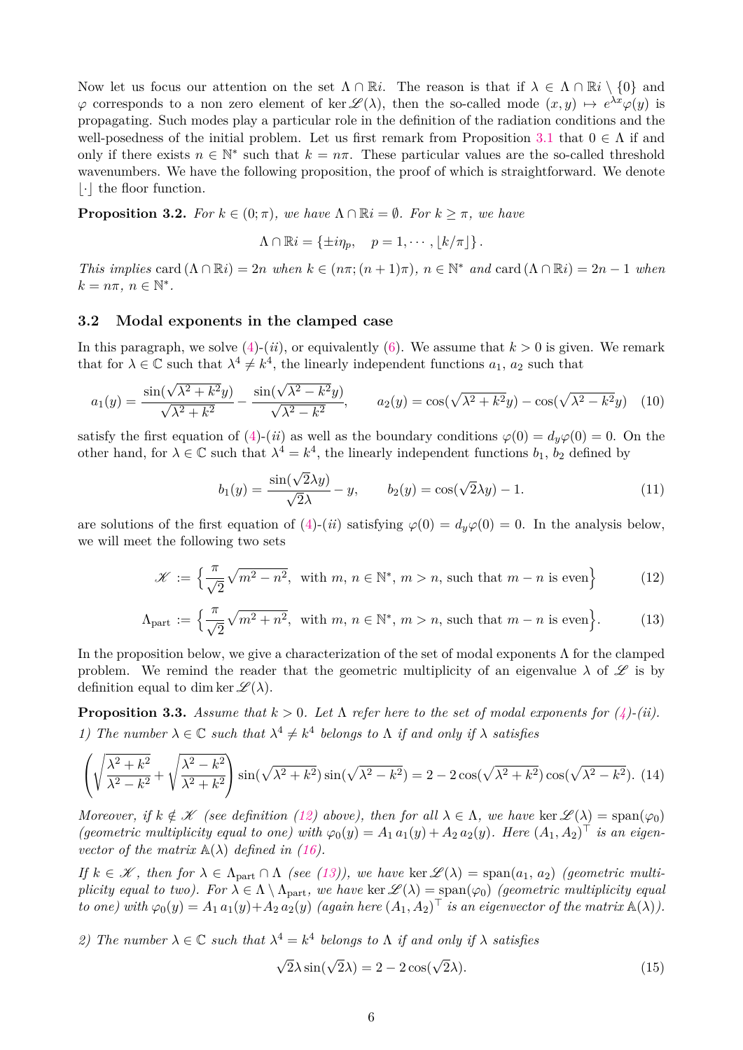Now let us focus our attention on the set $\Lambda \cap \mathbb{R}i$. The reason is that if $\lambda \in \Lambda \cap \mathbb{R}i \setminus \{0\}$ and $\varphi$ corresponds to a non zero element of $\ker \mathscr{L}(\lambda)$, then the so-called mode $(x, y) \mapsto e^{\lambda x}\varphi(y)$ is propagating. Such modes play a particular role in the definition of the radiation conditions and the well-posedness of the initial problem. Let us first remark from Proposition 3.1 that $0 \in \Lambda$ if and only if there exists $n \in \mathbb{N}^*$ such that $k = n\pi$. These particular values are the so-called threshold wavenumbers. We have the following proposition, the proof of which is straightforward. We denote $\lfloor\cdot\rfloor$ the floor function.

**Proposition 3.2.** *For $k \in (0; \pi)$, we have $\Lambda \cap \mathbb{R}i = \emptyset$. For $k \geq \pi$, we have*

$$\Lambda \cap \mathbb{R}i = \{\pm i\eta_p, \quad p = 1, \cdots, \lfloor k/\pi \rfloor\}.$$

*This implies* $\operatorname{card}(\Lambda \cap \mathbb{R}i) = 2n$ *when* $k \in (n\pi; (n+1)\pi)$, $n \in \mathbb{N}^*$ *and* $\operatorname{card}(\Lambda \cap \mathbb{R}i) = 2n - 1$ *when* $k = n\pi$, $n \in \mathbb{N}^*$.

### 3.2 Modal exponents in the clamped case

In this paragraph, we solve (4)-$(ii)$, or equivalently (6). We assume that $k > 0$ is given. We remark that for $\lambda \in \mathbb{C}$ such that $\lambda^4 \neq k^4$, the linearly independent functions $a_1$, $a_2$ such that

$$a_1(y) = \frac{\sin(\sqrt{\lambda^2 + k^2}y)}{\sqrt{\lambda^2 + k^2}} - \frac{\sin(\sqrt{\lambda^2 - k^2}y)}{\sqrt{\lambda^2 - k^2}}, \qquad a_2(y) = \cos(\sqrt{\lambda^2 + k^2}y) - \cos(\sqrt{\lambda^2 - k^2}y) \quad (10)$$

satisfy the first equation of (4)-$(ii)$ as well as the boundary conditions $\varphi(0) = d_y\varphi(0) = 0$. On the other hand, for $\lambda \in \mathbb{C}$ such that $\lambda^4 = k^4$, the linearly independent functions $b_1$, $b_2$ defined by

$$b_1(y) = \frac{\sin(\sqrt{2}\lambda y)}{\sqrt{2}\lambda} - y, \qquad b_2(y) = \cos(\sqrt{2}\lambda y) - 1. \quad (11)$$

are solutions of the first equation of (4)-$(ii)$ satisfying $\varphi(0) = d_y\varphi(0) = 0$. In the analysis below, we will meet the following two sets

$$\mathscr{K} := \Big\{\frac{\pi}{\sqrt{2}}\sqrt{m^2 - n^2}, \text{ with } m,\, n \in \mathbb{N}^*,\, m > n, \text{ such that } m - n \text{ is even}\Big\} \quad (12)$$

$$\Lambda_{\text{part}} := \Big\{\frac{\pi}{\sqrt{2}}\sqrt{m^2 + n^2}, \text{ with } m,\, n \in \mathbb{N}^*,\, m > n, \text{ such that } m - n \text{ is even}\Big\}. \quad (13)$$

In the proposition below, we give a characterization of the set of modal exponents $\Lambda$ for the clamped problem. We remind the reader that the geometric multiplicity of an eigenvalue $\lambda$ of $\mathscr{L}$ is by definition equal to $\dim \ker \mathscr{L}(\lambda)$.

**Proposition 3.3.** *Assume that $k > 0$. Let $\Lambda$ refer here to the set of modal exponents for (4)-$(ii)$.*
*1) The number $\lambda \in \mathbb{C}$ such that $\lambda^4 \neq k^4$ belongs to $\Lambda$ if and only if $\lambda$ satisfies*

$$\left(\sqrt{\frac{\lambda^2 + k^2}{\lambda^2 - k^2}} + \sqrt{\frac{\lambda^2 - k^2}{\lambda^2 + k^2}}\right) \sin(\sqrt{\lambda^2 + k^2}) \sin(\sqrt{\lambda^2 - k^2}) = 2 - 2\cos(\sqrt{\lambda^2 + k^2}) \cos(\sqrt{\lambda^2 - k^2}). \quad (14)$$

*Moreover, if $k \notin \mathscr{K}$ (see definition (12) above), then for all $\lambda \in \Lambda$, we have $\ker \mathscr{L}(\lambda) = \operatorname{span}(\varphi_0)$ (geometric multiplicity equal to one) with $\varphi_0(y) = A_1\, a_1(y) + A_2\, a_2(y)$. Here $(A_1, A_2)^\top$ is an eigenvector of the matrix $\mathbb{A}(\lambda)$ defined in (16).*

*If $k \in \mathscr{K}$, then for $\lambda \in \Lambda_{\text{part}} \cap \Lambda$ (see (13)), we have $\ker \mathscr{L}(\lambda) = \operatorname{span}(a_1, a_2)$ (geometric multiplicity equal to two). For $\lambda \in \Lambda \setminus \Lambda_{\text{part}}$, we have $\ker \mathscr{L}(\lambda) = \operatorname{span}(\varphi_0)$ (geometric multiplicity equal to one) with $\varphi_0(y) = A_1\, a_1(y) + A_2\, a_2(y)$ (again here $(A_1, A_2)^\top$ is an eigenvector of the matrix $\mathbb{A}(\lambda)$).*

*2) The number $\lambda \in \mathbb{C}$ such that $\lambda^4 = k^4$ belongs to $\Lambda$ if and only if $\lambda$ satisfies*

$$\sqrt{2}\lambda \sin(\sqrt{2}\lambda) = 2 - 2\cos(\sqrt{2}\lambda). \quad (15)$$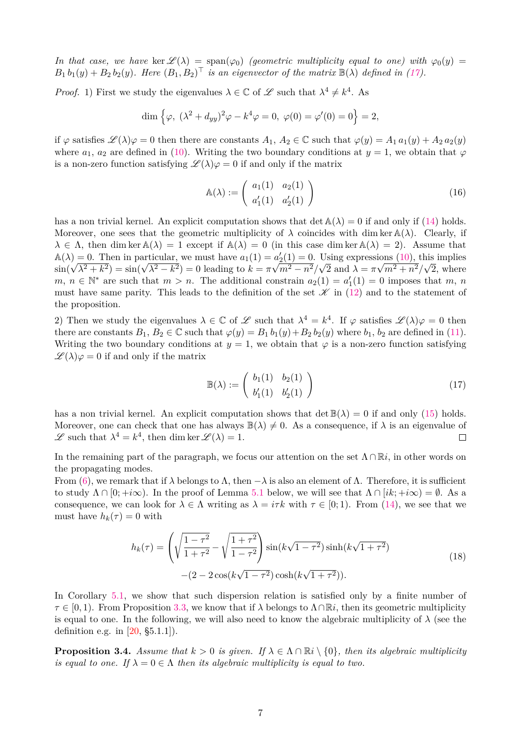*In that case, we have* $\ker \mathscr{L}(\lambda) = \mathrm{span}(\varphi_0)$ *(geometric multiplicity equal to one) with* $\varphi_0(y) = B_1\, b_1(y) + B_2\, b_2(y)$*. Here* $(B_1, B_2)^\top$ *is an eigenvector of the matrix* $\mathbb{B}(\lambda)$ *defined in (17).*

*Proof.* 1) First we study the eigenvalues $\lambda \in \mathbb{C}$ of $\mathscr{L}$ such that $\lambda^4 \neq k^4$. As

$$\dim \Big\{\varphi,\ (\lambda^2 + d_{yy})^2\varphi - k^4\varphi = 0,\ \varphi(0) = \varphi'(0) = 0\Big\} = 2,$$

if $\varphi$ satisfies $\mathscr{L}(\lambda)\varphi = 0$ then there are constants $A_1$, $A_2 \in \mathbb{C}$ such that $\varphi(y) = A_1\, a_1(y) + A_2\, a_2(y)$ where $a_1$, $a_2$ are defined in (10). Writing the two boundary conditions at $y = 1$, we obtain that $\varphi$ is a non-zero function satisfying $\mathscr{L}(\lambda)\varphi = 0$ if and only if the matrix

$$\mathbb{A}(\lambda) := \begin{pmatrix} a_1(1) & a_2(1) \\ a_1'(1) & a_2'(1) \end{pmatrix} \tag{16}$$

has a non trivial kernel. An explicit computation shows that $\det \mathbb{A}(\lambda) = 0$ if and only if (14) holds. Moreover, one sees that the geometric multiplicity of $\lambda$ coincides with $\dim\ker\mathbb{A}(\lambda)$. Clearly, if $\lambda \in \Lambda$, then $\dim\ker\mathbb{A}(\lambda) = 1$ except if $\mathbb{A}(\lambda) = 0$ (in this case $\dim\ker\mathbb{A}(\lambda) = 2$). Assume that $\mathbb{A}(\lambda) = 0$. Then in particular, we must have $a_1(1) = a_2'(1) = 0$. Using expressions (10), this implies $\sin(\sqrt{\lambda^2 + k^2}) = \sin(\sqrt{\lambda^2 - k^2}) = 0$ leading to $k = \pi\sqrt{m^2 - n^2}/\sqrt{2}$ and $\lambda = \pi\sqrt{m^2 + n^2}/\sqrt{2}$, where $m$, $n \in \mathbb{N}^*$ are such that $m > n$. The additional constrain $a_2(1) = a_1'(1) = 0$ imposes that $m$, $n$ must have same parity. This leads to the definition of the set $\mathscr{K}$ in (12) and to the statement of the proposition.

2) Then we study the eigenvalues $\lambda \in \mathbb{C}$ of $\mathscr{L}$ such that $\lambda^4 = k^4$. If $\varphi$ satisfies $\mathscr{L}(\lambda)\varphi = 0$ then there are constants $B_1$, $B_2 \in \mathbb{C}$ such that $\varphi(y) = B_1\, b_1(y) + B_2\, b_2(y)$ where $b_1$, $b_2$ are defined in (11). Writing the two boundary conditions at $y = 1$, we obtain that $\varphi$ is a non-zero function satisfying $\mathscr{L}(\lambda)\varphi = 0$ if and only if the matrix

$$\mathbb{B}(\lambda) := \begin{pmatrix} b_1(1) & b_2(1) \\ b_1'(1) & b_2'(1) \end{pmatrix} \tag{17}$$

has a non trivial kernel. An explicit computation shows that $\det\mathbb{B}(\lambda) = 0$ if and only (15) holds. Moreover, one can check that one has always $\mathbb{B}(\lambda) \neq 0$. As a consequence, if $\lambda$ is an eigenvalue of $\mathscr{L}$ such that $\lambda^4 = k^4$, then $\dim\ker\mathscr{L}(\lambda) = 1$. $\square$

In the remaining part of the paragraph, we focus our attention on the set $\Lambda \cap \mathbb{R}i$, in other words on the propagating modes.

From (6), we remark that if $\lambda$ belongs to $\Lambda$, then $-\lambda$ is also an element of $\Lambda$. Therefore, it is sufficient to study $\Lambda \cap [0; +i\infty)$. In the proof of Lemma 5.1 below, we will see that $\Lambda \cap [ik; +i\infty) = \emptyset$. As a consequence, we can look for $\lambda \in \Lambda$ writing as $\lambda = i\tau k$ with $\tau \in [0; 1)$. From (14), we see that we must have $h_k(\tau) = 0$ with

$$\begin{aligned} h_k(\tau) = {} & \left(\sqrt{\frac{1-\tau^2}{1+\tau^2}} - \sqrt{\frac{1+\tau^2}{1-\tau^2}}\right) \sin(k\sqrt{1-\tau^2})\sinh(k\sqrt{1+\tau^2}) \\ & -(2 - 2\cos(k\sqrt{1-\tau^2})\cosh(k\sqrt{1+\tau^2})). \end{aligned} \tag{18}$$

In Corollary 5.1, we show that such dispersion relation is satisfied only by a finite number of $\tau \in [0, 1)$. From Proposition 3.3, we know that if $\lambda$ belongs to $\Lambda \cap \mathbb{R}i$, then its geometric multiplicity is equal to one. In the following, we will also need to know the algebraic multiplicity of $\lambda$ (see the definition e.g. in [20, §5.1.1]).

**Proposition 3.4.** *Assume that* $k > 0$ *is given. If* $\lambda \in \Lambda \cap \mathbb{R}i \setminus \{0\}$*, then its algebraic multiplicity is equal to one. If* $\lambda = 0 \in \Lambda$ *then its algebraic multiplicity is equal to two.*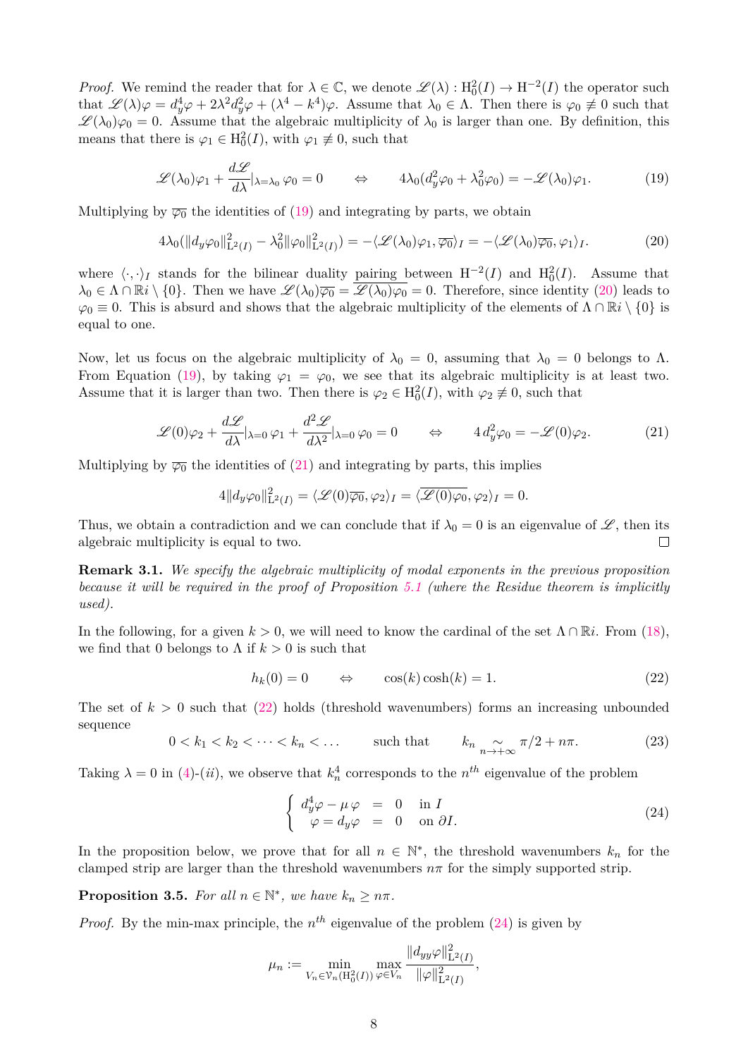*Proof.* We remind the reader that for $\lambda \in \mathbb{C}$, we denote $\mathscr{L}(\lambda) : \mathrm{H}^2_0(I) \to \mathrm{H}^{-2}(I)$ the operator such that $\mathscr{L}(\lambda)\varphi = d_y^4\varphi + 2\lambda^2 d_y^2\varphi + (\lambda^4 - k^4)\varphi$. Assume that $\lambda_0 \in \Lambda$. Then there is $\varphi_0 \not\equiv 0$ such that $\mathscr{L}(\lambda_0)\varphi_0 = 0$. Assume that the algebraic multiplicity of $\lambda_0$ is larger than one. By definition, this means that there is $\varphi_1 \in \mathrm{H}^2_0(I)$, with $\varphi_1 \not\equiv 0$, such that

$$\mathscr{L}(\lambda_0)\varphi_1 + \frac{d\mathscr{L}}{d\lambda}|_{\lambda=\lambda_0}\,\varphi_0 = 0 \qquad \Leftrightarrow \qquad 4\lambda_0(d_y^2\varphi_0 + \lambda_0^2\varphi_0) = -\mathscr{L}(\lambda_0)\varphi_1. \tag{19}$$

Multiplying by $\overline{\varphi_0}$ the identities of (19) and integrating by parts, we obtain

$$4\lambda_0(\|d_y\varphi_0\|^2_{\mathrm{L}^2(I)} - \lambda_0^2\|\varphi_0\|^2_{\mathrm{L}^2(I)}) = -\langle \mathscr{L}(\lambda_0)\varphi_1, \overline{\varphi_0}\rangle_I = -\langle \mathscr{L}(\lambda_0)\overline{\varphi_0}, \varphi_1\rangle_I. \tag{20}$$

where $\langle\cdot,\cdot\rangle_I$ stands for the bilinear duality pairing between $\mathrm{H}^{-2}(I)$ and $\mathrm{H}^2_0(I)$. Assume that $\lambda_0 \in \Lambda \cap \mathbb{R}i \setminus \{0\}$. Then we have $\mathscr{L}(\lambda_0)\overline{\varphi_0} = \overline{\mathscr{L}(\lambda_0)\varphi_0} = 0$. Therefore, since identity (20) leads to $\varphi_0 \equiv 0$. This is absurd and shows that the algebraic multiplicity of the elements of $\Lambda \cap \mathbb{R}i \setminus \{0\}$ is equal to one.

Now, let us focus on the algebraic multiplicity of $\lambda_0 = 0$, assuming that $\lambda_0 = 0$ belongs to $\Lambda$. From Equation (19), by taking $\varphi_1 = \varphi_0$, we see that its algebraic multiplicity is at least two. Assume that it is larger than two. Then there is $\varphi_2 \in \mathrm{H}^2_0(I)$, with $\varphi_2 \not\equiv 0$, such that

$$\mathscr{L}(0)\varphi_2 + \frac{d\mathscr{L}}{d\lambda}|_{\lambda=0}\,\varphi_1 + \frac{d^2\mathscr{L}}{d\lambda^2}|_{\lambda=0}\,\varphi_0 = 0 \qquad \Leftrightarrow \qquad 4\,d_y^2\varphi_0 = -\mathscr{L}(0)\varphi_2. \tag{21}$$

Multiplying by $\overline{\varphi_0}$ the identities of (21) and integrating by parts, this implies

$$4\|d_y\varphi_0\|^2_{\mathrm{L}^2(I)} = \langle \mathscr{L}(0)\overline{\varphi_0}, \varphi_2\rangle_I = \langle \overline{\mathscr{L}(0)\varphi_0}, \varphi_2\rangle_I = 0.$$

Thus, we obtain a contradiction and we can conclude that if $\lambda_0 = 0$ is an eigenvalue of $\mathscr{L}$, then its algebraic multiplicity is equal to two. $\square$

**Remark 3.1.** *We specify the algebraic multiplicity of modal exponents in the previous proposition because it will be required in the proof of Proposition 5.1 (where the Residue theorem is implicitly used).*

In the following, for a given $k > 0$, we will need to know the cardinal of the set $\Lambda \cap \mathbb{R}i$. From (18), we find that 0 belongs to $\Lambda$ if $k > 0$ is such that

$$h_k(0) = 0 \qquad \Leftrightarrow \qquad \cos(k)\cosh(k) = 1. \tag{22}$$

The set of $k > 0$ such that (22) holds (threshold wavenumbers) forms an increasing unbounded sequence

$$0 < k_1 < k_2 < \cdots < k_n < \ldots \qquad \text{such that} \qquad k_n \underset{n\to+\infty}{\sim} \pi/2 + n\pi. \tag{23}$$

Taking $\lambda = 0$ in (4)-(*ii*), we observe that $k_n^4$ corresponds to the $n^{th}$ eigenvalue of the problem

$$\left\{\begin{array}{rcll} d_y^4\varphi - \mu\,\varphi & = & 0 & \text{in } I \\ \varphi = d_y\varphi & = & 0 & \text{on } \partial I. \end{array}\right. \tag{24}$$

In the proposition below, we prove that for all $n \in \mathbb{N}^*$, the threshold wavenumbers $k_n$ for the clamped strip are larger than the threshold wavenumbers $n\pi$ for the simply supported strip.

**Proposition 3.5.** *For all $n \in \mathbb{N}^*$, we have $k_n \geq n\pi$.*

*Proof.* By the min-max principle, the $n^{th}$ eigenvalue of the problem (24) is given by

$$\mu_n := \min_{V_n \in \mathcal{V}_n(\mathrm{H}^2_0(I))} \max_{\varphi \in V_n} \frac{\|d_{yy}\varphi\|^2_{\mathrm{L}^2(I)}}{\|\varphi\|^2_{\mathrm{L}^2(I)}},$$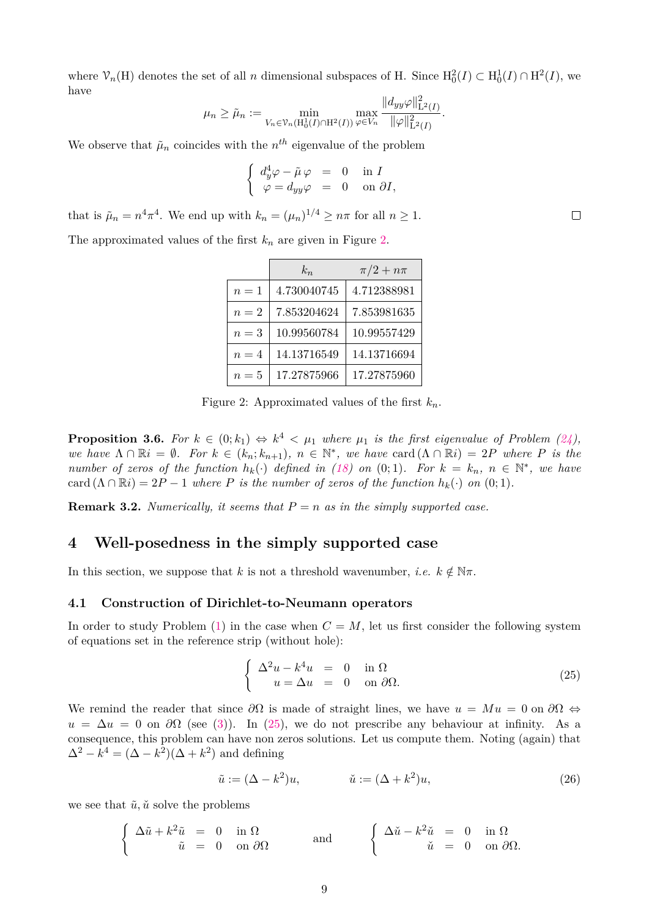where $\mathcal{V}_n(\mathrm{H})$ denotes the set of all $n$ dimensional subspaces of H. Since $\mathrm{H}^2_0(I) \subset \mathrm{H}^1_0(I) \cap \mathrm{H}^2(I)$, we have

$$\mu_n \geq \tilde{\mu}_n := \min_{V_n \in \mathcal{V}_n(\mathrm{H}^1_0(I)\cap\mathrm{H}^2(I))} \max_{\varphi \in V_n} \frac{\|d_{yy}\varphi\|^2_{\mathrm{L}^2(I)}}{\|\varphi\|^2_{\mathrm{L}^2(I)}}.$$

We observe that $\tilde{\mu}_n$ coincides with the $n^{th}$ eigenvalue of the problem

$$\left\{ \begin{array}{rcll} d^4_y\varphi - \tilde{\mu}\,\varphi & = & 0 & \text{in } I \\ \varphi = d_{yy}\varphi & = & 0 & \text{on } \partial I, \end{array} \right.$$

that is $\tilde{\mu}_n = n^4\pi^4$. We end up with $k_n = (\mu_n)^{1/4} \geq n\pi$ for all $n \geq 1$. □

The approximated values of the first $k_n$ are given in Figure 2.

| | $k_n$ | $\pi/2 + n\pi$ |
|---|---|---|
| $n = 1$ | 4.730040745 | 4.712388981 |
| $n = 2$ | 7.853204624 | 7.853981635 |
| $n = 3$ | 10.99560784 | 10.99557429 |
| $n = 4$ | 14.13716549 | 14.13716694 |
| $n = 5$ | 17.27875966 | 17.27875960 |

Figure 2: Approximated values of the first $k_n$.

**Proposition 3.6.** *For $k \in (0; k_1) \Leftrightarrow k^4 < \mu_1$ where $\mu_1$ is the first eigenvalue of Problem (24), we have $\Lambda \cap \mathbb{R}i = \emptyset$. For $k \in (k_n; k_{n+1})$, $n \in \mathbb{N}^*$, we have $\mathrm{card}\,(\Lambda \cap \mathbb{R}i) = 2P$ where $P$ is the number of zeros of the function $h_k(\cdot)$ defined in (18) on $(0; 1)$. For $k = k_n$, $n \in \mathbb{N}^*$, we have $\mathrm{card}\,(\Lambda \cap \mathbb{R}i) = 2P - 1$ where $P$ is the number of zeros of the function $h_k(\cdot)$ on $(0; 1)$.*

**Remark 3.2.** *Numerically, it seems that $P = n$ as in the simply supported case.*

# 4 Well-posedness in the simply supported case

In this section, we suppose that $k$ is not a threshold wavenumber, *i.e.* $k \notin \mathbb{N}\pi$.

## 4.1 Construction of Dirichlet-to-Neumann operators

In order to study Problem (1) in the case when $C = M$, let us first consider the following system of equations set in the reference strip (without hole):

$$\left\{ \begin{array}{rcll} \Delta^2 u - k^4 u & = & 0 & \text{in } \Omega \\ u = \Delta u & = & 0 & \text{on } \partial\Omega. \end{array} \right. \tag{25}$$

We remind the reader that since $\partial\Omega$ is made of straight lines, we have $u = Mu = 0$ on $\partial\Omega \Leftrightarrow u = \Delta u = 0$ on $\partial\Omega$ (see (3)). In (25), we do not prescribe any behaviour at infinity. As a consequence, this problem can have non zeros solutions. Let us compute them. Noting (again) that $\Delta^2 - k^4 = (\Delta - k^2)(\Delta + k^2)$ and defining

$$\tilde{u} := (\Delta - k^2)u, \qquad\qquad \check{u} := (\Delta + k^2)u, \tag{26}$$

we see that $\tilde{u}, \check{u}$ solve the problems

$$\left\{ \begin{array}{rcll} \Delta\tilde{u} + k^2\tilde{u} & = & 0 & \text{in } \Omega \\ \tilde{u} & = & 0 & \text{on } \partial\Omega \end{array} \right. \qquad \text{and} \qquad \left\{ \begin{array}{rcll} \Delta\check{u} - k^2\check{u} & = & 0 & \text{in } \Omega \\ \check{u} & = & 0 & \text{on } \partial\Omega. \end{array} \right.$$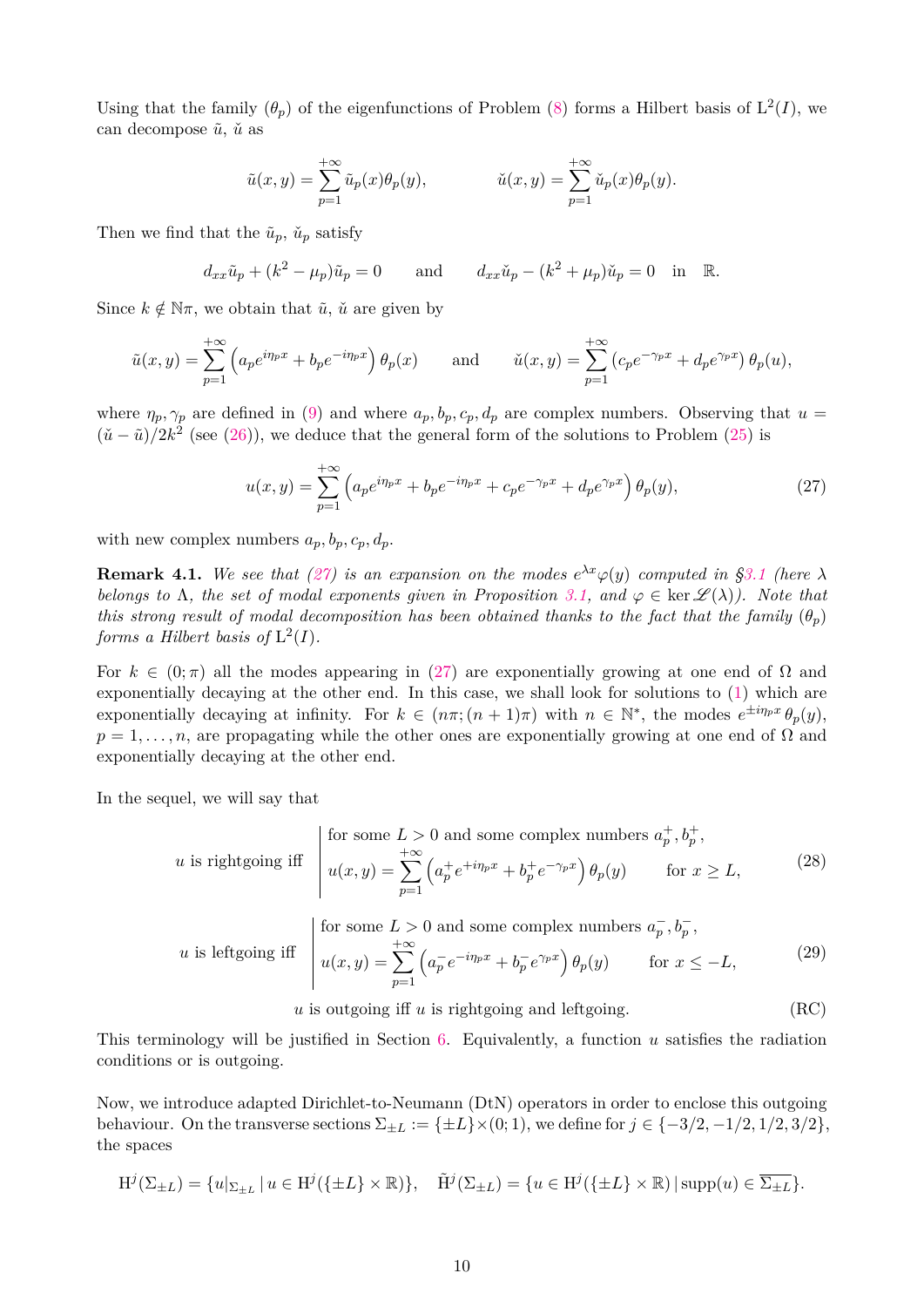Using that the family $(\theta_p)$ of the eigenfunctions of Problem (8) forms a Hilbert basis of $\mathrm{L}^2(I)$, we can decompose $\tilde{u}$, $\check{u}$ as

$$\tilde{u}(x,y) = \sum_{p=1}^{+\infty} \tilde{u}_p(x)\theta_p(y), \qquad\qquad \check{u}(x,y) = \sum_{p=1}^{+\infty} \check{u}_p(x)\theta_p(y).$$

Then we find that the $\tilde{u}_p$, $\check{u}_p$ satisfy

$$d_{xx}\tilde{u}_p + (k^2 - \mu_p)\tilde{u}_p = 0 \qquad \text{and} \qquad d_{xx}\check{u}_p - (k^2 + \mu_p)\check{u}_p = 0 \quad \text{in} \quad \mathbb{R}.$$

Since $k \notin \mathbb{N}\pi$, we obtain that $\tilde{u}$, $\check{u}$ are given by

$$\tilde{u}(x,y) = \sum_{p=1}^{+\infty} \left(a_p e^{i\eta_p x} + b_p e^{-i\eta_p x}\right)\theta_p(x) \qquad \text{and} \qquad \check{u}(x,y) = \sum_{p=1}^{+\infty} \left(c_p e^{-\gamma_p x} + d_p e^{\gamma_p x}\right)\theta_p(u),$$

where $\eta_p, \gamma_p$ are defined in (9) and where $a_p, b_p, c_p, d_p$ are complex numbers. Observing that $u = (\check{u} - \tilde{u})/2k^2$ (see (26)), we deduce that the general form of the solutions to Problem (25) is

$$u(x,y) = \sum_{p=1}^{+\infty} \left(a_p e^{i\eta_p x} + b_p e^{-i\eta_p x} + c_p e^{-\gamma_p x} + d_p e^{\gamma_p x}\right)\theta_p(y), \tag{27}$$

with new complex numbers $a_p, b_p, c_p, d_p$.

**Remark 4.1.** *We see that (27) is an expansion on the modes $e^{\lambda x}\varphi(y)$ computed in §3.1 (here $\lambda$ belongs to $\Lambda$, the set of modal exponents given in Proposition 3.1, and $\varphi \in \ker \mathscr{L}(\lambda)$). Note that this strong result of modal decomposition has been obtained thanks to the fact that the family $(\theta_p)$ forms a Hilbert basis of $\mathrm{L}^2(I)$.*

For $k \in (0;\pi)$ all the modes appearing in (27) are exponentially growing at one end of $\Omega$ and exponentially decaying at the other end. In this case, we shall look for solutions to (1) which are exponentially decaying at infinity. For $k \in (n\pi;(n+1)\pi)$ with $n \in \mathbb{N}^*$, the modes $e^{\pm i\eta_p x}\theta_p(y)$, $p = 1,\dots,n$, are propagating while the other ones are exponentially growing at one end of $\Omega$ and exponentially decaying at the other end.

In the sequel, we will say that

$$u \text{ is rightgoing iff } \left|\begin{array}{l} \text{for some } L > 0 \text{ and some complex numbers } a_p^+, b_p^+, \\ u(x,y) = \displaystyle\sum_{p=1}^{+\infty} \left(a_p^+ e^{+i\eta_p x} + b_p^+ e^{-\gamma_p x}\right)\theta_p(y) \qquad \text{for } x \geq L, \end{array}\right. \tag{28}$$

$$u \text{ is leftgoing iff } \left|\begin{array}{l} \text{for some } L > 0 \text{ and some complex numbers } a_p^-, b_p^-, \\ u(x,y) = \displaystyle\sum_{p=1}^{+\infty} \left(a_p^- e^{-i\eta_p x} + b_p^- e^{\gamma_p x}\right)\theta_p(y) \qquad \text{for } x \leq -L, \end{array}\right. \tag{29}$$

$$u \text{ is outgoing iff } u \text{ is rightgoing and leftgoing.} \tag{RC}$$

This terminology will be justified in Section 6. Equivalently, a function $u$ satisfies the radiation conditions or is outgoing.

Now, we introduce adapted Dirichlet-to-Neumann (DtN) operators in order to enclose this outgoing behaviour. On the transverse sections $\Sigma_{\pm L} := \{\pm L\}\times(0;1)$, we define for $j \in \{-3/2, -1/2, 1/2, 3/2\}$, the spaces

$$\mathrm{H}^j(\Sigma_{\pm L}) = \{u|_{\Sigma_{\pm L}} \,|\, u \in \mathrm{H}^j(\{\pm L\}\times\mathbb{R})\}, \quad \tilde{\mathrm{H}}^j(\Sigma_{\pm L}) = \{u \in \mathrm{H}^j(\{\pm L\}\times\mathbb{R}) \,|\, \mathrm{supp}(u) \in \overline{\Sigma_{\pm L}}\}.$$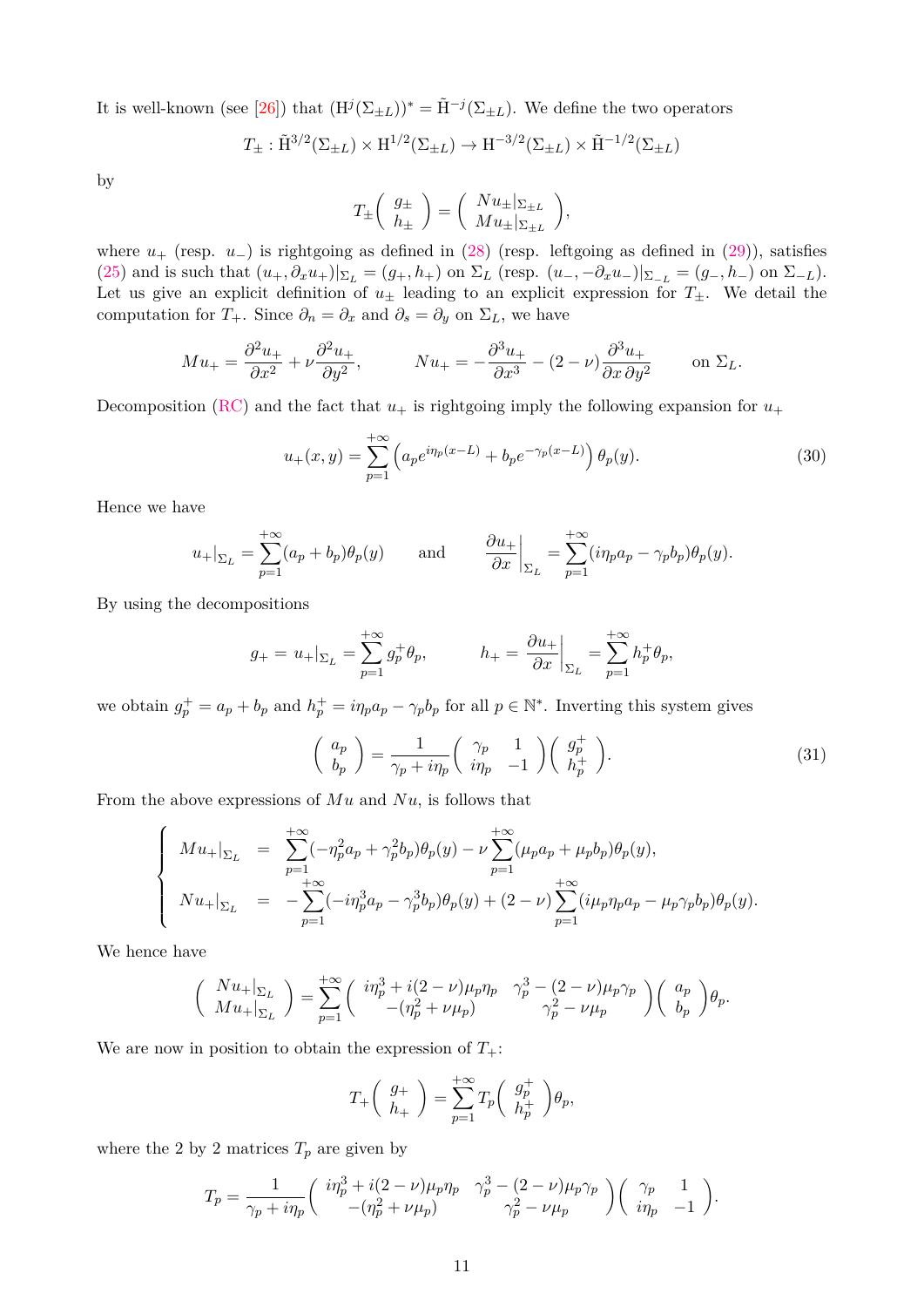It is well-known (see [26]) that $(\mathrm{H}^j(\Sigma_{\pm L}))^* = \tilde{\mathrm{H}}^{-j}(\Sigma_{\pm L})$. We define the two operators

$$T_\pm : \tilde{\mathrm{H}}^{3/2}(\Sigma_{\pm L}) \times \mathrm{H}^{1/2}(\Sigma_{\pm L}) \to \mathrm{H}^{-3/2}(\Sigma_{\pm L}) \times \tilde{\mathrm{H}}^{-1/2}(\Sigma_{\pm L})$$

by

$$T_\pm \begin{pmatrix} g_\pm \\ h_\pm \end{pmatrix} = \begin{pmatrix} Nu_\pm|_{\Sigma_{\pm L}} \\ Mu_\pm|_{\Sigma_{\pm L}} \end{pmatrix},$$

where $u_+$ (resp. $u_-$) is rightgoing as defined in (28) (resp. leftgoing as defined in (29)), satisfies (25) and is such that $(u_+, \partial_x u_+)|_{\Sigma_L} = (g_+, h_+)$ on $\Sigma_L$ (resp. $(u_-, -\partial_x u_-)|_{\Sigma_{-L}} = (g_-, h_-)$ on $\Sigma_{-L}$). Let us give an explicit definition of $u_\pm$ leading to an explicit expression for $T_\pm$. We detail the computation for $T_+$. Since $\partial_n = \partial_x$ and $\partial_s = \partial_y$ on $\Sigma_L$, we have

$$Mu_+ = \frac{\partial^2 u_+}{\partial x^2} + \nu \frac{\partial^2 u_+}{\partial y^2}, \qquad Nu_+ = -\frac{\partial^3 u_+}{\partial x^3} - (2-\nu)\frac{\partial^3 u_+}{\partial x\, \partial y^2} \qquad \text{on } \Sigma_L.$$

Decomposition (RC) and the fact that $u_+$ is rightgoing imply the following expansion for $u_+$

$$u_+(x,y) = \sum_{p=1}^{+\infty} \left( a_p e^{i\eta_p(x-L)} + b_p e^{-\gamma_p(x-L)} \right) \theta_p(y). \tag{30}$$

Hence we have

$$u_+|_{\Sigma_L} = \sum_{p=1}^{+\infty} (a_p + b_p)\theta_p(y) \qquad \text{and} \qquad \left.\frac{\partial u_+}{\partial x}\right|_{\Sigma_L} = \sum_{p=1}^{+\infty} (i\eta_p a_p - \gamma_p b_p)\theta_p(y).$$

By using the decompositions

$$g_+ = u_+|_{\Sigma_L} = \sum_{p=1}^{+\infty} g_p^+ \theta_p, \qquad h_+ = \left.\frac{\partial u_+}{\partial x}\right|_{\Sigma_L} = \sum_{p=1}^{+\infty} h_p^+ \theta_p,$$

we obtain $g_p^+ = a_p + b_p$ and $h_p^+ = i\eta_p a_p - \gamma_p b_p$ for all $p \in \mathbb{N}^*$. Inverting this system gives

$$\begin{pmatrix} a_p \\ b_p \end{pmatrix} = \frac{1}{\gamma_p + i\eta_p} \begin{pmatrix} \gamma_p & 1 \\ i\eta_p & -1 \end{pmatrix} \begin{pmatrix} g_p^+ \\ h_p^+ \end{pmatrix}. \tag{31}$$

From the above expressions of $Mu$ and $Nu$, is follows that

$$\left\{ \begin{array}{rcl} Mu_+|_{\Sigma_L} & = & \displaystyle\sum_{p=1}^{+\infty} (-\eta_p^2 a_p + \gamma_p^2 b_p)\theta_p(y) - \nu \sum_{p=1}^{+\infty} (\mu_p a_p + \mu_p b_p)\theta_p(y), \\ Nu_+|_{\Sigma_L} & = & -\displaystyle\sum_{p=1}^{+\infty} (-i\eta_p^3 a_p - \gamma_p^3 b_p)\theta_p(y) + (2-\nu) \sum_{p=1}^{+\infty} (i\mu_p \eta_p a_p - \mu_p \gamma_p b_p)\theta_p(y). \end{array} \right.$$

We hence have

$$\begin{pmatrix} Nu_+|_{\Sigma_L} \\ Mu_+|_{\Sigma_L} \end{pmatrix} = \sum_{p=1}^{+\infty} \begin{pmatrix} i\eta_p^3 + i(2-\nu)\mu_p\eta_p & \gamma_p^3 - (2-\nu)\mu_p\gamma_p \\ -(\eta_p^2 + \nu\mu_p) & \gamma_p^2 - \nu\mu_p \end{pmatrix} \begin{pmatrix} a_p \\ b_p \end{pmatrix} \theta_p.$$

We are now in position to obtain the expression of $T_+$:

$$T_+ \begin{pmatrix} g_+ \\ h_+ \end{pmatrix} = \sum_{p=1}^{+\infty} T_p \begin{pmatrix} g_p^+ \\ h_p^+ \end{pmatrix} \theta_p,$$

where the 2 by 2 matrices $T_p$ are given by

$$T_p = \frac{1}{\gamma_p + i\eta_p} \begin{pmatrix} i\eta_p^3 + i(2-\nu)\mu_p\eta_p & \gamma_p^3 - (2-\nu)\mu_p\gamma_p \\ -(\eta_p^2 + \nu\mu_p) & \gamma_p^2 - \nu\mu_p \end{pmatrix} \begin{pmatrix} \gamma_p & 1 \\ i\eta_p & -1 \end{pmatrix}.$$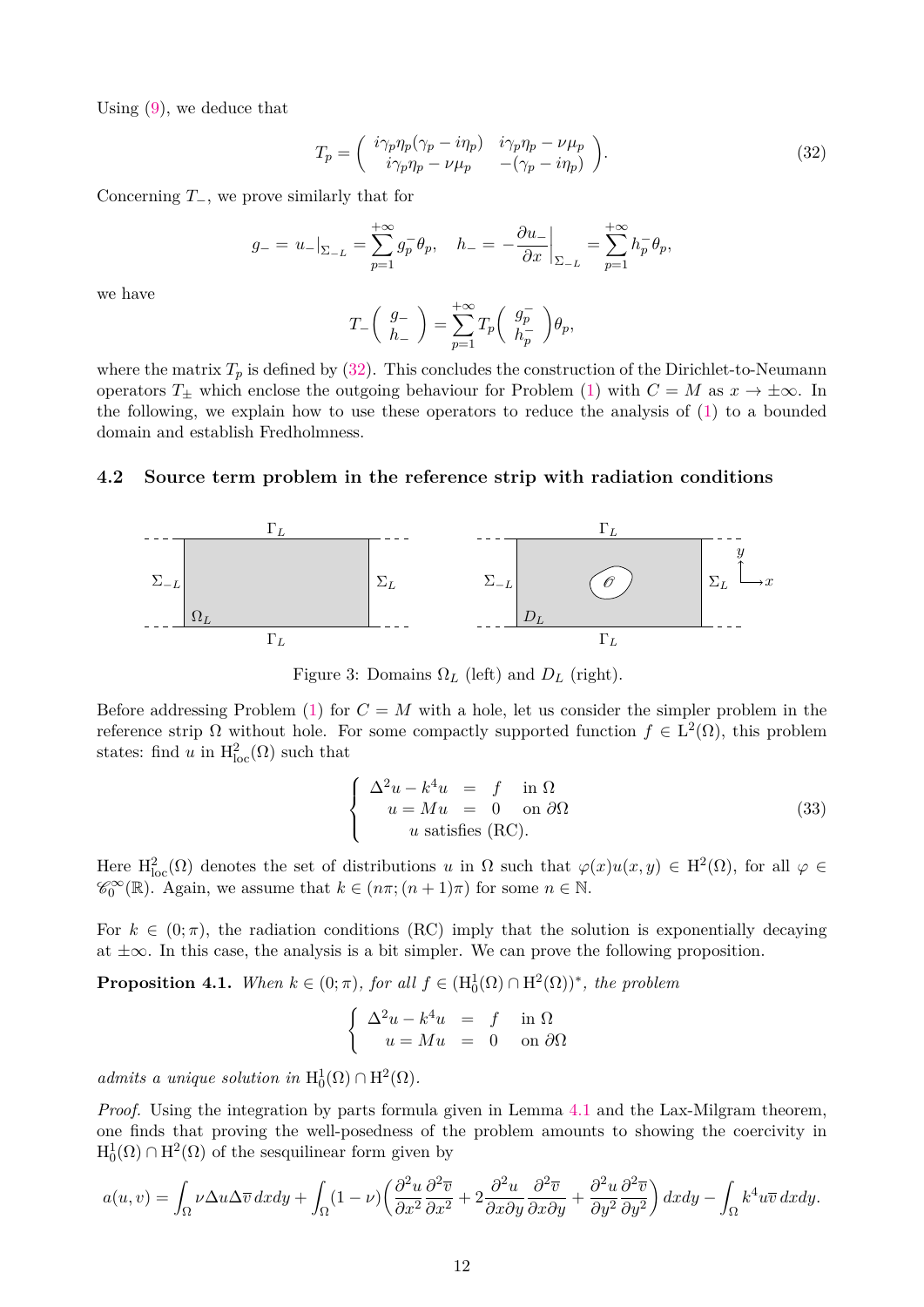Using (9), we deduce that

$$T_p = \begin{pmatrix} i\gamma_p\eta_p(\gamma_p - i\eta_p) & i\gamma_p\eta_p - \nu\mu_p \\ i\gamma_p\eta_p - \nu\mu_p & -(\gamma_p - i\eta_p) \end{pmatrix}. \tag{32}$$

Concerning $T_-$, we prove similarly that for

$$g_- = u_-|_{\Sigma_{-L}} = \sum_{p=1}^{+\infty} g_p^- \theta_p, \quad h_- = -\frac{\partial u_-}{\partial x}\Big|_{\Sigma_{-L}} = \sum_{p=1}^{+\infty} h_p^- \theta_p,$$

we have

$$T_-\begin{pmatrix} g_- \\ h_- \end{pmatrix} = \sum_{p=1}^{+\infty} T_p \begin{pmatrix} g_p^- \\ h_p^- \end{pmatrix} \theta_p,$$

where the matrix $T_p$ is defined by (32). This concludes the construction of the Dirichlet-to-Neumann operators $T_\pm$ which enclose the outgoing behaviour for Problem (1) with $C = M$ as $x \to \pm\infty$. In the following, we explain how to use these operators to reduce the analysis of (1) to a bounded domain and establish Fredholmness.

## 4.2 Source term problem in the reference strip with radiation conditions

Figure 3: Domains $\Omega_L$ (left) and $D_L$ (right).

Before addressing Problem (1) for $C = M$ with a hole, let us consider the simpler problem in the reference strip $\Omega$ without hole. For some compactly supported function $f \in \mathrm{L}^2(\Omega)$, this problem states: find $u$ in $\mathrm{H}^2_{\mathrm{loc}}(\Omega)$ such that

$$\left\{ \begin{array}{rcll} \Delta^2 u - k^4 u & = & f & \text{in } \Omega \\ u = Mu & = & 0 & \text{on } \partial\Omega \\ & u \text{ satisfies (RC).} & & \end{array} \right. \tag{33}$$

Here $\mathrm{H}^2_{\mathrm{loc}}(\Omega)$ denotes the set of distributions $u$ in $\Omega$ such that $\varphi(x)u(x,y) \in \mathrm{H}^2(\Omega)$, for all $\varphi \in \mathscr{C}_0^\infty(\mathbb{R})$. Again, we assume that $k \in (n\pi; (n+1)\pi)$ for some $n \in \mathbb{N}$.

For $k \in (0;\pi)$, the radiation conditions (RC) imply that the solution is exponentially decaying at $\pm\infty$. In this case, the analysis is a bit simpler. We can prove the following proposition.

**Proposition 4.1.** *When $k \in (0;\pi)$, for all $f \in (\mathrm{H}^1_0(\Omega) \cap \mathrm{H}^2(\Omega))^*$, the problem*

$$\left\{ \begin{array}{rcll} \Delta^2 u - k^4 u & = & f & \text{in } \Omega \\ u = Mu & = & 0 & \text{on } \partial\Omega \end{array} \right.$$

*admits a unique solution in $\mathrm{H}^1_0(\Omega) \cap \mathrm{H}^2(\Omega)$.*

*Proof.* Using the integration by parts formula given in Lemma 4.1 and the Lax-Milgram theorem, one finds that proving the well-posedness of the problem amounts to showing the coercivity in $\mathrm{H}^1_0(\Omega) \cap \mathrm{H}^2(\Omega)$ of the sesquilinear form given by

$$a(u,v) = \int_\Omega \nu \Delta u \Delta \overline{v}\, dxdy + \int_\Omega (1-\nu)\Big(\frac{\partial^2 u}{\partial x^2}\frac{\partial^2 \overline{v}}{\partial x^2} + 2\frac{\partial^2 u}{\partial x \partial y}\frac{\partial^2 \overline{v}}{\partial x \partial y} + \frac{\partial^2 u}{\partial y^2}\frac{\partial^2 \overline{v}}{\partial y^2}\Big)\, dxdy - \int_\Omega k^4 u \overline{v}\, dxdy.$$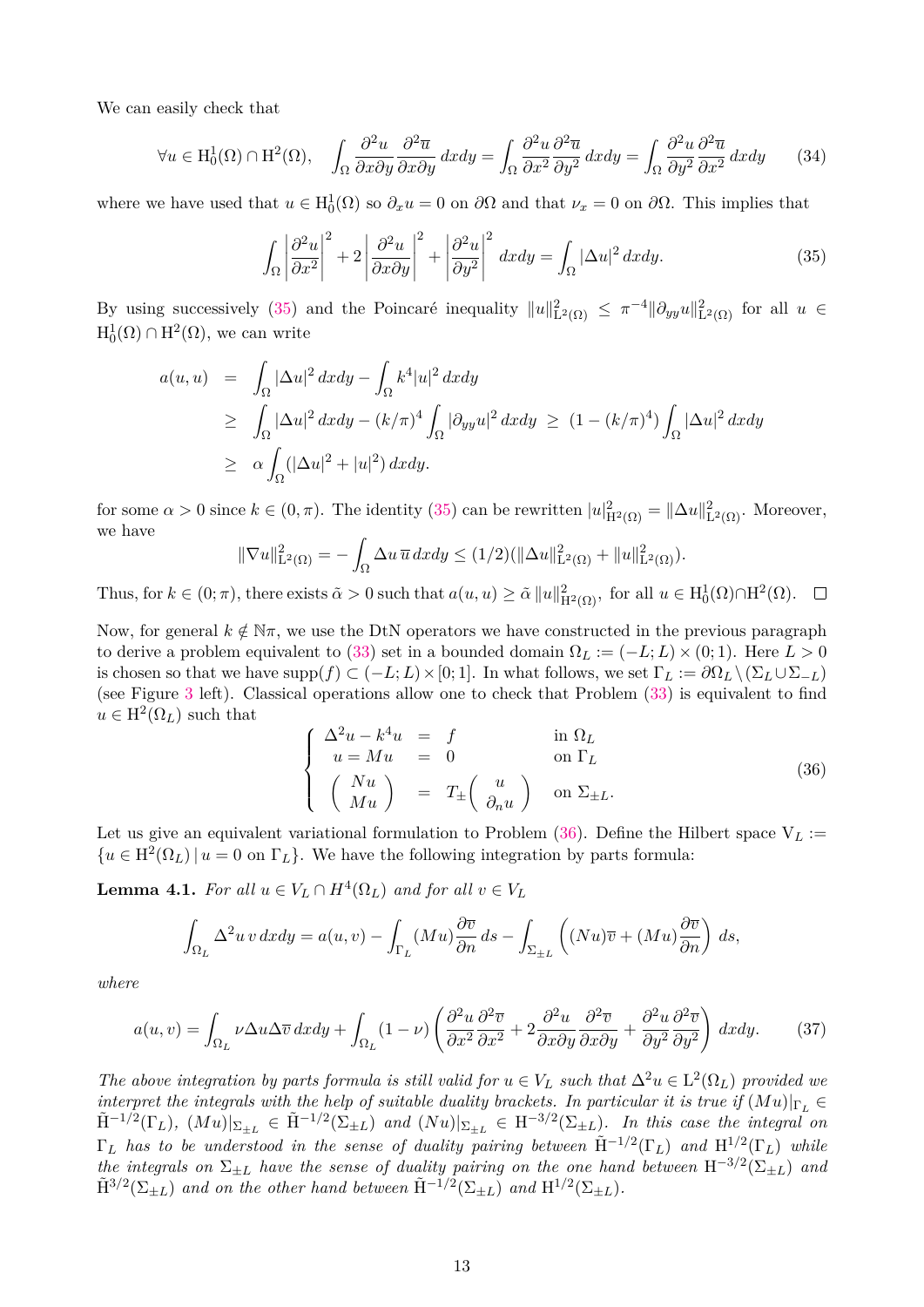We can easily check that

$$\forall u \in \mathrm{H}_0^1(\Omega) \cap \mathrm{H}^2(\Omega), \quad \int_\Omega \frac{\partial^2 u}{\partial x \partial y} \frac{\partial^2 \overline{u}}{\partial x \partial y}\, dxdy = \int_\Omega \frac{\partial^2 u}{\partial x^2} \frac{\partial^2 \overline{u}}{\partial y^2}\, dxdy = \int_\Omega \frac{\partial^2 u}{\partial y^2} \frac{\partial^2 \overline{u}}{\partial x^2}\, dxdy \tag{34}$$

where we have used that $u \in \mathrm{H}_0^1(\Omega)$ so $\partial_x u = 0$ on $\partial\Omega$ and that $\nu_x = 0$ on $\partial\Omega$. This implies that

$$\int_\Omega \left| \frac{\partial^2 u}{\partial x^2} \right|^2 + 2 \left| \frac{\partial^2 u}{\partial x \partial y} \right|^2 + \left| \frac{\partial^2 u}{\partial y^2} \right|^2 \, dxdy = \int_\Omega |\Delta u|^2\, dxdy. \tag{35}$$

By using successively (35) and the Poincaré inequality $\|u\|^2_{\mathrm{L}^2(\Omega)} \leq \pi^{-4} \|\partial_{yy} u\|^2_{\mathrm{L}^2(\Omega)}$ for all $u \in \mathrm{H}_0^1(\Omega) \cap \mathrm{H}^2(\Omega)$, we can write

$$\begin{aligned}
a(u,u) &= \int_\Omega |\Delta u|^2\, dxdy - \int_\Omega k^4 |u|^2\, dxdy \\
&\geq \int_\Omega |\Delta u|^2\, dxdy - (k/\pi)^4 \int_\Omega |\partial_{yy} u|^2\, dxdy \ \geq \ (1 - (k/\pi)^4) \int_\Omega |\Delta u|^2\, dxdy \\
&\geq \alpha \int_\Omega (|\Delta u|^2 + |u|^2)\, dxdy.
\end{aligned}$$

for some $\alpha > 0$ since $k \in (0, \pi)$. The identity (35) can be rewritten $|u|^2_{\mathrm{H}^2(\Omega)} = \|\Delta u\|^2_{\mathrm{L}^2(\Omega)}$. Moreover, we have

$$\|\nabla u\|^2_{\mathrm{L}^2(\Omega)} = -\int_\Omega \Delta u\, \overline{u}\, dxdy \leq (1/2)(\|\Delta u\|^2_{\mathrm{L}^2(\Omega)} + \|u\|^2_{\mathrm{L}^2(\Omega)}).$$

Thus, for $k \in (0;\pi)$, there exists $\tilde{\alpha} > 0$ such that $a(u,u) \geq \tilde{\alpha}\, \|u\|^2_{\mathrm{H}^2(\Omega)}$, for all $u \in \mathrm{H}_0^1(\Omega) \cap \mathrm{H}^2(\Omega)$. $\square$

Now, for general $k \notin \mathbb{N}\pi$, we use the DtN operators we have constructed in the previous paragraph to derive a problem equivalent to (33) set in a bounded domain $\Omega_L := (-L;L) \times (0;1)$. Here $L > 0$ is chosen so that we have $\mathrm{supp}(f) \subset (-L;L) \times [0;1]$. In what follows, we set $\Gamma_L := \partial\Omega_L \setminus (\Sigma_L \cup \Sigma_{-L})$ (see Figure 3 left). Classical operations allow one to check that Problem (33) is equivalent to find $u \in \mathrm{H}^2(\Omega_L)$ such that

$$\left\{ \begin{array}{rcll}
\Delta^2 u - k^4 u &=& f & \text{in } \Omega_L \\
u = Mu &=& 0 & \text{on } \Gamma_L \\
\begin{pmatrix} Nu \\ Mu \end{pmatrix} &=& T_\pm \begin{pmatrix} u \\ \partial_n u \end{pmatrix} & \text{on } \Sigma_{\pm L}.
\end{array} \right. \tag{36}$$

Let us give an equivalent variational formulation to Problem (36). Define the Hilbert space $\mathrm{V}_L := \{ u \in \mathrm{H}^2(\Omega_L) \,|\, u = 0 \text{ on } \Gamma_L \}$. We have the following integration by parts formula:

**Lemma 4.1.** *For all $u \in \mathrm{V}_L \cap H^4(\Omega_L)$ and for all $v \in \mathrm{V}_L$*

$$\int_{\Omega_L} \Delta^2 u\, v\, dxdy = a(u,v) - \int_{\Gamma_L} (Mu) \frac{\partial \overline{v}}{\partial n}\, ds - \int_{\Sigma_{\pm L}} \left( (Nu)\overline{v} + (Mu) \frac{\partial \overline{v}}{\partial n} \right) ds,$$

*where*

$$a(u,v) = \int_{\Omega_L} \nu \Delta u \Delta \overline{v}\, dxdy + \int_{\Omega_L} (1-\nu) \left( \frac{\partial^2 u}{\partial x^2} \frac{\partial^2 \overline{v}}{\partial x^2} + 2 \frac{\partial^2 u}{\partial x \partial y} \frac{\partial^2 \overline{v}}{\partial x \partial y} + \frac{\partial^2 u}{\partial y^2} \frac{\partial^2 \overline{v}}{\partial y^2} \right) dxdy. \tag{37}$$

*The above integration by parts formula is still valid for $u \in \mathrm{V}_L$ such that $\Delta^2 u \in \mathrm{L}^2(\Omega_L)$ provided we interpret the integrals with the help of suitable duality brackets. In particular it is true if $(Mu)|_{\Gamma_L} \in \tilde{\mathrm{H}}^{-1/2}(\Gamma_L)$, $(Mu)|_{\Sigma_{\pm L}} \in \tilde{\mathrm{H}}^{-1/2}(\Sigma_{\pm L})$ and $(Nu)|_{\Sigma_{\pm L}} \in \mathrm{H}^{-3/2}(\Sigma_{\pm L})$. In this case the integral on $\Gamma_L$ has to be understood in the sense of duality pairing between $\tilde{\mathrm{H}}^{-1/2}(\Gamma_L)$ and $\mathrm{H}^{1/2}(\Gamma_L)$ while the integrals on $\Sigma_{\pm L}$ have the sense of duality pairing on the one hand between $\mathrm{H}^{-3/2}(\Sigma_{\pm L})$ and $\tilde{\mathrm{H}}^{3/2}(\Sigma_{\pm L})$ and on the other hand between $\tilde{\mathrm{H}}^{-1/2}(\Sigma_{\pm L})$ and $\mathrm{H}^{1/2}(\Sigma_{\pm L})$.*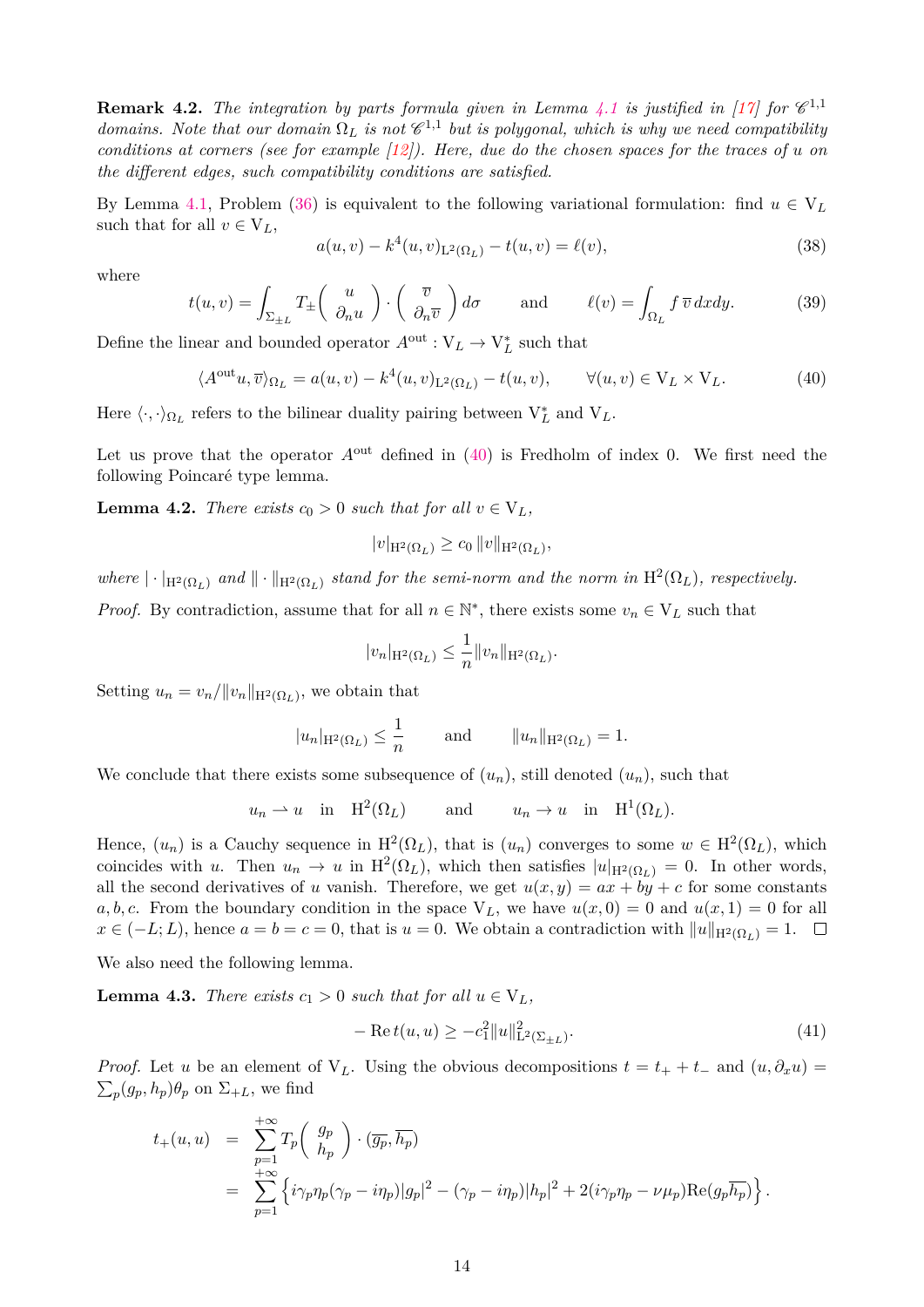**Remark 4.2.** *The integration by parts formula given in Lemma 4.1 is justified in [17] for $\mathscr{C}^{1,1}$ domains. Note that our domain $\Omega_L$ is not $\mathscr{C}^{1,1}$ but is polygonal, which is why we need compatibility conditions at corners (see for example [12]). Here, due do the chosen spaces for the traces of $u$ on the different edges, such compatibility conditions are satisfied.*

By Lemma 4.1, Problem (36) is equivalent to the following variational formulation: find $u \in \mathrm{V}_L$ such that for all $v \in \mathrm{V}_L$,

$$a(u,v) - k^4(u,v)_{\mathrm{L}^2(\Omega_L)} - t(u,v) = \ell(v), \tag{38}$$

where

$$t(u,v) = \int_{\Sigma_{\pm L}} T_\pm \begin{pmatrix} u \\ \partial_n u \end{pmatrix} \cdot \begin{pmatrix} \overline{v} \\ \partial_n \overline{v} \end{pmatrix} d\sigma \qquad \text{and} \qquad \ell(v) = \int_{\Omega_L} f\, \overline{v}\, dxdy. \tag{39}$$

Define the linear and bounded operator $A^{\text{out}} : \mathrm{V}_L \to \mathrm{V}_L^*$ such that

$$\langle A^{\text{out}} u, \overline{v} \rangle_{\Omega_L} = a(u,v) - k^4(u,v)_{\mathrm{L}^2(\Omega_L)} - t(u,v), \qquad \forall (u,v) \in \mathrm{V}_L \times \mathrm{V}_L. \tag{40}$$

Here $\langle \cdot, \cdot \rangle_{\Omega_L}$ refers to the bilinear duality pairing between $\mathrm{V}_L^*$ and $\mathrm{V}_L$.

Let us prove that the operator $A^{\text{out}}$ defined in (40) is Fredholm of index 0. We first need the following Poincaré type lemma.

**Lemma 4.2.** *There exists $c_0 > 0$ such that for all $v \in \mathrm{V}_L$,*

$$|v|_{\mathrm{H}^2(\Omega_L)} \geq c_0 \, \|v\|_{\mathrm{H}^2(\Omega_L)},$$

*where $|\cdot|_{\mathrm{H}^2(\Omega_L)}$ and $\|\cdot\|_{\mathrm{H}^2(\Omega_L)}$ stand for the semi-norm and the norm in $\mathrm{H}^2(\Omega_L)$, respectively.*

*Proof.* By contradiction, assume that for all $n \in \mathbb{N}^*$, there exists some $v_n \in \mathrm{V}_L$ such that

$$|v_n|_{\mathrm{H}^2(\Omega_L)} \leq \frac{1}{n} \|v_n\|_{\mathrm{H}^2(\Omega_L)}.$$

Setting $u_n = v_n / \|v_n\|_{\mathrm{H}^2(\Omega_L)}$, we obtain that

$$|u_n|_{\mathrm{H}^2(\Omega_L)} \leq \frac{1}{n} \qquad \text{and} \qquad \|u_n\|_{\mathrm{H}^2(\Omega_L)} = 1.$$

We conclude that there exists some subsequence of $(u_n)$, still denoted $(u_n)$, such that

$$u_n \rightharpoonup u \quad \text{in} \quad \mathrm{H}^2(\Omega_L) \qquad \text{and} \qquad u_n \to u \quad \text{in} \quad \mathrm{H}^1(\Omega_L).$$

Hence, $(u_n)$ is a Cauchy sequence in $\mathrm{H}^2(\Omega_L)$, that is $(u_n)$ converges to some $w \in \mathrm{H}^2(\Omega_L)$, which coincides with $u$. Then $u_n \to u$ in $\mathrm{H}^2(\Omega_L)$, which then satisfies $|u|_{\mathrm{H}^2(\Omega_L)} = 0$. In other words, all the second derivatives of $u$ vanish. Therefore, we get $u(x,y) = ax + by + c$ for some constants $a, b, c$. From the boundary condition in the space $\mathrm{V}_L$, we have $u(x,0) = 0$ and $u(x,1) = 0$ for all $x \in (-L; L)$, hence $a = b = c = 0$, that is $u = 0$. We obtain a contradiction with $\|u\|_{\mathrm{H}^2(\Omega_L)} = 1$. $\square$

We also need the following lemma.

**Lemma 4.3.** *There exists $c_1 > 0$ such that for all $u \in \mathrm{V}_L$,*

$$-\operatorname{Re} t(u,u) \geq -c_1^2 \|u\|^2_{\mathrm{L}^2(\Sigma_{\pm L})}. \tag{41}$$

*Proof.* Let $u$ be an element of $\mathrm{V}_L$. Using the obvious decompositions $t = t_+ + t_-$ and $(u, \partial_x u) = \sum_p (g_p, h_p) \theta_p$ on $\Sigma_{+L}$, we find

$$\begin{aligned} t_+(u,u) &= \sum_{p=1}^{+\infty} T_p \begin{pmatrix} g_p \\ h_p \end{pmatrix} \cdot (\overline{g_p}, \overline{h_p}) \\ &= \sum_{p=1}^{+\infty} \left\{ i\gamma_p \eta_p (\gamma_p - i\eta_p) |g_p|^2 - (\gamma_p - i\eta_p)|h_p|^2 + 2(i\gamma_p\eta_p - \nu\mu_p) \operatorname{Re}(g_p \overline{h_p}) \right\}. \end{aligned}$$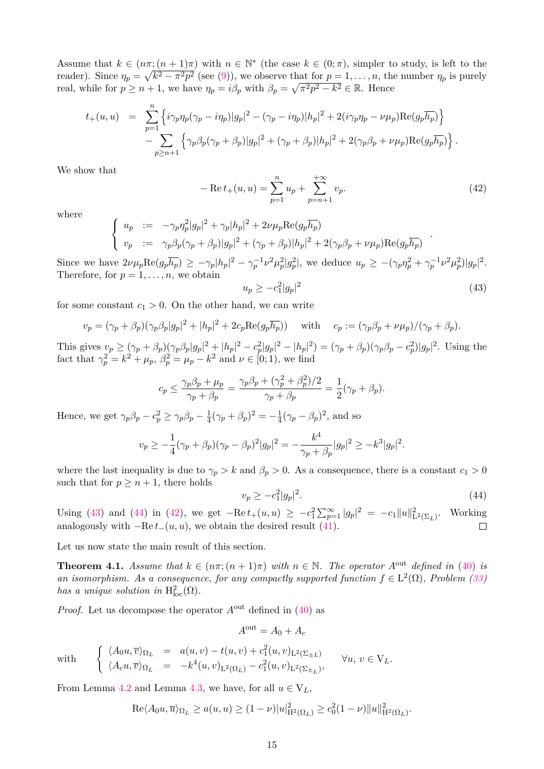Assume that $k \in (n\pi;(n+1)\pi)$ with $n \in \mathbb{N}^*$ (the case $k \in (0;\pi)$, simpler to study, is left to the reader). Since $\eta_p = \sqrt{k^2 - \pi^2 p^2}$ (see (9)), we observe that for $p = 1, \dots, n$, the number $\eta_p$ is purely real, while for $p \geq n+1$, we have $\eta_p = i\beta_p$ with $\beta_p = \sqrt{\pi^2 p^2 - k^2} \in \mathbb{R}$. Hence

$$
\begin{aligned}
t_+(u,u) \;=\; & \sum_{p=1}^{n} \Big\{ i\gamma_p\eta_p(\gamma_p - i\eta_p)|g_p|^2 - (\gamma_p - i\eta_p)|h_p|^2 + 2(i\gamma_p\eta_p - \nu\mu_p)\mathrm{Re}(g_p\overline{h_p}) \Big\} \\
& - \sum_{p\geq n+1} \Big\{ \gamma_p\beta_p(\gamma_p + \beta_p)|g_p|^2 + (\gamma_p + \beta_p)|h_p|^2 + 2(\gamma_p\beta_p + \nu\mu_p)\mathrm{Re}(g_p\overline{h_p}) \Big\}.
\end{aligned}
$$

We show that

$$
-\,\mathrm{Re}\, t_+(u,u) = \sum_{p=1}^{n} u_p + \sum_{p=n+1}^{+\infty} v_p. \tag{42}
$$

where

$$
\left\{
\begin{array}{lcl}
u_p & := & -\gamma_p\eta_p^2|g_p|^2 + \gamma_p|h_p|^2 + 2\nu\mu_p\mathrm{Re}(g_p\overline{h_p}) \\
v_p & := & \gamma_p\beta_p(\gamma_p+\beta_p)|g_p|^2 + (\gamma_p+\beta_p)|h_p|^2 + 2(\gamma_p\beta_p + \nu\mu_p)\mathrm{Re}(g_p\overline{h_p})
\end{array}
\right. .
$$

Since we have $2\nu\mu_p\mathrm{Re}(g_p\overline{h_p}) \geq -\gamma_p|h_p|^2 - \gamma_p^{-1}\nu^2\mu_p^2|g_p^2|$, we deduce $u_p \geq -(\gamma_p\eta_p^2 + \gamma_p^{-1}\nu^2\mu_p^2)|g_p|^2$. Therefore, for $p = 1, \dots, n$, we obtain

$$
u_p \geq -c_1^2|g_p|^2 \tag{43}
$$

for some constant $c_1 > 0$. On the other hand, we can write

$$
v_p = (\gamma_p + \beta_p)(\gamma_p\beta_p|g_p|^2 + |h_p|^2 + 2c_p\mathrm{Re}(g_p\overline{h_p})) \quad \text{ with } \quad c_p := (\gamma_p\beta_p + \nu\mu_p)/(\gamma_p+\beta_p).
$$

This gives $v_p \geq (\gamma_p+\beta_p)(\gamma_p\beta_p|g_p|^2 + |h_p|^2 - c_p^2|g_p|^2 - |h_p|^2) = (\gamma_p+\beta_p)(\gamma_p\beta_p - c_p^2)|g_p|^2$. Using the fact that $\gamma_p^2 = k^2 + \mu_p$, $\beta_p^2 = \mu_p - k^2$ and $\nu \in [0;1)$, we find

$$
c_p \leq \frac{\gamma_p\beta_p + \mu_p}{\gamma_p + \beta_p} = \frac{\gamma_p\beta_p + (\gamma_p^2+\beta_p^2)/2}{\gamma_p+\beta_p} = \frac{1}{2}(\gamma_p + \beta_p).
$$

Hence, we get $\gamma_p\beta_p - c_p^2 \geq \gamma_p\beta_p - \frac{1}{4}(\gamma_p+\beta_p)^2 = -\frac{1}{4}(\gamma_p - \beta_p)^2$, and so

$$
v_p \geq -\frac{1}{4}(\gamma_p+\beta_p)(\gamma_p-\beta_p)^2|g_p|^2 = -\frac{k^4}{\gamma_p+\beta_p}|g_p|^2 \geq -k^3|g_p|^2.
$$

where the last inequality is due to $\gamma_p > k$ and $\beta_p > 0$. As a consequence, there is a constant $c_1 > 0$ such that for $p \geq n+1$, there holds

$$
v_p \geq -c_1^2|g_p|^2. \tag{44}
$$

Using (43) and (44) in (42), we get $-\mathrm{Re}\, t_+(u,u) \geq -c_1^2\sum_{p=1}^{\infty}|g_p|^2 = -c_1\|u\|^2_{\mathrm{L}^2(\Sigma_L)}$. Working analogously with $-\mathrm{Re}\, t_-(u,u)$, we obtain the desired result (41). $\square$

Let us now state the main result of this section.

**Theorem 4.1.** *Assume that $k \in (n\pi;(n+1)\pi)$ with $n \in \mathbb{N}$. The operator $A^{\mathrm{out}}$ defined in (40) is an isomorphism. As a consequence, for any compactly supported function $f \in \mathrm{L}^2(\Omega)$, Problem (33) has a unique solution in $\mathrm{H}^2_{\mathrm{loc}}(\Omega)$.*

*Proof.* Let us decompose the operator $A^{\mathrm{out}}$ defined in (40) as

$$
A^{\mathrm{out}} = A_0 + A_c
$$

with

$$
\left\{
\begin{array}{lcl}
\langle A_0 u, \overline{v}\rangle_{\Omega_L} & = & a(u,v) - t(u,v) + c_1^2(u,v)_{\mathrm{L}^2(\Sigma_{\pm L})} \\
\langle A_c u, \overline{v}\rangle_{\Omega_L} & = & -k^4(u,v)_{\mathrm{L}^2(\Omega_L)} - c_1^2(u,v)_{\mathrm{L}^2(\Sigma_{\pm L})},
\end{array}
\right. \qquad \forall u,\, v \in \mathrm{V}_L.
$$

From Lemma 4.2 and Lemma 4.3, we have, for all $u \in \mathrm{V}_L$,

$$
\mathrm{Re}\langle A_0 u, \overline{u}\rangle_{\Omega_L} \geq a(u,u) \geq (1-\nu)|u|^2_{\mathrm{H}^2(\Omega_L)} \geq c_0^2(1-\nu)\|u\|^2_{\mathrm{H}^2(\Omega_L)}.
$$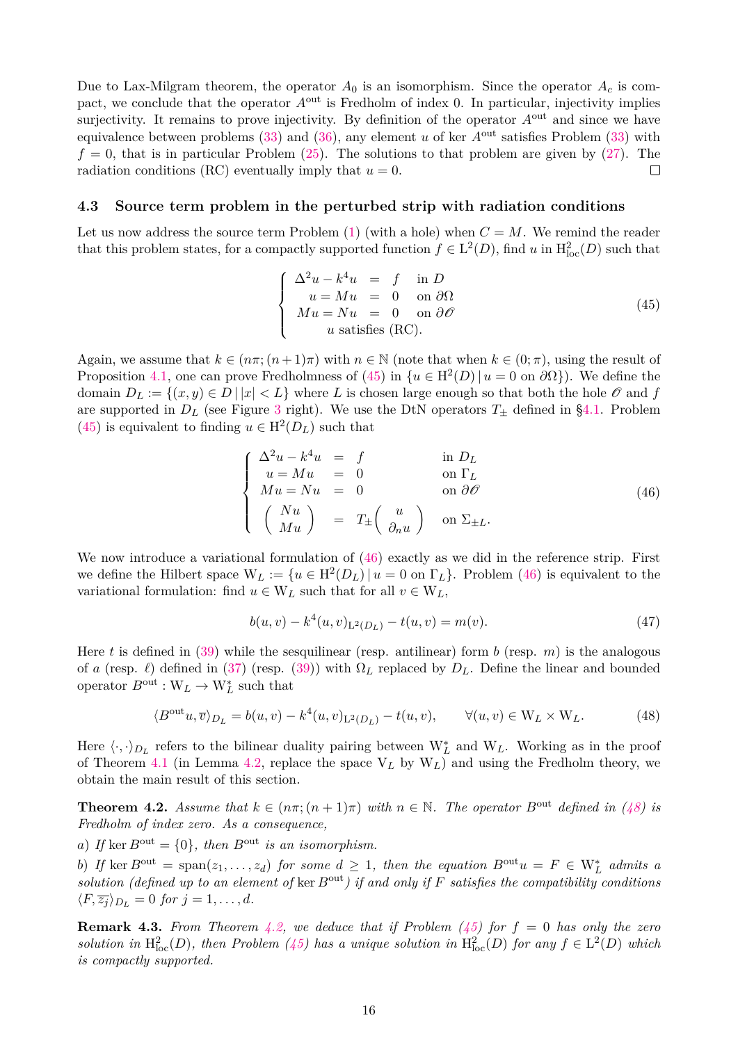Due to Lax-Milgram theorem, the operator $A_0$ is an isomorphism. Since the operator $A_c$ is compact, we conclude that the operator $A^{\text{out}}$ is Fredholm of index 0. In particular, injectivity implies surjectivity. It remains to prove injectivity. By definition of the operator $A^{\text{out}}$ and since we have equivalence between problems (33) and (36), any element $u$ of ker $A^{\text{out}}$ satisfies Problem (33) with $f = 0$, that is in particular Problem (25). The solutions to that problem are given by (27). The radiation conditions (RC) eventually imply that $u = 0$. ☐

### 4.3 Source term problem in the perturbed strip with radiation conditions

Let us now address the source term Problem (1) (with a hole) when $C = M$. We remind the reader that this problem states, for a compactly supported function $f \in \mathrm{L}^2(D)$, find $u$ in $\mathrm{H}^2_{\text{loc}}(D)$ such that

$$\left\{\begin{array}{rcll} \Delta^2 u - k^4 u &=& f & \text{in } D \\ u = Mu &=& 0 & \text{on } \partial\Omega \\ Mu = Nu &=& 0 & \text{on } \partial\mathscr{O} \\ & & u \text{ satisfies (RC).} & \end{array}\right. \tag{45}$$

Again, we assume that $k \in (n\pi; (n+1)\pi)$ with $n \in \mathbb{N}$ (note that when $k \in (0; \pi)$, using the result of Proposition 4.1, one can prove Fredholmness of (45) in $\{u \in \mathrm{H}^2(D) \,|\, u = 0 \text{ on } \partial\Omega\}$). We define the domain $D_L := \{(x, y) \in D \,|\, |x| < L\}$ where $L$ is chosen large enough so that both the hole $\mathscr{O}$ and $f$ are supported in $D_L$ (see Figure 3 right). We use the DtN operators $T_\pm$ defined in §4.1. Problem (45) is equivalent to finding $u \in \mathrm{H}^2(D_L)$ such that

$$\left\{\begin{array}{rcll} \Delta^2 u - k^4 u &=& f & \text{in } D_L \\ u = Mu &=& 0 & \text{on } \Gamma_L \\ Mu = Nu &=& 0 & \text{on } \partial\mathscr{O} \\ \begin{pmatrix} Nu \\ Mu \end{pmatrix} &=& T_\pm \begin{pmatrix} u \\ \partial_n u \end{pmatrix} & \text{on } \Sigma_{\pm L}. \end{array}\right. \tag{46}$$

We now introduce a variational formulation of (46) exactly as we did in the reference strip. First we define the Hilbert space $\mathrm{W}_L := \{u \in \mathrm{H}^2(D_L) \,|\, u = 0 \text{ on } \Gamma_L\}$. Problem (46) is equivalent to the variational formulation: find $u \in \mathrm{W}_L$ such that for all $v \in \mathrm{W}_L$,

$$b(u, v) - k^4(u, v)_{\mathrm{L}^2(D_L)} - t(u, v) = m(v). \tag{47}$$

Here $t$ is defined in (39) while the sesquilinear (resp. antilinear) form $b$ (resp. $m$) is the analogous of $a$ (resp. $\ell$) defined in (37) (resp. (39)) with $\Omega_L$ replaced by $D_L$. Define the linear and bounded operator $B^{\text{out}} : \mathrm{W}_L \to \mathrm{W}_L^*$ such that

$$\langle B^{\text{out}} u, \overline{v} \rangle_{D_L} = b(u, v) - k^4(u, v)_{\mathrm{L}^2(D_L)} - t(u, v), \qquad \forall (u, v) \in \mathrm{W}_L \times \mathrm{W}_L. \tag{48}$$

Here $\langle \cdot, \cdot \rangle_{D_L}$ refers to the bilinear duality pairing between $\mathrm{W}_L^*$ and $\mathrm{W}_L$. Working as in the proof of Theorem 4.1 (in Lemma 4.2, replace the space $\mathrm{V}_L$ by $\mathrm{W}_L$) and using the Fredholm theory, we obtain the main result of this section.

**Theorem 4.2.** *Assume that $k \in (n\pi; (n+1)\pi)$ with $n \in \mathbb{N}$. The operator $B^{\text{out}}$ defined in (48) is Fredholm of index zero. As a consequence,*

*a) If $\ker B^{\text{out}} = \{0\}$, then $B^{\text{out}}$ is an isomorphism.*

*b) If $\ker B^{\text{out}} = \operatorname{span}(z_1, \dots, z_d)$ for some $d \geq 1$, then the equation $B^{\text{out}} u = F \in \mathrm{W}_L^*$ admits a solution (defined up to an element of $\ker B^{\text{out}}$) if and only if $F$ satisfies the compatibility conditions $\langle F, \overline{z_j} \rangle_{D_L} = 0$ for $j = 1, \dots, d$.*

**Remark 4.3.** *From Theorem 4.2, we deduce that if Problem (45) for $f = 0$ has only the zero solution in $\mathrm{H}^2_{\text{loc}}(D)$, then Problem (45) has a unique solution in $\mathrm{H}^2_{\text{loc}}(D)$ for any $f \in \mathrm{L}^2(D)$ which is compactly supported.*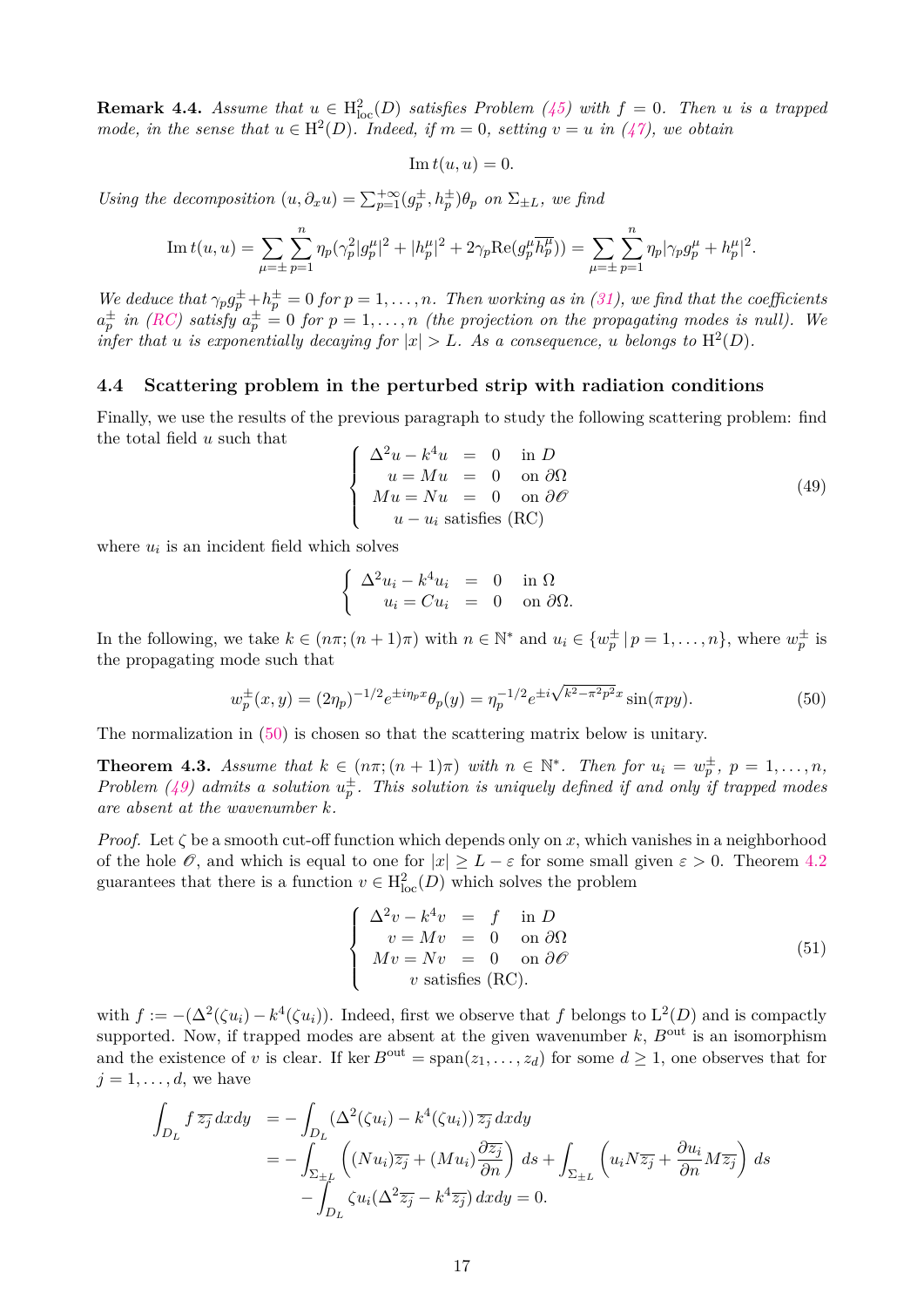**Remark 4.4.** *Assume that $u \in \mathrm{H}^2_{\mathrm{loc}}(D)$ satisfies Problem (45) with $f = 0$. Then $u$ is a trapped mode, in the sense that $u \in \mathrm{H}^2(D)$. Indeed, if $m = 0$, setting $v = u$ in (47), we obtain*

$$\operatorname{Im} t(u, u) = 0.$$

*Using the decomposition $(u, \partial_x u) = \sum_{p=1}^{+\infty} (g_p^\pm, h_p^\pm)\theta_p$ on $\Sigma_{\pm L}$, we find*

$$\operatorname{Im} t(u, u) = \sum_{\mu=\pm} \sum_{p=1}^{n} \eta_p(\gamma_p^2 |g_p^\mu|^2 + |h_p^\mu|^2 + 2\gamma_p \operatorname{Re}(g_p^\mu \overline{h_p^\mu})) = \sum_{\mu=\pm} \sum_{p=1}^{n} \eta_p |\gamma_p g_p^\mu + h_p^\mu|^2.$$

*We deduce that $\gamma_p g_p^\pm + h_p^\pm = 0$ for $p = 1, \ldots, n$. Then working as in (31), we find that the coefficients $a_p^\pm$ in (RC) satisfy $a_p^\pm = 0$ for $p = 1, \ldots, n$ (the projection on the propagating modes is null). We infer that $u$ is exponentially decaying for $|x| > L$. As a consequence, $u$ belongs to $\mathrm{H}^2(D)$.*

### 4.4 Scattering problem in the perturbed strip with radiation conditions

Finally, we use the results of the previous paragraph to study the following scattering problem: find the total field $u$ such that

$$\left\{ \begin{array}{rcll} \Delta^2 u - k^4 u & = & 0 & \text{in } D \\ u = Mu & = & 0 & \text{on } \partial\Omega \\ Mu = Nu & = & 0 & \text{on } \partial\mathscr{O} \\ \multicolumn{4}{c}{u - u_i \text{ satisfies (RC)}} \end{array} \right. \tag{49}$$

where $u_i$ is an incident field which solves

$$\left\{ \begin{array}{rcll} \Delta^2 u_i - k^4 u_i & = & 0 & \text{in } \Omega \\ u_i = C u_i & = & 0 & \text{on } \partial\Omega. \end{array} \right.$$

In the following, we take $k \in (n\pi; (n+1)\pi)$ with $n \in \mathbb{N}^*$ and $u_i \in \{w_p^\pm \,|\, p = 1, \ldots, n\}$, where $w_p^\pm$ is the propagating mode such that

$$w_p^\pm(x, y) = (2\eta_p)^{-1/2} e^{\pm i\eta_p x} \theta_p(y) = \eta_p^{-1/2} e^{\pm i\sqrt{k^2 - \pi^2 p^2}\, x} \sin(\pi p y). \tag{50}$$

The normalization in (50) is chosen so that the scattering matrix below is unitary.

**Theorem 4.3.** *Assume that $k \in (n\pi; (n+1)\pi)$ with $n \in \mathbb{N}^*$. Then for $u_i = w_p^\pm$, $p = 1, \ldots, n$, Problem (49) admits a solution $u_p^\pm$. This solution is uniquely defined if and only if trapped modes are absent at the wavenumber $k$.*

*Proof.* Let $\zeta$ be a smooth cut-off function which depends only on $x$, which vanishes in a neighborhood of the hole $\mathscr{O}$, and which is equal to one for $|x| \geq L - \varepsilon$ for some small given $\varepsilon > 0$. Theorem 4.2 guarantees that there is a function $v \in \mathrm{H}^2_{\mathrm{loc}}(D)$ which solves the problem

$$\left\{ \begin{array}{rcll} \Delta^2 v - k^4 v & = & f & \text{in } D \\ v = Mv & = & 0 & \text{on } \partial\Omega \\ Mv = Nv & = & 0 & \text{on } \partial\mathscr{O} \\ \multicolumn{4}{c}{v \text{ satisfies (RC).}} \end{array} \right. \tag{51}$$

with $f := -(\Delta^2(\zeta u_i) - k^4(\zeta u_i))$. Indeed, first we observe that $f$ belongs to $\mathrm{L}^2(D)$ and is compactly supported. Now, if trapped modes are absent at the given wavenumber $k$, $B^{\mathrm{out}}$ is an isomorphism and the existence of $v$ is clear. If $\ker B^{\mathrm{out}} = \operatorname{span}(z_1, \ldots, z_d)$ for some $d \geq 1$, one observes that for $j = 1, \ldots, d$, we have

$$\begin{aligned} \int_{D_L} f\, \overline{z_j}\, dxdy &= -\int_{D_L} (\Delta^2(\zeta u_i) - k^4(\zeta u_i))\, \overline{z_j}\, dxdy \\ &= -\int_{\Sigma_{\pm L}} \left( (N u_i)\overline{z_j} + (M u_i)\frac{\partial \overline{z_j}}{\partial n} \right) ds + \int_{\Sigma_{\pm L}} \left( u_i N\overline{z_j} + \frac{\partial u_i}{\partial n} M\overline{z_j} \right) ds \\ &\quad - \int_{D_L} \zeta u_i (\Delta^2 \overline{z_j} - k^4 \overline{z_j})\, dxdy = 0. \end{aligned}$$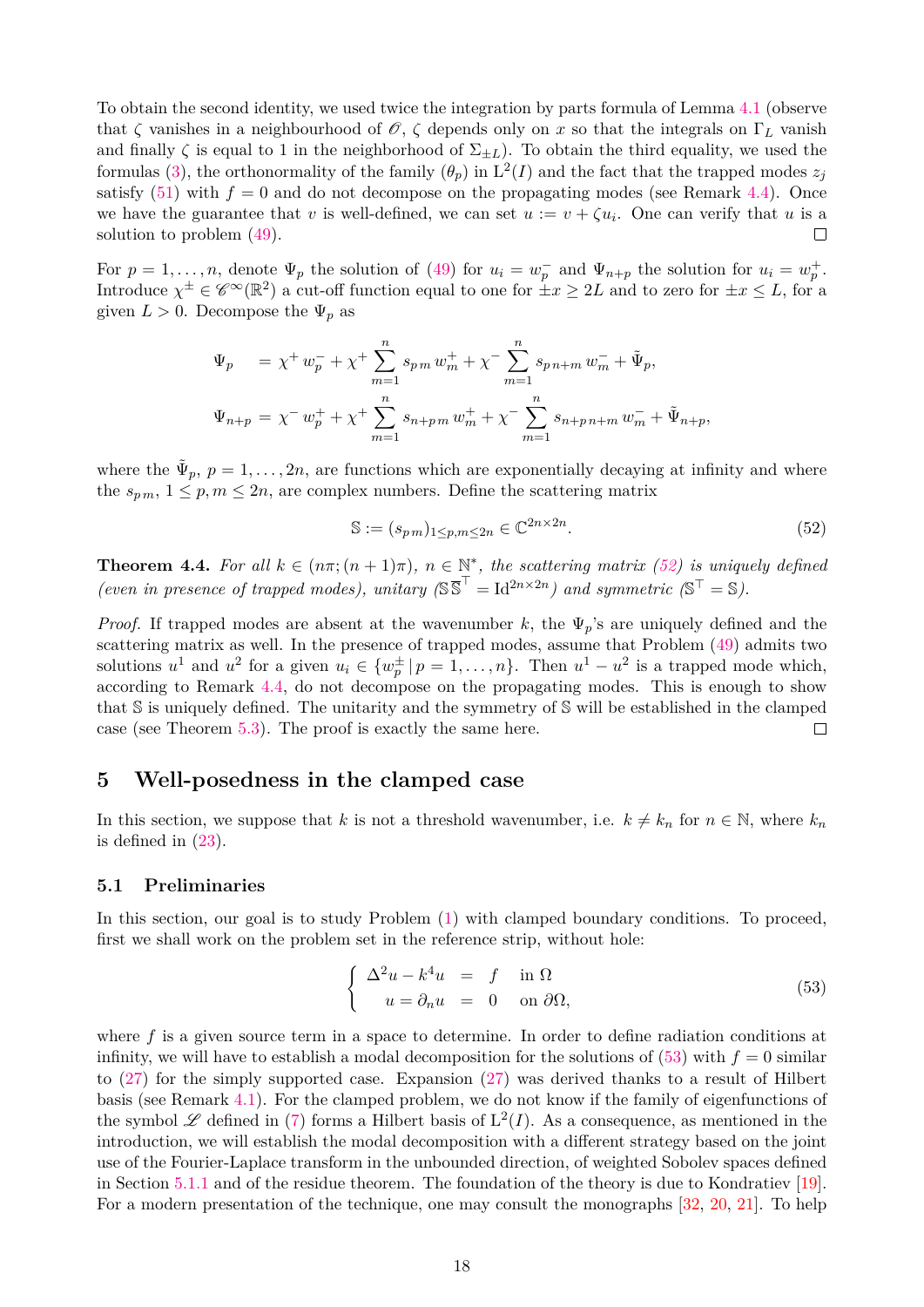To obtain the second identity, we used twice the integration by parts formula of Lemma 4.1 (observe that $\zeta$ vanishes in a neighbourhood of $\mathscr{O}$, $\zeta$ depends only on $x$ so that the integrals on $\Gamma_L$ vanish and finally $\zeta$ is equal to 1 in the neighborhood of $\Sigma_{\pm L}$). To obtain the third equality, we used the formulas (3), the orthonormality of the family $(\theta_p)$ in $\mathrm{L}^2(I)$ and the fact that the trapped modes $z_j$ satisfy (51) with $f=0$ and do not decompose on the propagating modes (see Remark 4.4). Once we have the guarantee that $v$ is well-defined, we can set $u := v + \zeta u_i$. One can verify that $u$ is a solution to problem (49). ☐

For $p = 1, \dots, n$, denote $\Psi_p$ the solution of (49) for $u_i = w_p^-$ and $\Psi_{n+p}$ the solution for $u_i = w_p^+$. Introduce $\chi^\pm \in \mathscr{C}^\infty(\mathbb{R}^2)$ a cut-off function equal to one for $\pm x \geq 2L$ and to zero for $\pm x \leq L$, for a given $L > 0$. Decompose the $\Psi_p$ as

$$
\begin{aligned}
\Psi_p \quad &= \chi^+ w_p^- + \chi^+ \sum_{m=1}^{n} s_{p\,m}\, w_m^+ + \chi^- \sum_{m=1}^{n} s_{p\,n+m}\, w_m^- + \tilde{\Psi}_p, \\
\Psi_{n+p} &= \chi^- w_p^+ + \chi^+ \sum_{m=1}^{n} s_{n+p\,m}\, w_m^+ + \chi^- \sum_{m=1}^{n} s_{n+p\,n+m}\, w_m^- + \tilde{\Psi}_{n+p},
\end{aligned}
$$

where the $\tilde{\Psi}_p$, $p = 1, \dots, 2n$, are functions which are exponentially decaying at infinity and where the $s_{p\,m}$, $1 \leq p, m \leq 2n$, are complex numbers. Define the scattering matrix

$$
\mathbb{S} := (s_{p\,m})_{1 \leq p,m \leq 2n} \in \mathbb{C}^{2n \times 2n}. \tag{52}
$$

**Theorem 4.4.** *For all $k \in (n\pi; (n+1)\pi)$, $n \in \mathbb{N}^*$, the scattering matrix (52) is uniquely defined (even in presence of trapped modes), unitary ($\mathbb{S}\overline{\mathbb{S}}^\top = \mathrm{Id}^{2n \times 2n}$) and symmetric ($\mathbb{S}^\top = \mathbb{S}$).*

*Proof.* If trapped modes are absent at the wavenumber $k$, the $\Psi_p$'s are uniquely defined and the scattering matrix as well. In the presence of trapped modes, assume that Problem (49) admits two solutions $u^1$ and $u^2$ for a given $u_i \in \{w_p^\pm \,|\, p = 1, \dots, n\}$. Then $u^1 - u^2$ is a trapped mode which, according to Remark 4.4, do not decompose on the propagating modes. This is enough to show that $\mathbb{S}$ is uniquely defined. The unitarity and the symmetry of $\mathbb{S}$ will be established in the clamped case (see Theorem 5.3). The proof is exactly the same here. ☐

## 5 Well-posedness in the clamped case

In this section, we suppose that $k$ is not a threshold wavenumber, i.e. $k \neq k_n$ for $n \in \mathbb{N}$, where $k_n$ is defined in (23).

### 5.1 Preliminaries

In this section, our goal is to study Problem (1) with clamped boundary conditions. To proceed, first we shall work on the problem set in the reference strip, without hole:

$$
\left\{
\begin{array}{rcll}
\Delta^2 u - k^4 u &=& f & \text{in } \Omega \\
u = \partial_n u &=& 0 & \text{on } \partial\Omega,
\end{array}
\right. \tag{53}
$$

where $f$ is a given source term in a space to determine. In order to define radiation conditions at infinity, we will have to establish a modal decomposition for the solutions of (53) with $f = 0$ similar to (27) for the simply supported case. Expansion (27) was derived thanks to a result of Hilbert basis (see Remark 4.1). For the clamped problem, we do not know if the family of eigenfunctions of the symbol $\mathscr{L}$ defined in (7) forms a Hilbert basis of $\mathrm{L}^2(I)$. As a consequence, as mentioned in the introduction, we will establish the modal decomposition with a different strategy based on the joint use of the Fourier-Laplace transform in the unbounded direction, of weighted Sobolev spaces defined in Section 5.1.1 and of the residue theorem. The foundation of the theory is due to Kondratiev [19]. For a modern presentation of the technique, one may consult the monographs [32, 20, 21]. To help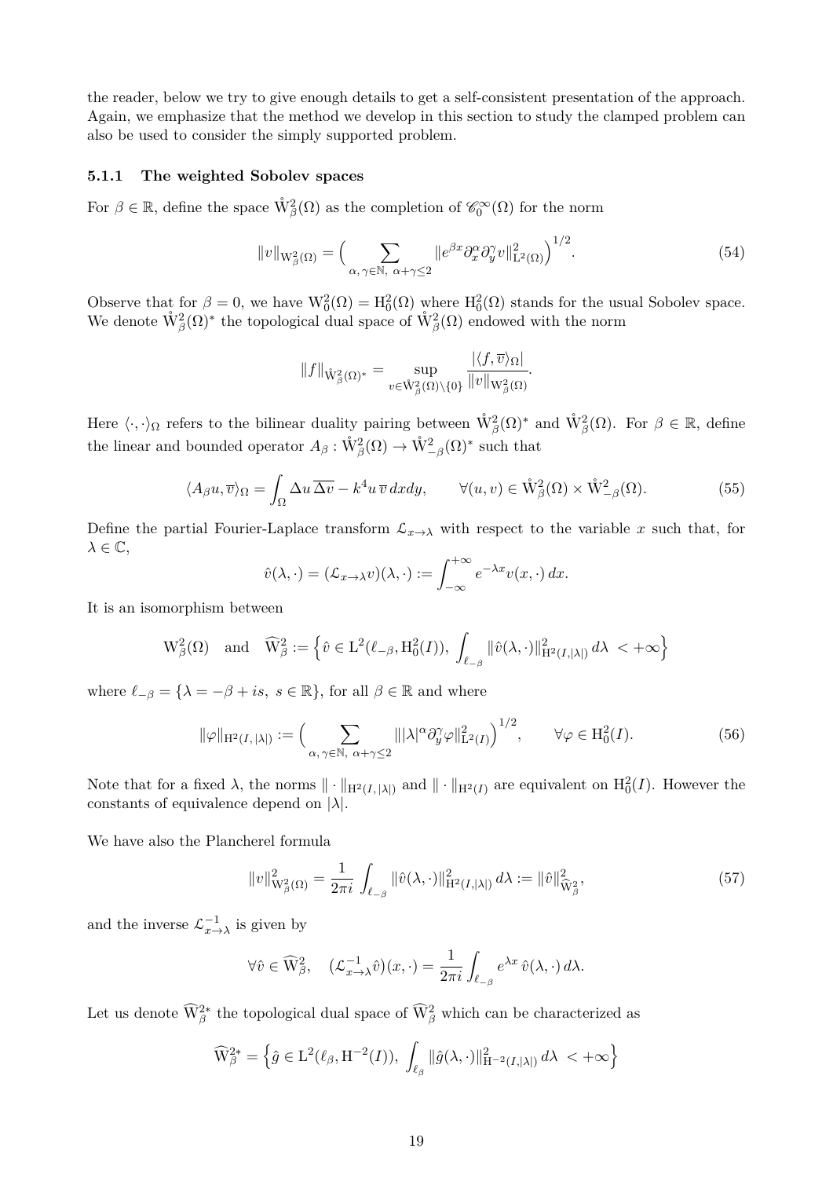the reader, below we try to give enough details to get a self-consistent presentation of the approach. Again, we emphasize that the method we develop in this section to study the clamped problem can also be used to consider the simply supported problem.

### 5.1.1 The weighted Sobolev spaces

For $\beta \in \mathbb{R}$, define the space $\mathring{\mathrm{W}}^2_\beta(\Omega)$ as the completion of $\mathscr{C}^\infty_0(\Omega)$ for the norm

$$\|v\|_{\mathrm{W}^2_\beta(\Omega)} = \Big( \sum_{\alpha,\,\gamma\in\mathbb{N},\ \alpha+\gamma\le 2} \|e^{\beta x}\partial_x^\alpha \partial_y^\gamma v\|^2_{\mathrm{L}^2(\Omega)}\Big)^{1/2}. \tag{54}$$

Observe that for $\beta = 0$, we have $\mathrm{W}^2_0(\Omega) = \mathrm{H}^2_0(\Omega)$ where $\mathrm{H}^2_0(\Omega)$ stands for the usual Sobolev space. We denote $\mathring{\mathrm{W}}^2_\beta(\Omega)^*$ the topological dual space of $\mathring{\mathrm{W}}^2_\beta(\Omega)$ endowed with the norm

$$\|f\|_{\mathring{\mathrm{W}}^2_\beta(\Omega)^*} = \sup_{v\in\mathring{\mathrm{W}}^2_\beta(\Omega)\setminus\{0\}} \frac{|\langle f,\overline{v}\rangle_\Omega|}{\|v\|_{\mathrm{W}^2_\beta(\Omega)}}.$$

Here $\langle\cdot,\cdot\rangle_\Omega$ refers to the bilinear duality pairing between $\mathring{\mathrm{W}}^2_\beta(\Omega)^*$ and $\mathring{\mathrm{W}}^2_\beta(\Omega)$. For $\beta\in\mathbb{R}$, define the linear and bounded operator $A_\beta : \mathring{\mathrm{W}}^2_\beta(\Omega) \to \mathring{\mathrm{W}}^2_{-\beta}(\Omega)^*$ such that

$$\langle A_\beta u, \overline{v}\rangle_\Omega = \int_\Omega \Delta u\,\overline{\Delta v} - k^4 u\,\overline{v}\,dxdy, \qquad \forall (u,v)\in \mathring{\mathrm{W}}^2_\beta(\Omega)\times \mathring{\mathrm{W}}^2_{-\beta}(\Omega). \tag{55}$$

Define the partial Fourier-Laplace transform $\mathcal{L}_{x\to\lambda}$ with respect to the variable $x$ such that, for $\lambda\in\mathbb{C}$,

$$\hat{v}(\lambda,\cdot) = (\mathcal{L}_{x\to\lambda}v)(\lambda,\cdot) := \int_{-\infty}^{+\infty} e^{-\lambda x} v(x,\cdot)\,dx.$$

It is an isomorphism between

$$\mathrm{W}^2_\beta(\Omega) \quad\text{and}\quad \widehat{\mathrm{W}}^2_\beta := \Big\{\hat{v}\in \mathrm{L}^2(\ell_{-\beta},\mathrm{H}^2_0(I)),\ \int_{\ell_{-\beta}} \|\hat{v}(\lambda,\cdot)\|^2_{\mathrm{H}^2(I,|\lambda|)}\,d\lambda\ < +\infty\Big\}$$

where $\ell_{-\beta} = \{\lambda = -\beta + is,\ s\in\mathbb{R}\}$, for all $\beta\in\mathbb{R}$ and where

$$\|\varphi\|_{\mathrm{H}^2(I,\,|\lambda|)} := \Big( \sum_{\alpha,\,\gamma\in\mathbb{N},\ \alpha+\gamma\le 2} \||\lambda|^\alpha \partial_y^\gamma \varphi\|^2_{\mathrm{L}^2(I)}\Big)^{1/2}, \qquad \forall\varphi\in\mathrm{H}^2_0(I). \tag{56}$$

Note that for a fixed $\lambda$, the norms $\|\cdot\|_{\mathrm{H}^2(I,|\lambda|)}$ and $\|\cdot\|_{\mathrm{H}^2(I)}$ are equivalent on $\mathrm{H}^2_0(I)$. However the constants of equivalence depend on $|\lambda|$.

We have also the Plancherel formula

$$\|v\|^2_{\mathrm{W}^2_\beta(\Omega)} = \frac{1}{2\pi i}\int_{\ell_{-\beta}} \|\hat{v}(\lambda,\cdot)\|^2_{\mathrm{H}^2(I,|\lambda|)}\,d\lambda := \|\hat{v}\|^2_{\widehat{\mathrm{W}}^2_\beta}, \tag{57}$$

and the inverse $\mathcal{L}^{-1}_{x\to\lambda}$ is given by

$$\forall \hat{v}\in\widehat{\mathrm{W}}^2_\beta, \quad (\mathcal{L}^{-1}_{x\to\lambda}\hat{v})(x,\cdot) = \frac{1}{2\pi i}\int_{\ell_{-\beta}} e^{\lambda x}\,\hat{v}(\lambda,\cdot)\,d\lambda.$$

Let us denote $\widehat{\mathrm{W}}^{2*}_\beta$ the topological dual space of $\widehat{\mathrm{W}}^2_\beta$ which can be characterized as

$$\widehat{\mathrm{W}}^{2*}_\beta = \Big\{\hat{g}\in \mathrm{L}^2(\ell_\beta,\mathrm{H}^{-2}(I)),\ \int_{\ell_\beta} \|\hat{g}(\lambda,\cdot)\|^2_{\mathrm{H}^{-2}(I,|\lambda|)}\,d\lambda\ < +\infty\Big\}$$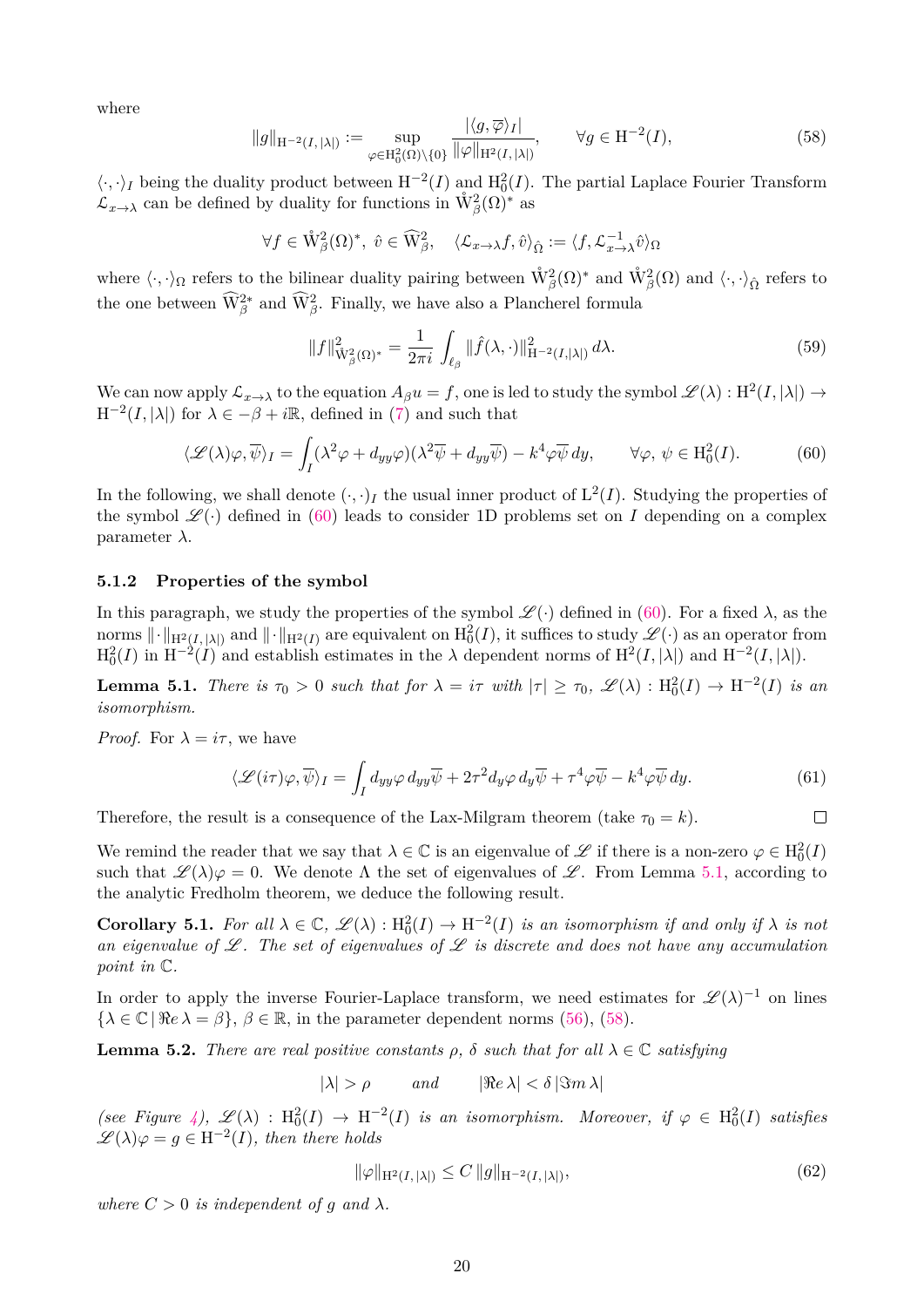where

$$\|g\|_{\mathrm{H}^{-2}(I,\,|\lambda|)} := \sup_{\varphi\in \mathrm{H}^2_0(\Omega)\setminus\{0\}} \frac{|\langle g,\overline{\varphi}\rangle_I|}{\|\varphi\|_{\mathrm{H}^2(I,\,|\lambda|)}}, \qquad \forall g \in \mathrm{H}^{-2}(I), \tag{58}$$

$\langle\cdot,\cdot\rangle_I$ being the duality product between $\mathrm{H}^{-2}(I)$ and $\mathrm{H}^2_0(I)$. The partial Laplace Fourier Transform $\mathcal{L}_{x\to\lambda}$ can be defined by duality for functions in $\mathring{\mathrm{W}}^2_\beta(\Omega)^*$ as

$$\forall f \in \mathring{\mathrm{W}}^2_\beta(\Omega)^*,\ \hat{v}\in \widehat{\mathrm{W}}^2_\beta, \quad \langle \mathcal{L}_{x\to\lambda} f, \hat{v}\rangle_{\hat{\Omega}} := \langle f, \mathcal{L}^{-1}_{x\to\lambda}\hat{v}\rangle_\Omega$$

where $\langle\cdot,\cdot\rangle_\Omega$ refers to the bilinear duality pairing between $\mathring{\mathrm{W}}^2_\beta(\Omega)^*$ and $\mathring{\mathrm{W}}^2_\beta(\Omega)$ and $\langle\cdot,\cdot\rangle_{\hat{\Omega}}$ refers to the one between $\widehat{\mathrm{W}}^{2*}_\beta$ and $\widehat{\mathrm{W}}^2_\beta$. Finally, we have also a Plancherel formula

$$\|f\|^2_{\mathrm{W}^2_\beta(\Omega)^*} = \frac{1}{2\pi i}\int_{\ell_\beta} \|\hat{f}(\lambda,\cdot)\|^2_{\mathrm{H}^{-2}(I,|\lambda|)}\, d\lambda. \tag{59}$$

We can now apply $\mathcal{L}_{x\to\lambda}$ to the equation $A_\beta u = f$, one is led to study the symbol $\mathscr{L}(\lambda) : \mathrm{H}^2(I,|\lambda|) \to \mathrm{H}^{-2}(I,|\lambda|)$ for $\lambda \in -\beta + i\mathbb{R}$, defined in (7) and such that

$$\langle \mathscr{L}(\lambda)\varphi, \overline{\psi}\rangle_I = \int_I (\lambda^2\varphi + d_{yy}\varphi)(\lambda^2\overline{\psi} + d_{yy}\overline{\psi}) - k^4\varphi\overline{\psi}\, dy, \qquad \forall \varphi,\, \psi \in \mathrm{H}^2_0(I). \tag{60}$$

In the following, we shall denote $(\cdot,\cdot)_I$ the usual inner product of $\mathrm{L}^2(I)$. Studying the properties of the symbol $\mathscr{L}(\cdot)$ defined in (60) leads to consider 1D problems set on $I$ depending on a complex parameter $\lambda$.

#### 5.1.2 Properties of the symbol

In this paragraph, we study the properties of the symbol $\mathscr{L}(\cdot)$ defined in (60). For a fixed $\lambda$, as the norms $\|\cdot\|_{\mathrm{H}^2(I,\,|\lambda|)}$ and $\|\cdot\|_{\mathrm{H}^2(I)}$ are equivalent on $\mathrm{H}^2_0(I)$, it suffices to study $\mathscr{L}(\cdot)$ as an operator from $\mathrm{H}^2_0(I)$ in $\mathrm{H}^{-2}(I)$ and establish estimates in the $\lambda$ dependent norms of $\mathrm{H}^2(I,|\lambda|)$ and $\mathrm{H}^{-2}(I,|\lambda|)$.

**Lemma 5.1.** *There is $\tau_0 > 0$ such that for $\lambda = i\tau$ with $|\tau| \geq \tau_0$, $\mathscr{L}(\lambda) : \mathrm{H}^2_0(I) \to \mathrm{H}^{-2}(I)$ is an isomorphism.*

*Proof.* For $\lambda = i\tau$, we have

$$\langle \mathscr{L}(i\tau)\varphi, \overline{\psi}\rangle_I = \int_I d_{yy}\varphi\, d_{yy}\overline{\psi} + 2\tau^2 d_y\varphi\, d_y\overline{\psi} + \tau^4\varphi\overline{\psi} - k^4\varphi\overline{\psi}\, dy. \tag{61}$$

Therefore, the result is a consequence of the Lax-Milgram theorem (take $\tau_0 = k$). $\square$

We remind the reader that we say that $\lambda\in\mathbb{C}$ is an eigenvalue of $\mathscr{L}$ if there is a non-zero $\varphi \in \mathrm{H}^2_0(I)$ such that $\mathscr{L}(\lambda)\varphi = 0$. We denote $\Lambda$ the set of eigenvalues of $\mathscr{L}$. From Lemma 5.1, according to the analytic Fredholm theorem, we deduce the following result.

**Corollary 5.1.** *For all $\lambda\in\mathbb{C}$, $\mathscr{L}(\lambda) : \mathrm{H}^2_0(I) \to \mathrm{H}^{-2}(I)$ is an isomorphism if and only if $\lambda$ is not an eigenvalue of $\mathscr{L}$. The set of eigenvalues of $\mathscr{L}$ is discrete and does not have any accumulation point in $\mathbb{C}$.*

In order to apply the inverse Fourier-Laplace transform, we need estimates for $\mathscr{L}(\lambda)^{-1}$ on lines $\{\lambda\in\mathbb{C}\,|\,\Re e\,\lambda = \beta\}$, $\beta\in\mathbb{R}$, in the parameter dependent norms (56), (58).

**Lemma 5.2.** *There are real positive constants $\rho$, $\delta$ such that for all $\lambda\in\mathbb{C}$ satisfying*

$$|\lambda| > \rho \qquad \textit{and} \qquad |\Re e\,\lambda| < \delta\,|\Im m\,\lambda|$$

*(see Figure 4), $\mathscr{L}(\lambda) : \mathrm{H}^2_0(I) \to \mathrm{H}^{-2}(I)$ is an isomorphism. Moreover, if $\varphi\in\mathrm{H}^2_0(I)$ satisfies $\mathscr{L}(\lambda)\varphi = g \in \mathrm{H}^{-2}(I)$, then there holds*

$$\|\varphi\|_{\mathrm{H}^2(I,\,|\lambda|)} \leq C\,\|g\|_{\mathrm{H}^{-2}(I,\,|\lambda|)}, \tag{62}$$

*where $C > 0$ is independent of $g$ and $\lambda$.*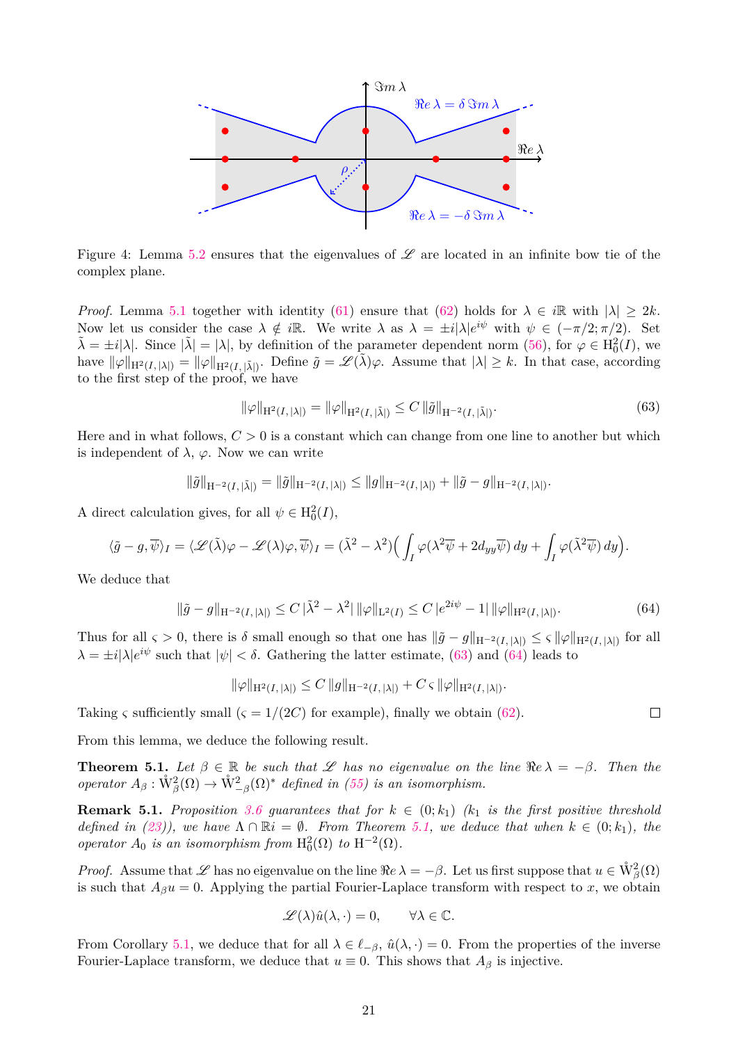Figure 4: Lemma 5.2 ensures that the eigenvalues of $\mathscr{L}$ are located in an infinite bow tie of the complex plane.

*Proof.* Lemma 5.1 together with identity (61) ensure that (62) holds for $\lambda \in i\mathbb{R}$ with $|\lambda| \geq 2k$. Now let us consider the case $\lambda \notin i\mathbb{R}$. We write $\lambda$ as $\lambda = \pm i|\lambda|e^{i\psi}$ with $\psi \in (-\pi/2; \pi/2)$. Set $\tilde{\lambda} = \pm i|\lambda|$. Since $|\tilde{\lambda}| = |\lambda|$, by definition of the parameter dependent norm (56), for $\varphi \in \mathrm{H}_0^2(I)$, we have $\|\varphi\|_{\mathrm{H}^2(I,|\lambda|)} = \|\varphi\|_{\mathrm{H}^2(I,|\tilde{\lambda}|)}$. Define $\tilde{g} = \mathscr{L}(\tilde{\lambda})\varphi$. Assume that $|\lambda| \geq k$. In that case, according to the first step of the proof, we have

$$\|\varphi\|_{\mathrm{H}^2(I,|\lambda|)} = \|\varphi\|_{\mathrm{H}^2(I,|\tilde{\lambda}|)} \leq C\,\|\tilde{g}\|_{\mathrm{H}^{-2}(I,|\tilde{\lambda}|)}. \tag{63}$$

Here and in what follows, $C > 0$ is a constant which can change from one line to another but which is independent of $\lambda$, $\varphi$. Now we can write

$$\|\tilde{g}\|_{\mathrm{H}^{-2}(I,|\tilde{\lambda}|)} = \|\tilde{g}\|_{\mathrm{H}^{-2}(I,|\lambda|)} \leq \|g\|_{\mathrm{H}^{-2}(I,|\lambda|)} + \|\tilde{g} - g\|_{\mathrm{H}^{-2}(I,|\lambda|)}.$$

A direct calculation gives, for all $\psi \in \mathrm{H}_0^2(I)$,

$$\langle \tilde{g} - g, \overline{\psi}\rangle_I = \langle \mathscr{L}(\tilde{\lambda})\varphi - \mathscr{L}(\lambda)\varphi, \overline{\psi}\rangle_I = (\tilde{\lambda}^2 - \lambda^2)\Big(\int_I \varphi(\lambda^2\overline{\psi} + 2d_{yy}\overline{\psi})\,dy + \int_I \varphi(\tilde{\lambda}^2\overline{\psi})\,dy\Big).$$

We deduce that

$$\|\tilde{g} - g\|_{\mathrm{H}^{-2}(I,|\lambda|)} \leq C\,|\tilde{\lambda}^2 - \lambda^2|\,\|\varphi\|_{\mathrm{L}^2(I)} \leq C\,|e^{2i\psi} - 1|\,\|\varphi\|_{\mathrm{H}^2(I,|\lambda|)}. \tag{64}$$

Thus for all $\varsigma > 0$, there is $\delta$ small enough so that one has $\|\tilde{g} - g\|_{\mathrm{H}^{-2}(I,|\lambda|)} \leq \varsigma\,\|\varphi\|_{\mathrm{H}^2(I,|\lambda|)}$ for all $\lambda = \pm i|\lambda|e^{i\psi}$ such that $|\psi| < \delta$. Gathering the latter estimate, (63) and (64) leads to

$$\|\varphi\|_{\mathrm{H}^2(I,|\lambda|)} \leq C\,\|g\|_{\mathrm{H}^{-2}(I,|\lambda|)} + C\,\varsigma\,\|\varphi\|_{\mathrm{H}^2(I,|\lambda|)}.$$

Taking $\varsigma$ sufficiently small ($\varsigma = 1/(2C)$ for example), finally we obtain (62). ☐

From this lemma, we deduce the following result.

**Theorem 5.1.** *Let $\beta \in \mathbb{R}$ be such that $\mathscr{L}$ has no eigenvalue on the line $\Re e\,\lambda = -\beta$. Then the operator $A_\beta : \mathring{\mathrm{W}}_\beta^2(\Omega) \to \mathring{\mathrm{W}}_{-\beta}^2(\Omega)^*$ defined in (55) is an isomorphism.*

**Remark 5.1.** *Proposition 3.6 guarantees that for $k \in (0; k_1)$ ($k_1$ is the first positive threshold defined in (23)), we have $\Lambda \cap \mathbb{R}i = \emptyset$. From Theorem 5.1, we deduce that when $k \in (0; k_1)$, the operator $A_0$ is an isomorphism from $\mathrm{H}_0^2(\Omega)$ to $\mathrm{H}^{-2}(\Omega)$.*

*Proof.* Assume that $\mathscr{L}$ has no eigenvalue on the line $\Re e\,\lambda = -\beta$. Let us first suppose that $u \in \mathring{\mathrm{W}}_\beta^2(\Omega)$ is such that $A_\beta u = 0$. Applying the partial Fourier-Laplace transform with respect to $x$, we obtain

$$\mathscr{L}(\lambda)\hat{u}(\lambda,\cdot) = 0, \qquad \forall \lambda \in \mathbb{C}.$$

From Corollary 5.1, we deduce that for all $\lambda \in \ell_{-\beta}$, $\hat{u}(\lambda,\cdot) = 0$. From the properties of the inverse Fourier-Laplace transform, we deduce that $u \equiv 0$. This shows that $A_\beta$ is injective.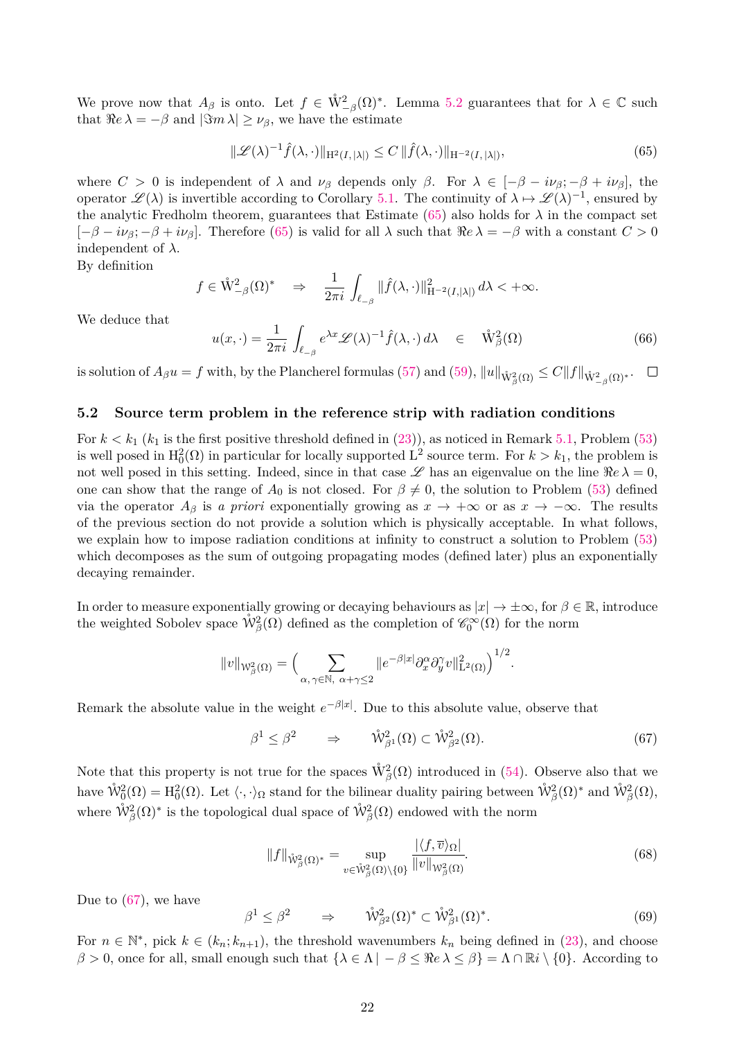We prove now that $A_\beta$ is onto. Let $f \in \mathring{\mathrm{W}}^2_{-\beta}(\Omega)^*$. Lemma 5.2 guarantees that for $\lambda \in \mathbb{C}$ such that $\Re e\,\lambda = -\beta$ and $|\Im m\,\lambda| \geq \nu_\beta$, we have the estimate

$$\|\mathscr{L}(\lambda)^{-1}\hat{f}(\lambda,\cdot)\|_{\mathrm{H}^2(I,|\lambda|)} \leq C\,\|\hat{f}(\lambda,\cdot)\|_{\mathrm{H}^{-2}(I,|\lambda|)}, \tag{65}$$

where $C > 0$ is independent of $\lambda$ and $\nu_\beta$ depends only $\beta$. For $\lambda \in [-\beta - i\nu_\beta; -\beta + i\nu_\beta]$, the operator $\mathscr{L}(\lambda)$ is invertible according to Corollary 5.1. The continuity of $\lambda \mapsto \mathscr{L}(\lambda)^{-1}$, ensured by the analytic Fredholm theorem, guarantees that Estimate (65) also holds for $\lambda$ in the compact set $[-\beta - i\nu_\beta; -\beta + i\nu_\beta]$. Therefore (65) is valid for all $\lambda$ such that $\Re e\,\lambda = -\beta$ with a constant $C > 0$ independent of $\lambda$.

By definition

$$f \in \mathring{\mathrm{W}}^2_{-\beta}(\Omega)^* \quad \Rightarrow \quad \frac{1}{2\pi i}\int_{\ell_{-\beta}} \|\hat{f}(\lambda,\cdot)\|^2_{\mathrm{H}^{-2}(I,|\lambda|)}\,d\lambda < +\infty.$$

We deduce that

$$u(x,\cdot) = \frac{1}{2\pi i}\int_{\ell_{-\beta}} e^{\lambda x}\mathscr{L}(\lambda)^{-1}\hat{f}(\lambda,\cdot)\,d\lambda \quad \in \quad \mathring{\mathrm{W}}^2_{\beta}(\Omega) \tag{66}$$

is solution of $A_\beta u = f$ with, by the Plancherel formulas (57) and (59), $\|u\|_{\mathring{\mathrm{W}}^2_\beta(\Omega)} \leq C\|f\|_{\mathring{\mathrm{W}}^2_{-\beta}(\Omega)^*}$. $\square$

## 5.2 Source term problem in the reference strip with radiation conditions

For $k < k_1$ ($k_1$ is the first positive threshold defined in (23)), as noticed in Remark 5.1, Problem (53) is well posed in $\mathrm{H}^2_0(\Omega)$ in particular for locally supported $\mathrm{L}^2$ source term. For $k > k_1$, the problem is not well posed in this setting. Indeed, since in that case $\mathscr{L}$ has an eigenvalue on the line $\Re e\,\lambda = 0$, one can show that the range of $A_0$ is not closed. For $\beta \neq 0$, the solution to Problem (53) defined via the operator $A_\beta$ is *a priori* exponentially growing as $x \to +\infty$ or as $x \to -\infty$. The results of the previous section do not provide a solution which is physically acceptable. In what follows, we explain how to impose radiation conditions at infinity to construct a solution to Problem (53) which decomposes as the sum of outgoing propagating modes (defined later) plus an exponentially decaying remainder.

In order to measure exponentially growing or decaying behaviours as $|x| \to \pm\infty$, for $\beta \in \mathbb{R}$, introduce the weighted Sobolev space $\mathring{\mathcal{W}}^2_\beta(\Omega)$ defined as the completion of $\mathscr{C}^\infty_0(\Omega)$ for the norm

$$\|v\|_{\mathcal{W}^2_\beta(\Omega)} = \Big(\sum_{\alpha,\,\gamma\in\mathbb{N},\ \alpha+\gamma\leq 2} \|e^{-\beta|x|}\partial^\alpha_x\partial^\gamma_y v\|^2_{\mathrm{L}^2(\Omega)}\Big)^{1/2}.$$

Remark the absolute value in the weight $e^{-\beta|x|}$. Due to this absolute value, observe that

$$\beta^1 \leq \beta^2 \qquad \Rightarrow \qquad \mathring{\mathcal{W}}^2_{\beta^1}(\Omega) \subset \mathring{\mathcal{W}}^2_{\beta^2}(\Omega). \tag{67}$$

Note that this property is not true for the spaces $\mathring{\mathrm{W}}^2_\beta(\Omega)$ introduced in (54). Observe also that we have $\mathring{\mathcal{W}}^2_0(\Omega) = \mathrm{H}^2_0(\Omega)$. Let $\langle\cdot,\cdot\rangle_\Omega$ stand for the bilinear duality pairing between $\mathring{\mathcal{W}}^2_\beta(\Omega)^*$ and $\mathring{\mathcal{W}}^2_\beta(\Omega)$, where $\mathring{\mathcal{W}}^2_\beta(\Omega)^*$ is the topological dual space of $\mathring{\mathcal{W}}^2_\beta(\Omega)$ endowed with the norm

$$\|f\|_{\mathring{\mathcal{W}}^2_\beta(\Omega)^*} = \sup_{v\in\mathring{\mathcal{W}}^2_\beta(\Omega)\setminus\{0\}} \frac{|\langle f,\overline{v}\rangle_\Omega|}{\|v\|_{\mathcal{W}^2_\beta(\Omega)}}. \tag{68}$$

Due to (67), we have

$$\beta^1 \leq \beta^2 \qquad \Rightarrow \qquad \mathring{\mathcal{W}}^2_{\beta^2}(\Omega)^* \subset \mathring{\mathcal{W}}^2_{\beta^1}(\Omega)^*. \tag{69}$$

For $n \in \mathbb{N}^*$, pick $k \in (k_n; k_{n+1})$, the threshold wavenumbers $k_n$ being defined in (23), and choose $\beta > 0$, once for all, small enough such that $\{\lambda \in \Lambda \,|\, -\beta \leq \Re e\,\lambda \leq \beta\} = \Lambda \cap \mathbb{R}i \setminus \{0\}$. According to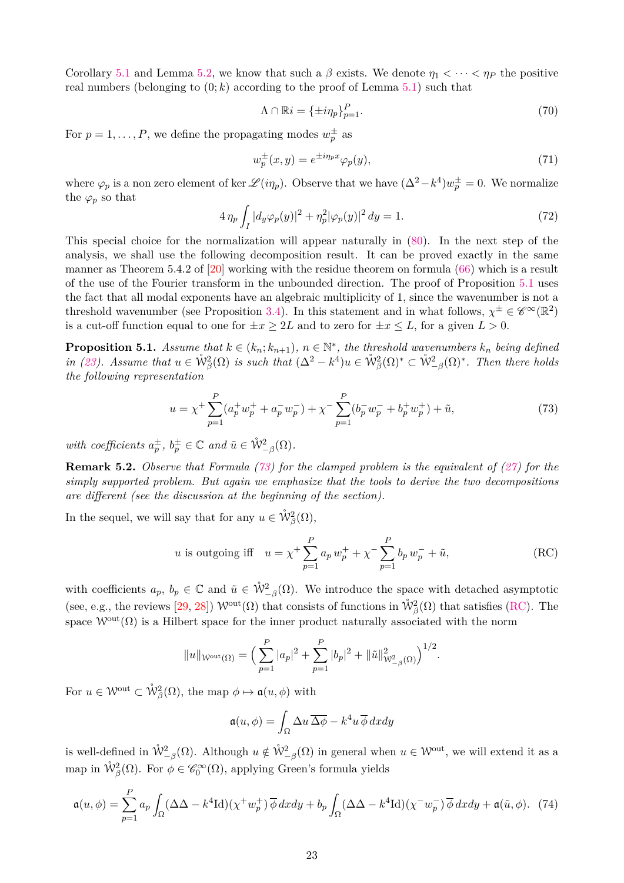Corollary 5.1 and Lemma 5.2, we know that such a $\beta$ exists. We denote $\eta_1 < \cdots < \eta_P$ the positive real numbers (belonging to $(0;k)$ according to the proof of Lemma 5.1) such that

$$\Lambda \cap \mathbb{R}i = \{\pm i\eta_p\}_{p=1}^{P}. \tag{70}$$

For $p = 1, \dots, P$, we define the propagating modes $w_p^\pm$ as

$$w_p^\pm(x,y) = e^{\pm i\eta_p x}\varphi_p(y), \tag{71}$$

where $\varphi_p$ is a non zero element of $\ker \mathscr{L}(i\eta_p)$. Observe that we have $(\Delta^2 - k^4)w_p^\pm = 0$. We normalize the $\varphi_p$ so that

$$4\,\eta_p \int_I |d_y\varphi_p(y)|^2 + \eta_p^2|\varphi_p(y)|^2\,dy = 1. \tag{72}$$

This special choice for the normalization will appear naturally in (80). In the next step of the analysis, we shall use the following decomposition result. It can be proved exactly in the same manner as Theorem 5.4.2 of [20] working with the residue theorem on formula (66) which is a result of the use of the Fourier transform in the unbounded direction. The proof of Proposition 5.1 uses the fact that all modal exponents have an algebraic multiplicity of 1, since the wavenumber is not a threshold wavenumber (see Proposition 3.4). In this statement and in what follows, $\chi^\pm \in \mathscr{C}^\infty(\mathbb{R}^2)$ is a cut-off function equal to one for $\pm x \geq 2L$ and to zero for $\pm x \leq L$, for a given $L > 0$.

**Proposition 5.1.** *Assume that $k \in (k_n; k_{n+1})$, $n \in \mathbb{N}^*$, the threshold wavenumbers $k_n$ being defined in (23). Assume that $u \in \mathring{\mathcal{W}}^2_\beta(\Omega)$ is such that $(\Delta^2 - k^4)u \in \mathring{\mathcal{W}}^2_\beta(\Omega)^* \subset \mathring{\mathcal{W}}^2_{-\beta}(\Omega)^*$. Then there holds the following representation*

$$u = \chi^+ \sum_{p=1}^{P}(a_p^+ w_p^+ + a_p^- w_p^-) + \chi^- \sum_{p=1}^{P}(b_p^- w_p^- + b_p^+ w_p^+) + \tilde{u}, \tag{73}$$

*with coefficients $a_p^\pm$, $b_p^\pm \in \mathbb{C}$ and $\tilde{u} \in \mathring{\mathcal{W}}^2_{-\beta}(\Omega)$.*

**Remark 5.2.** *Observe that Formula (73) for the clamped problem is the equivalent of (27) for the simply supported problem. But again we emphasize that the tools to derive the two decompositions are different (see the discussion at the beginning of the section).*

In the sequel, we will say that for any $u \in \mathring{\mathcal{W}}^2_\beta(\Omega)$,

$$u \text{ is outgoing iff } \quad u = \chi^+ \sum_{p=1}^{P} a_p\, w_p^+ + \chi^- \sum_{p=1}^{P} b_p\, w_p^- + \tilde{u}, \tag{RC}$$

with coefficients $a_p$, $b_p \in \mathbb{C}$ and $\tilde{u} \in \mathring{\mathcal{W}}^2_{-\beta}(\Omega)$. We introduce the space with detached asymptotic (see, e.g., the reviews [29, 28]) $\mathcal{W}^{\text{out}}(\Omega)$ that consists of functions in $\mathring{\mathcal{W}}^2_\beta(\Omega)$ that satisfies (RC). The space $\mathcal{W}^{\text{out}}(\Omega)$ is a Hilbert space for the inner product naturally associated with the norm

$$\|u\|_{\mathcal{W}^{\text{out}}(\Omega)} = \Big(\sum_{p=1}^{P}|a_p|^2 + \sum_{p=1}^{P}|b_p|^2 + \|\tilde{u}\|^2_{\mathcal{W}^2_{-\beta}(\Omega)}\Big)^{1/2}.$$

For $u \in \mathcal{W}^{\text{out}} \subset \mathring{\mathcal{W}}^2_\beta(\Omega)$, the map $\phi \mapsto \mathfrak{a}(u,\phi)$ with

$$\mathfrak{a}(u,\phi) = \int_\Omega \Delta u\,\overline{\Delta\phi} - k^4 u\,\overline{\phi}\,dxdy$$

is well-defined in $\mathring{\mathcal{W}}^2_{-\beta}(\Omega)$. Although $u \notin \mathring{\mathcal{W}}^2_{-\beta}(\Omega)$ in general when $u \in \mathcal{W}^{\text{out}}$, we will extend it as a map in $\mathring{\mathcal{W}}^2_\beta(\Omega)$. For $\phi \in \mathscr{C}_0^\infty(\Omega)$, applying Green's formula yields

$$\mathfrak{a}(u,\phi) = \sum_{p=1}^{P} a_p \int_\Omega (\Delta\Delta - k^4\mathrm{Id})(\chi^+ w_p^+)\,\overline{\phi}\,dxdy + b_p \int_\Omega (\Delta\Delta - k^4\mathrm{Id})(\chi^- w_p^-)\,\overline{\phi}\,dxdy + \mathfrak{a}(\tilde{u},\phi). \tag{74}$$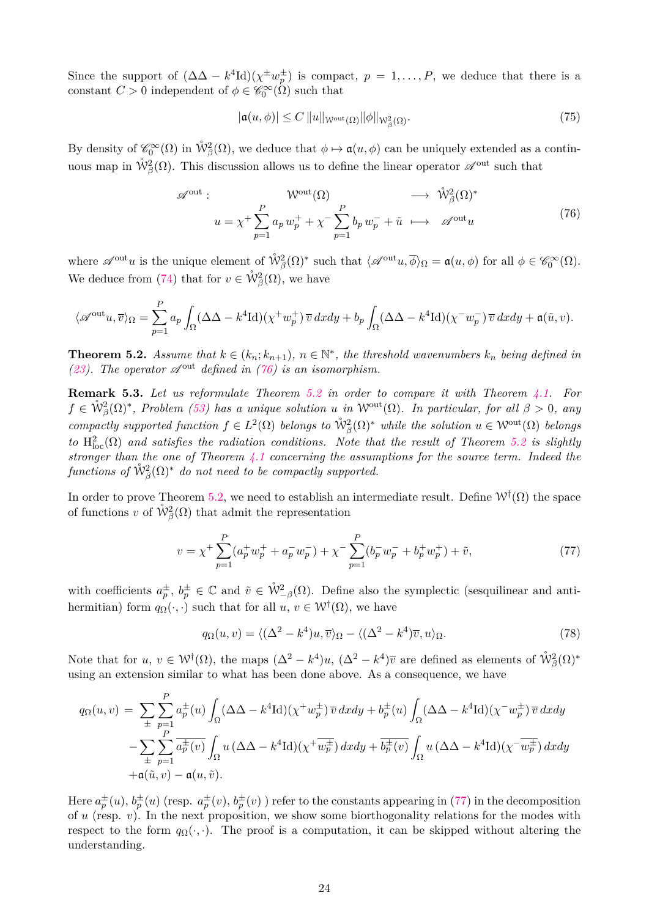Since the support of $(\Delta\Delta - k^4\mathrm{Id})(\chi^\pm w_p^\pm)$ is compact, $p = 1, \dots, P$, we deduce that there is a constant $C > 0$ independent of $\phi \in \mathscr{C}_0^\infty(\Omega)$ such that

$$|\mathfrak{a}(u, \phi)| \le C\, \|u\|_{\mathcal{W}^{\mathrm{out}}(\Omega)} \|\phi\|_{\mathcal{W}^2_\beta(\Omega)}. \tag{75}$$

By density of $\mathscr{C}_0^\infty(\Omega)$ in $\mathring{\mathcal{W}}^2_\beta(\Omega)$, we deduce that $\phi \mapsto \mathfrak{a}(u, \phi)$ can be uniquely extended as a continuous map in $\mathring{\mathcal{W}}^2_\beta(\Omega)$. This discussion allows us to define the linear operator $\mathscr{A}^{\mathrm{out}}$ such that

$$\begin{array}{rccc} \mathscr{A}^{\mathrm{out}}: & \mathcal{W}^{\mathrm{out}}(\Omega) & \longrightarrow & \mathring{\mathcal{W}}^2_\beta(\Omega)^* \\ & u = \chi^+ \displaystyle\sum_{p=1}^P a_p\, w_p^+ + \chi^- \sum_{p=1}^P b_p\, w_p^- + \tilde{u} & \longmapsto & \mathscr{A}^{\mathrm{out}} u \end{array} \tag{76}$$

where $\mathscr{A}^{\mathrm{out}} u$ is the unique element of $\mathring{\mathcal{W}}^2_\beta(\Omega)^*$ such that $\langle \mathscr{A}^{\mathrm{out}} u, \overline{\phi} \rangle_\Omega = \mathfrak{a}(u, \phi)$ for all $\phi \in \mathscr{C}_0^\infty(\Omega)$. We deduce from (74) that for $v \in \mathring{\mathcal{W}}^2_\beta(\Omega)$, we have

$$\langle \mathscr{A}^{\mathrm{out}} u, \overline{v} \rangle_\Omega = \sum_{p=1}^P a_p \int_\Omega (\Delta\Delta - k^4\mathrm{Id})(\chi^+ w_p^+)\, \overline{v}\, dxdy + b_p \int_\Omega (\Delta\Delta - k^4\mathrm{Id})(\chi^- w_p^-)\, \overline{v}\, dxdy + \mathfrak{a}(\tilde{u}, v).$$

**Theorem 5.2.** *Assume that $k \in (k_n; k_{n+1})$, $n \in \mathbb{N}^*$, the threshold wavenumbers $k_n$ being defined in (23). The operator $\mathscr{A}^{\mathrm{out}}$ defined in (76) is an isomorphism.*

**Remark 5.3.** *Let us reformulate Theorem 5.2 in order to compare it with Theorem 4.1. For $f \in \mathring{\mathcal{W}}^2_\beta(\Omega)^*$, Problem (53) has a unique solution $u$ in $\mathcal{W}^{\mathrm{out}}(\Omega)$. In particular, for all $\beta > 0$, any compactly supported function $f \in L^2(\Omega)$ belongs to $\mathring{\mathcal{W}}^2_\beta(\Omega)^*$ while the solution $u \in \mathcal{W}^{\mathrm{out}}(\Omega)$ belongs to $\mathrm{H}^2_{\mathrm{loc}}(\Omega)$ and satisfies the radiation conditions. Note that the result of Theorem 5.2 is slightly stronger than the one of Theorem 4.1 concerning the assumptions for the source term. Indeed the functions of $\mathring{\mathcal{W}}^2_\beta(\Omega)^*$ do not need to be compactly supported.*

In order to prove Theorem 5.2, we need to establish an intermediate result. Define $\mathcal{W}^\dagger(\Omega)$ the space of functions $v$ of $\mathring{\mathcal{W}}^2_\beta(\Omega)$ that admit the representation

$$v = \chi^+ \sum_{p=1}^P (a_p^+ w_p^+ + a_p^- w_p^-) + \chi^- \sum_{p=1}^P (b_p^- w_p^- + b_p^+ w_p^+) + \tilde{v}, \tag{77}$$

with coefficients $a_p^\pm$, $b_p^\pm \in \mathbb{C}$ and $\tilde{v} \in \mathring{\mathcal{W}}^2_{-\beta}(\Omega)$. Define also the symplectic (sesquilinear and anti-hermitian) form $q_\Omega(\cdot,\cdot)$ such that for all $u$, $v \in \mathcal{W}^\dagger(\Omega)$, we have

$$q_\Omega(u, v) = \langle (\Delta^2 - k^4) u, \overline{v} \rangle_\Omega - \langle (\Delta^2 - k^4) \overline{v}, u \rangle_\Omega. \tag{78}$$

Note that for $u$, $v \in \mathcal{W}^\dagger(\Omega)$, the maps $(\Delta^2 - k^4)u$, $(\Delta^2 - k^4)\overline{v}$ are defined as elements of $\mathring{\mathcal{W}}^2_\beta(\Omega)^*$ using an extension similar to what has been done above. As a consequence, we have

$$\begin{aligned} q_\Omega(u, v) \;=\; & \sum_\pm \sum_{p=1}^P a_p^\pm(u) \int_\Omega (\Delta\Delta - k^4\mathrm{Id})(\chi^+ w_p^\pm)\, \overline{v}\, dxdy + b_p^\pm(u) \int_\Omega (\Delta\Delta - k^4\mathrm{Id})(\chi^- w_p^\pm)\, \overline{v}\, dxdy \\ & - \sum_\pm \sum_{p=1}^P \overline{a_p^\pm(v)} \int_\Omega u\, (\Delta\Delta - k^4\mathrm{Id})(\chi^+ \overline{w_p^\pm})\, dxdy + \overline{b_p^\pm(v)} \int_\Omega u\, (\Delta\Delta - k^4\mathrm{Id})(\chi^- \overline{w_p^\pm})\, dxdy \\ & + \mathfrak{a}(\tilde{u}, v) - \mathfrak{a}(u, \tilde{v}). \end{aligned}$$

Here $a_p^\pm(u)$, $b_p^\pm(u)$ (resp. $a_p^\pm(v)$, $b_p^\pm(v)$ ) refer to the constants appearing in (77) in the decomposition of $u$ (resp. $v$). In the next proposition, we show some biorthogonality relations for the modes with respect to the form $q_\Omega(\cdot,\cdot)$. The proof is a computation, it can be skipped without altering the understanding.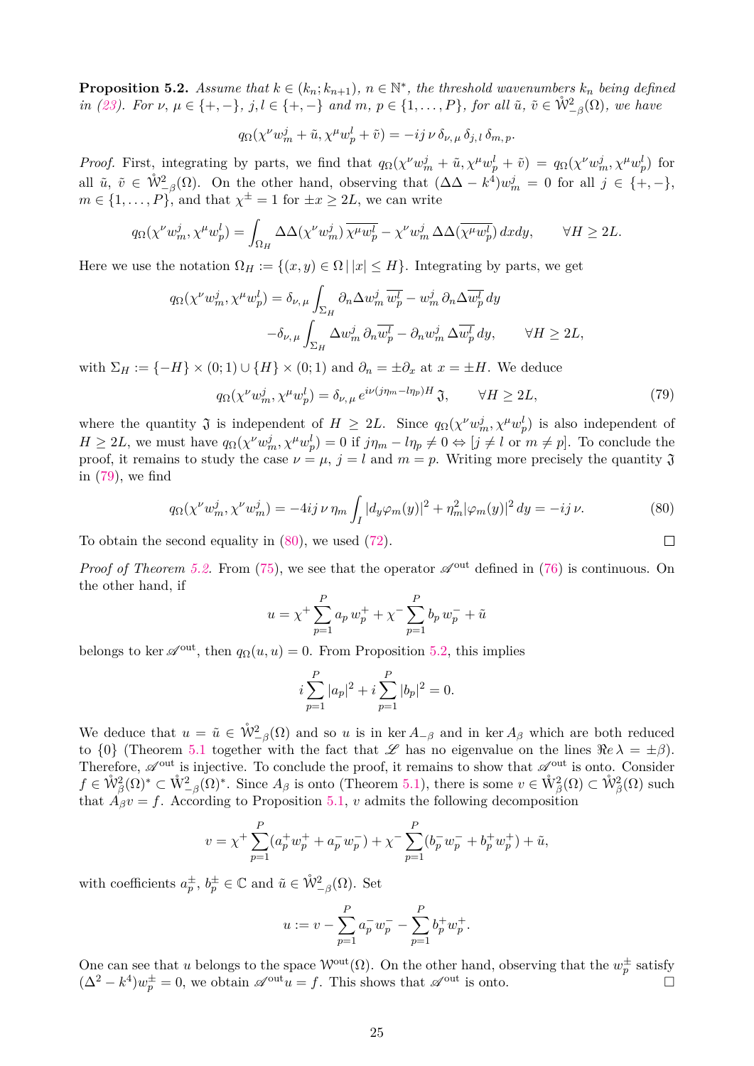**Proposition 5.2.** *Assume that $k \in (k_n; k_{n+1})$, $n \in \mathbb{N}^*$, the threshold wavenumbers $k_n$ being defined in (23). For $\nu$, $\mu \in \{+,-\}$, $j, l \in \{+,-\}$ and $m$, $p \in \{1,\dots,P\}$, for all $\tilde{u}$, $\tilde{v} \in \mathring{\mathcal{W}}^2_{-\beta}(\Omega)$, we have*

$$q_\Omega(\chi^\nu w_m^j + \tilde{u}, \chi^\mu w_p^l + \tilde{v}) = -ij\,\nu\,\delta_{\nu,\mu}\,\delta_{j,l}\,\delta_{m,p}.$$

*Proof.* First, integrating by parts, we find that $q_\Omega(\chi^\nu w_m^j + \tilde{u}, \chi^\mu w_p^l + \tilde{v}) = q_\Omega(\chi^\nu w_m^j, \chi^\mu w_p^l)$ for all $\tilde{u}$, $\tilde{v} \in \mathring{\mathcal{W}}^2_{-\beta}(\Omega)$. On the other hand, observing that $(\Delta\Delta - k^4)w_m^j = 0$ for all $j \in \{+,-\}$, $m \in \{1,\dots,P\}$, and that $\chi^\pm = 1$ for $\pm x \geq 2L$, we can write

$$q_\Omega(\chi^\nu w_m^j, \chi^\mu w_p^l) = \int_{\Omega_H} \Delta\Delta(\chi^\nu w_m^j)\,\overline{\chi^\mu w_p^l} - \chi^\nu w_m^j\,\Delta\Delta(\overline{\chi^\mu w_p^l})\,dxdy, \qquad \forall H \geq 2L.$$

Here we use the notation $\Omega_H := \{(x,y) \in \Omega \,|\, |x| \leq H\}$. Integrating by parts, we get

$$\begin{aligned} q_\Omega(\chi^\nu w_m^j, \chi^\mu w_p^l) = {} & \delta_{\nu,\mu} \int_{\Sigma_H} \partial_n \Delta w_m^j\,\overline{w_p^l} - w_m^j\,\partial_n \Delta \overline{w_p^l}\,dy \\ & -\delta_{\nu,\mu} \int_{\Sigma_H} \Delta w_m^j\,\partial_n \overline{w_p^l} - \partial_n w_m^j\,\Delta \overline{w_p^l}\,dy, \qquad \forall H \geq 2L, \end{aligned}$$

with $\Sigma_H := \{-H\} \times (0;1) \cup \{H\} \times (0;1)$ and $\partial_n = \pm\partial_x$ at $x = \pm H$. We deduce

$$q_\Omega(\chi^\nu w_m^j, \chi^\mu w_p^l) = \delta_{\nu,\mu}\,e^{i\nu(j\eta_m - l\eta_p)H}\,\mathfrak{J}, \qquad \forall H \geq 2L, \tag{79}$$

where the quantity $\mathfrak{J}$ is independent of $H \geq 2L$. Since $q_\Omega(\chi^\nu w_m^j, \chi^\mu w_p^l)$ is also independent of $H \geq 2L$, we must have $q_\Omega(\chi^\nu w_m^j, \chi^\mu w_p^l) = 0$ if $j\eta_m - l\eta_p \neq 0 \Leftrightarrow [j \neq l$ or $m \neq p]$. To conclude the proof, it remains to study the case $\nu = \mu$, $j = l$ and $m = p$. Writing more precisely the quantity $\mathfrak{J}$ in (79), we find

$$q_\Omega(\chi^\nu w_m^j, \chi^\nu w_m^j) = -4ij\,\nu\,\eta_m \int_I |d_y\varphi_m(y)|^2 + \eta_m^2 |\varphi_m(y)|^2\,dy = -ij\,\nu. \tag{80}$$

To obtain the second equality in (80), we used (72). ☐

*Proof of Theorem 5.2.* From (75), we see that the operator $\mathscr{A}^{\text{out}}$ defined in (76) is continuous. On the other hand, if

$$u = \chi^+ \sum_{p=1}^P a_p\,w_p^+ + \chi^- \sum_{p=1}^P b_p\,w_p^- + \tilde{u}$$

belongs to $\ker \mathscr{A}^{\text{out}}$, then $q_\Omega(u,u) = 0$. From Proposition 5.2, this implies

$$i \sum_{p=1}^P |a_p|^2 + i \sum_{p=1}^P |b_p|^2 = 0.$$

We deduce that $u = \tilde{u} \in \mathring{\mathcal{W}}^2_{-\beta}(\Omega)$ and so $u$ is in $\ker A_{-\beta}$ and in $\ker A_\beta$ which are both reduced to $\{0\}$ (Theorem 5.1 together with the fact that $\mathscr{L}$ has no eigenvalue on the lines $\Re e\,\lambda = \pm\beta$). Therefore, $\mathscr{A}^{\text{out}}$ is injective. To conclude the proof, it remains to show that $\mathscr{A}^{\text{out}}$ is onto. Consider $f \in \mathring{\mathcal{W}}^2_\beta(\Omega)^* \subset \mathring{\mathcal{W}}^2_{-\beta}(\Omega)^*$. Since $A_\beta$ is onto (Theorem 5.1), there is some $v \in \mathring{\mathcal{W}}^2_\beta(\Omega) \subset \mathring{\mathcal{W}}^2_\beta(\Omega)$ such that $A_\beta v = f$. According to Proposition 5.1, $v$ admits the following decomposition

$$v = \chi^+ \sum_{p=1}^P (a_p^+ w_p^+ + a_p^- w_p^-) + \chi^- \sum_{p=1}^P (b_p^- w_p^- + b_p^+ w_p^+) + \tilde{u},$$

with coefficients $a_p^\pm$, $b_p^\pm \in \mathbb{C}$ and $\tilde{u} \in \mathring{\mathcal{W}}^2_{-\beta}(\Omega)$. Set

$$u := v - \sum_{p=1}^P a_p^- w_p^- - \sum_{p=1}^P b_p^+ w_p^+.$$

One can see that $u$ belongs to the space $\mathcal{W}^{\text{out}}(\Omega)$. On the other hand, observing that the $w_p^\pm$ satisfy $(\Delta^2 - k^4)w_p^\pm = 0$, we obtain $\mathscr{A}^{\text{out}} u = f$. This shows that $\mathscr{A}^{\text{out}}$ is onto. ☐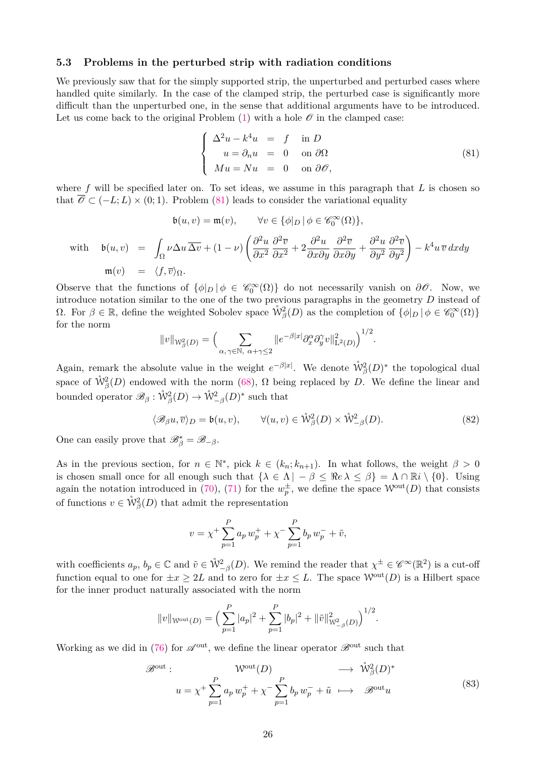### 5.3 Problems in the perturbed strip with radiation conditions

We previously saw that for the simply supported strip, the unperturbed and perturbed cases where handled quite similarly. In the case of the clamped strip, the perturbed case is significantly more difficult than the unperturbed one, in the sense that additional arguments have to be introduced. Let us come back to the original Problem (1) with a hole $\mathscr{O}$ in the clamped case:

$$
\left\{\begin{array}{rcll}
\Delta^2 u - k^4 u &=& f & \text{in } D\\
u = \partial_n u &=& 0 & \text{on } \partial\Omega\\
Mu = Nu &=& 0 & \text{on } \partial\mathscr{O},
\end{array}\right. \tag{81}
$$

where $f$ will be specified later on. To set ideas, we assume in this paragraph that $L$ is chosen so that $\overline{\mathscr{O}} \subset (-L;L)\times(0;1)$. Problem (81) leads to consider the variational equality

$$
\mathfrak{b}(u,v) = \mathfrak{m}(v), \qquad \forall v \in \{\phi|_D \,|\, \phi \in \mathscr{C}_0^\infty(\Omega)\},
$$

$$
\begin{array}{rcl}
\text{with}\quad \mathfrak{b}(u,v) &=& \displaystyle\int_\Omega \nu\Delta u\,\overline{\Delta v} + (1-\nu)\left(\frac{\partial^2 u}{\partial x^2}\,\frac{\partial^2 \overline{v}}{\partial x^2} + 2\frac{\partial^2 u}{\partial x\partial y}\,\frac{\partial^2 \overline{v}}{\partial x\partial y} + \frac{\partial^2 u}{\partial y^2}\,\frac{\partial^2 \overline{v}}{\partial y^2}\right) - k^4 u\,\overline{v}\,dxdy\\
\mathfrak{m}(v) &=& \langle f, \overline{v}\rangle_\Omega.
\end{array}
$$

Observe that the functions of $\{\phi|_D \,|\, \phi \in \mathscr{C}_0^\infty(\Omega)\}$ do not necessarily vanish on $\partial\mathscr{O}$. Now, we introduce notation similar to the one of the two previous paragraphs in the geometry $D$ instead of $\Omega$. For $\beta\in\mathbb{R}$, define the weighted Sobolev space $\mathring{\mathcal{W}}^2_\beta(D)$ as the completion of $\{\phi|_D \,|\, \phi \in \mathscr{C}_0^\infty(\Omega)\}$ for the norm

$$
\|v\|_{\mathcal{W}^2_\beta(D)} = \Big(\sum_{\alpha,\,\gamma\in\mathbb{N},\ \alpha+\gamma\le 2} \|e^{-\beta|x|}\partial_x^\alpha\partial_y^\gamma v\|^2_{\mathrm{L}^2(D)}\Big)^{1/2}.
$$

Again, remark the absolute value in the weight $e^{-\beta|x|}$. We denote $\mathring{\mathcal{W}}^2_\beta(D)^*$ the topological dual space of $\mathring{\mathcal{W}}^2_\beta(D)$ endowed with the norm (68), $\Omega$ being replaced by $D$. We define the linear and bounded operator $\mathscr{B}_\beta : \mathring{\mathcal{W}}^2_\beta(D) \to \mathring{\mathcal{W}}^2_{-\beta}(D)^*$ such that

$$
\langle \mathscr{B}_\beta u, \overline{v}\rangle_D = \mathfrak{b}(u,v), \qquad \forall (u,v)\in \mathring{\mathcal{W}}^2_\beta(D)\times\mathring{\mathcal{W}}^2_{-\beta}(D). \tag{82}
$$

One can easily prove that $\mathscr{B}_\beta^* = \mathscr{B}_{-\beta}$.

As in the previous section, for $n\in\mathbb{N}^*$, pick $k\in(k_n;k_{n+1})$. In what follows, the weight $\beta>0$ is chosen small once for all enough such that $\{\lambda\in\Lambda \,|\, -\beta\le\Re e\,\lambda\le\beta\} = \Lambda\cap\mathbb{R}i\setminus\{0\}$. Using again the notation introduced in (70), (71) for the $w_p^\pm$, we define the space $\mathcal{W}^{\mathrm{out}}(D)$ that consists of functions $v\in\mathring{\mathcal{W}}^2_\beta(D)$ that admit the representation

$$
v = \chi^+\sum_{p=1}^P a_p\,w_p^+ + \chi^-\sum_{p=1}^P b_p\,w_p^- + \tilde{v},
$$

with coefficients $a_p,\,b_p\in\mathbb{C}$ and $\tilde{v}\in\mathring{\mathcal{W}}^2_{-\beta}(D)$. We remind the reader that $\chi^\pm\in\mathscr{C}^\infty(\mathbb{R}^2)$ is a cut-off function equal to one for $\pm x\ge 2L$ and to zero for $\pm x\le L$. The space $\mathcal{W}^{\mathrm{out}}(D)$ is a Hilbert space for the inner product naturally associated with the norm

$$
\|v\|_{\mathcal{W}^{\mathrm{out}}(D)} = \Big(\sum_{p=1}^P |a_p|^2 + \sum_{p=1}^P |b_p|^2 + \|\tilde{v}\|^2_{\mathcal{W}^2_{-\beta}(D)}\Big)^{1/2}.
$$

Working as we did in (76) for $\mathscr{A}^{\mathrm{out}}$, we define the linear operator $\mathscr{B}^{\mathrm{out}}$ such that

$$
\begin{array}{rccl}
\mathscr{B}^{\mathrm{out}} : & \mathcal{W}^{\mathrm{out}}(D) & \longrightarrow & \mathring{\mathcal{W}}^2_\beta(D)^*\\
& u = \chi^+\displaystyle\sum_{p=1}^P a_p\,w_p^+ + \chi^-\sum_{p=1}^P b_p\,w_p^- + \tilde{u} & \longmapsto & \mathscr{B}^{\mathrm{out}}u
\end{array} \tag{83}
$$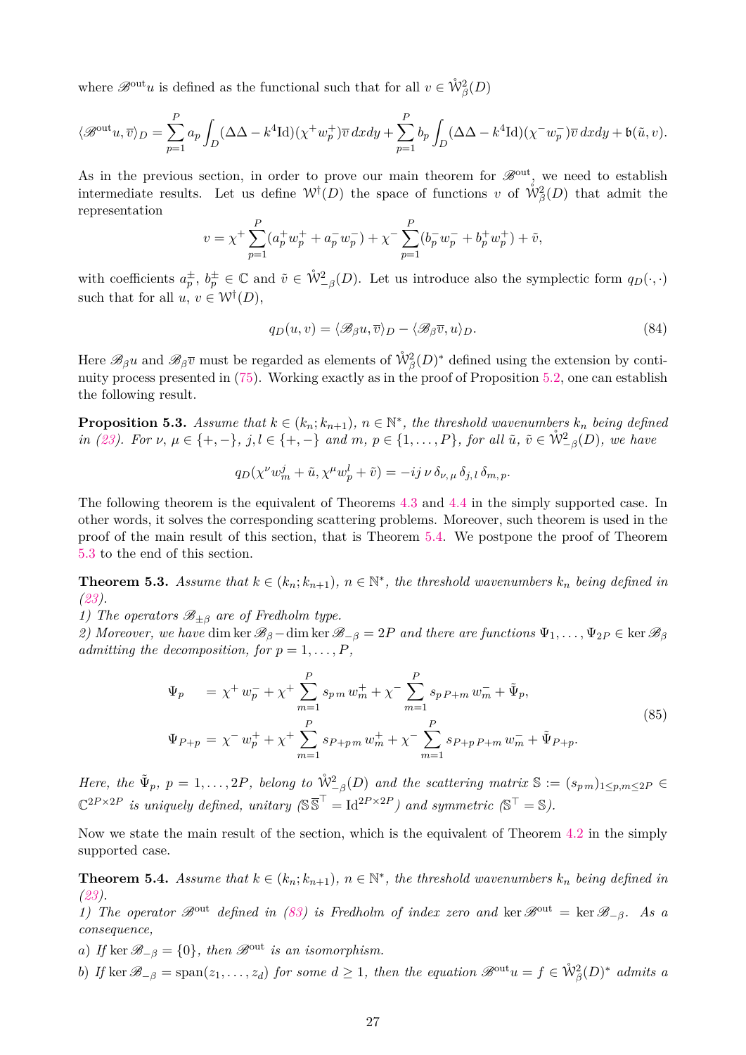where $\mathscr{B}^{\text{out}}u$ is defined as the functional such that for all $v \in \mathring{\mathcal{W}}^2_\beta(D)$

$$\langle \mathscr{B}^{\text{out}}u, \overline{v}\rangle_D = \sum_{p=1}^{P} a_p \int_D (\Delta\Delta - k^4\text{Id})(\chi^+ w_p^+)\overline{v}\,dxdy + \sum_{p=1}^{P} b_p \int_D (\Delta\Delta - k^4\text{Id})(\chi^- w_p^-)\overline{v}\,dxdy + \mathfrak{b}(\tilde{u}, v).$$

As in the previous section, in order to prove our main theorem for $\mathscr{B}^{\text{out}}$, we need to establish intermediate results. Let us define $\mathcal{W}^\dagger(D)$ the space of functions $v$ of $\mathring{\mathcal{W}}^2_\beta(D)$ that admit the representation

$$v = \chi^+ \sum_{p=1}^{P} (a_p^+ w_p^+ + a_p^- w_p^-) + \chi^- \sum_{p=1}^{P} (b_p^- w_p^- + b_p^+ w_p^+) + \tilde{v},$$

with coefficients $a_p^\pm$, $b_p^\pm \in \mathbb{C}$ and $\tilde{v} \in \mathring{\mathcal{W}}^2_{-\beta}(D)$. Let us introduce also the symplectic form $q_D(\cdot,\cdot)$ such that for all $u$, $v \in \mathcal{W}^\dagger(D)$,

$$q_D(u, v) = \langle \mathscr{B}_\beta u, \overline{v}\rangle_D - \langle \mathscr{B}_\beta \overline{v}, u\rangle_D. \tag{84}$$

Here $\mathscr{B}_\beta u$ and $\mathscr{B}_\beta \overline{v}$ must be regarded as elements of $\mathring{\mathcal{W}}^2_\beta(D)^*$ defined using the extension by continuity process presented in (75). Working exactly as in the proof of Proposition 5.2, one can establish the following result.

**Proposition 5.3.** *Assume that $k \in (k_n; k_{n+1})$, $n \in \mathbb{N}^*$, the threshold wavenumbers $k_n$ being defined in (23). For $\nu$, $\mu \in \{+,-\}$, $j, l \in \{+,-\}$ and $m$, $p \in \{1,\dots,P\}$, for all $\tilde{u}$, $\tilde{v} \in \mathring{\mathcal{W}}^2_{-\beta}(D)$, we have*

$$q_D(\chi^\nu w_m^j + \tilde{u}, \chi^\mu w_p^l + \tilde{v}) = -ij\,\nu\,\delta_{\nu,\mu}\,\delta_{j,l}\,\delta_{m,p}.$$

The following theorem is the equivalent of Theorems 4.3 and 4.4 in the simply supported case. In other words, it solves the corresponding scattering problems. Moreover, such theorem is used in the proof of the main result of this section, that is Theorem 5.4. We postpone the proof of Theorem 5.3 to the end of this section.

**Theorem 5.3.** *Assume that $k \in (k_n; k_{n+1})$, $n \in \mathbb{N}^*$, the threshold wavenumbers $k_n$ being defined in (23).*
*1) The operators $\mathscr{B}_{\pm\beta}$ are of Fredholm type.*
*2) Moreover, we have $\dim\ker\mathscr{B}_\beta - \dim\ker\mathscr{B}_{-\beta} = 2P$ and there are functions $\Psi_1,\dots,\Psi_{2P} \in \ker\mathscr{B}_\beta$ admitting the decomposition, for $p = 1,\dots,P$,*

$$\begin{aligned}
\Psi_p \;\;\;\;\; &= \chi^+ w_p^- + \chi^+ \sum_{m=1}^{P} s_{p\,m}\, w_m^+ + \chi^- \sum_{m=1}^{P} s_{p\,P+m}\, w_m^- + \tilde{\Psi}_p,\\
\Psi_{P+p} &= \chi^- w_p^+ + \chi^+ \sum_{m=1}^{P} s_{P+p\,m}\, w_m^+ + \chi^- \sum_{m=1}^{P} s_{P+p\,P+m}\, w_m^- + \tilde{\Psi}_{P+p}.
\end{aligned} \tag{85}$$

*Here, the $\tilde{\Psi}_p$, $p = 1,\dots,2P$, belong to $\mathring{\mathcal{W}}^2_{-\beta}(D)$ and the scattering matrix $\mathbb{S} := (s_{pm})_{1\le p,m\le 2P} \in \mathbb{C}^{2P\times 2P}$ is uniquely defined, unitary ($\mathbb{S}\,\overline{\mathbb{S}}^\top = \text{Id}^{2P\times 2P}$) and symmetric ($\mathbb{S}^\top = \mathbb{S}$).*

Now we state the main result of the section, which is the equivalent of Theorem 4.2 in the simply supported case.

**Theorem 5.4.** *Assume that $k \in (k_n; k_{n+1})$, $n \in \mathbb{N}^*$, the threshold wavenumbers $k_n$ being defined in (23).*
*1) The operator $\mathscr{B}^{\text{out}}$ defined in (83) is Fredholm of index zero and $\ker\mathscr{B}^{\text{out}} = \ker\mathscr{B}_{-\beta}$. As a consequence,*
*a) If $\ker\mathscr{B}_{-\beta} = \{0\}$, then $\mathscr{B}^{\text{out}}$ is an isomorphism.*
*b) If $\ker\mathscr{B}_{-\beta} = \text{span}(z_1,\dots,z_d)$ for some $d \ge 1$, then the equation $\mathscr{B}^{\text{out}}u = f \in \mathring{\mathcal{W}}^2_\beta(D)^*$ admits a*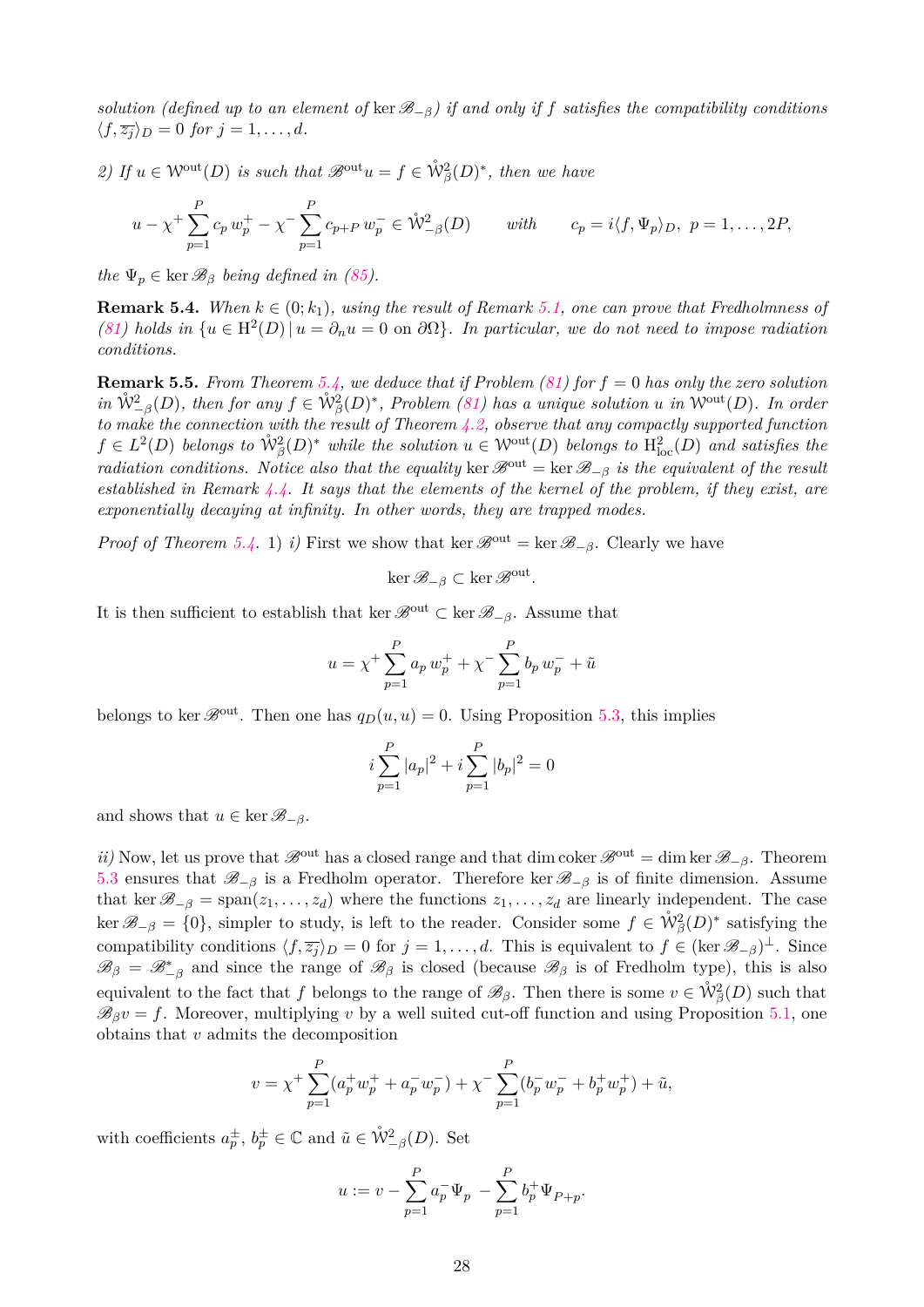*solution (defined up to an element of* $\ker \mathscr{B}_{-\beta}$*) if and only if* $f$ *satisfies the compatibility conditions* $\langle f, \overline{z_j}\rangle_D = 0$ *for* $j = 1, \dots, d$.

*2) If* $u \in \mathcal{W}^{\text{out}}(D)$ *is such that* $\mathscr{B}^{\text{out}} u = f \in \mathring{\mathcal{W}}^2_\beta(D)^*$*, then we have*

$$u - \chi^+ \sum_{p=1}^P c_p\, w_p^+ - \chi^- \sum_{p=1}^P c_{p+P}\, w_p^- \in \mathring{\mathcal{W}}^2_{-\beta}(D) \qquad \text{with} \qquad c_p = i\langle f, \Psi_p\rangle_D,\ p = 1, \dots, 2P,$$

*the* $\Psi_p \in \ker \mathscr{B}_\beta$ *being defined in (85).*

**Remark 5.4.** *When* $k \in (0; k_1)$*, using the result of Remark 5.1, one can prove that Fredholmness of (81) holds in* $\{u \in \mathrm{H}^2(D) \,|\, u = \partial_n u = 0 \text{ on } \partial\Omega\}$*. In particular, we do not need to impose radiation conditions.*

**Remark 5.5.** *From Theorem 5.4, we deduce that if Problem (81) for* $f = 0$ *has only the zero solution in* $\mathring{\mathcal{W}}^2_{-\beta}(D)$*, then for any* $f \in \mathring{\mathcal{W}}^2_\beta(D)^*$*, Problem (81) has a unique solution* $u$ *in* $\mathcal{W}^{\text{out}}(D)$*. In order to make the connection with the result of Theorem 4.2, observe that any compactly supported function* $f \in L^2(D)$ *belongs to* $\mathring{\mathcal{W}}^2_\beta(D)^*$ *while the solution* $u \in \mathcal{W}^{\text{out}}(D)$ *belongs to* $\mathrm{H}^2_{\text{loc}}(D)$ *and satisfies the radiation conditions. Notice also that the equality* $\ker \mathscr{B}^{\text{out}} = \ker \mathscr{B}_{-\beta}$ *is the equivalent of the result established in Remark 4.4. It says that the elements of the kernel of the problem, if they exist, are exponentially decaying at infinity. In other words, they are trapped modes.*

*Proof of Theorem 5.4.* 1) *i)* First we show that $\ker \mathscr{B}^{\text{out}} = \ker \mathscr{B}_{-\beta}$. Clearly we have

$$\ker \mathscr{B}_{-\beta} \subset \ker \mathscr{B}^{\text{out}}.$$

It is then sufficient to establish that $\ker \mathscr{B}^{\text{out}} \subset \ker \mathscr{B}_{-\beta}$. Assume that

$$u = \chi^+ \sum_{p=1}^P a_p\, w_p^+ + \chi^- \sum_{p=1}^P b_p\, w_p^- + \tilde{u}$$

belongs to $\ker \mathscr{B}^{\text{out}}$. Then one has $q_D(u, u) = 0$. Using Proposition 5.3, this implies

$$i \sum_{p=1}^P |a_p|^2 + i \sum_{p=1}^P |b_p|^2 = 0$$

and shows that $u \in \ker \mathscr{B}_{-\beta}$.

*ii)* Now, let us prove that $\mathscr{B}^{\text{out}}$ has a closed range and that $\dim \operatorname{coker} \mathscr{B}^{\text{out}} = \dim \ker \mathscr{B}_{-\beta}$. Theorem 5.3 ensures that $\mathscr{B}_{-\beta}$ is a Fredholm operator. Therefore $\ker \mathscr{B}_{-\beta}$ is of finite dimension. Assume that $\ker \mathscr{B}_{-\beta} = \operatorname{span}(z_1, \dots, z_d)$ where the functions $z_1, \dots, z_d$ are linearly independent. The case $\ker \mathscr{B}_{-\beta} = \{0\}$, simpler to study, is left to the reader. Consider some $f \in \mathring{\mathcal{W}}^2_\beta(D)^*$ satisfying the compatibility conditions $\langle f, \overline{z_j}\rangle_D = 0$ for $j = 1, \dots, d$. This is equivalent to $f \in (\ker \mathscr{B}_{-\beta})^\perp$. Since $\mathscr{B}_\beta = \mathscr{B}^*_{-\beta}$ and since the range of $\mathscr{B}_\beta$ is closed (because $\mathscr{B}_\beta$ is of Fredholm type), this is also equivalent to the fact that $f$ belongs to the range of $\mathscr{B}_\beta$. Then there is some $v \in \mathring{\mathcal{W}}^2_\beta(D)$ such that $\mathscr{B}_\beta v = f$. Moreover, multiplying $v$ by a well suited cut-off function and using Proposition 5.1, one obtains that $v$ admits the decomposition

$$v = \chi^+ \sum_{p=1}^P (a_p^+ w_p^+ + a_p^- w_p^-) + \chi^- \sum_{p=1}^P (b_p^- w_p^- + b_p^+ w_p^+) + \tilde{u},$$

with coefficients $a_p^\pm, b_p^\pm \in \mathbb{C}$ and $\tilde{u} \in \mathring{\mathcal{W}}^2_{-\beta}(D)$. Set

$$u := v - \sum_{p=1}^P a_p^- \Psi_p - \sum_{p=1}^P b_p^+ \Psi_{P+p}.$$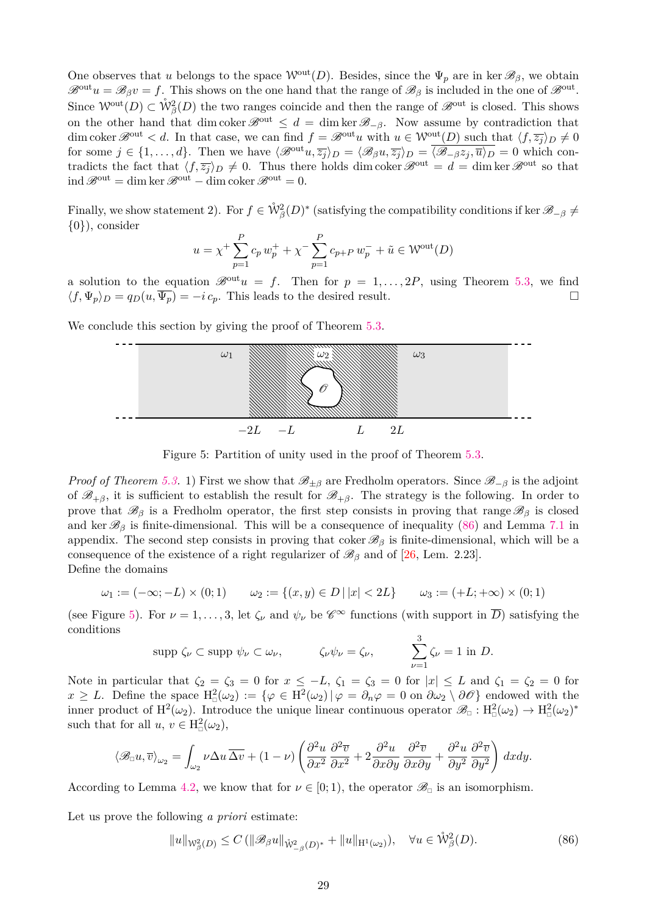One observes that $u$ belongs to the space $\mathcal{W}^{\mathrm{out}}(D)$. Besides, since the $\Psi_p$ are in $\ker \mathscr{B}_\beta$, we obtain $\mathscr{B}^{\mathrm{out}} u = \mathscr{B}_\beta v = f$. This shows on the one hand that the range of $\mathscr{B}_\beta$ is included in the one of $\mathscr{B}^{\mathrm{out}}$. Since $\mathcal{W}^{\mathrm{out}}(D) \subset \mathring{\mathcal{W}}^2_\beta(D)$ the two ranges coincide and then the range of $\mathscr{B}^{\mathrm{out}}$ is closed. This shows on the other hand that $\dim \operatorname{coker} \mathscr{B}^{\mathrm{out}} \leq d = \dim \ker \mathscr{B}_{-\beta}$. Now assume by contradiction that $\dim \operatorname{coker} \mathscr{B}^{\mathrm{out}} < d$. In that case, we can find $f = \mathscr{B}^{\mathrm{out}} u$ with $u \in \mathcal{W}^{\mathrm{out}}(D)$ such that $\langle f, \overline{z_j} \rangle_D \neq 0$ for some $j \in \{1, \dots, d\}$. Then we have $\langle \mathscr{B}^{\mathrm{out}} u, \overline{z_j} \rangle_D = \langle \mathscr{B}_\beta u, \overline{z_j} \rangle_D = \overline{\langle \mathscr{B}_{-\beta} z_j, \overline{u} \rangle_D} = 0$ which contradicts the fact that $\langle f, \overline{z_j} \rangle_D \neq 0$. Thus there holds $\dim \operatorname{coker} \mathscr{B}^{\mathrm{out}} = d = \dim \ker \mathscr{B}^{\mathrm{out}}$ so that $\operatorname{ind} \mathscr{B}^{\mathrm{out}} = \dim \ker \mathscr{B}^{\mathrm{out}} - \dim \operatorname{coker} \mathscr{B}^{\mathrm{out}} = 0$.

Finally, we show statement 2). For $f \in \mathring{\mathcal{W}}^2_\beta(D)^*$ (satisfying the compatibility conditions if $\ker \mathscr{B}_{-\beta} \neq \{0\}$), consider

$$u = \chi^+ \sum_{p=1}^{P} c_p \, w_p^+ + \chi^- \sum_{p=1}^{P} c_{p+P} \, w_p^- + \tilde{u} \in \mathcal{W}^{\mathrm{out}}(D)$$

a solution to the equation $\mathscr{B}^{\mathrm{out}} u = f$. Then for $p = 1, \dots, 2P$, using Theorem 5.3, we find $\langle f, \Psi_p \rangle_D = q_D(u, \overline{\Psi_p}) = -i \, c_p$. This leads to the desired result. $\square$

We conclude this section by giving the proof of Theorem 5.3.

Figure 5: Partition of unity used in the proof of Theorem 5.3.

*Proof of Theorem 5.3.* 1) First we show that $\mathscr{B}_{\pm\beta}$ are Fredholm operators. Since $\mathscr{B}_{-\beta}$ is the adjoint of $\mathscr{B}_{+\beta}$, it is sufficient to establish the result for $\mathscr{B}_{+\beta}$. The strategy is the following. In order to prove that $\mathscr{B}_\beta$ is a Fredholm operator, the first step consists in proving that $\operatorname{range} \mathscr{B}_\beta$ is closed and $\ker \mathscr{B}_\beta$ is finite-dimensional. This will be a consequence of inequality (86) and Lemma 7.1 in appendix. The second step consists in proving that $\operatorname{coker} \mathscr{B}_\beta$ is finite-dimensional, which will be a consequence of the existence of a right regularizer of $\mathscr{B}_\beta$ and of [26, Lem. 2.23].
Define the domains

$$\omega_1 := (-\infty; -L) \times (0; 1) \qquad \omega_2 := \{(x, y) \in D \,|\, |x| < 2L\} \qquad \omega_3 := (+L; +\infty) \times (0; 1)$$

(see Figure 5). For $\nu = 1, \dots, 3$, let $\zeta_\nu$ and $\psi_\nu$ be $\mathscr{C}^\infty$ functions (with support in $\overline{D}$) satisfying the conditions

$$\operatorname{supp} \zeta_\nu \subset \operatorname{supp} \psi_\nu \subset \omega_\nu, \qquad \zeta_\nu \psi_\nu = \zeta_\nu, \qquad \sum_{\nu=1}^{3} \zeta_\nu = 1 \text{ in } D.$$

Note in particular that $\zeta_2 = \zeta_3 = 0$ for $x \leq -L$, $\zeta_1 = \zeta_3 = 0$ for $|x| \leq L$ and $\zeta_1 = \zeta_2 = 0$ for $x \geq L$. Define the space $\mathrm{H}^2_\square(\omega_2) := \{\varphi \in \mathrm{H}^2(\omega_2) \,|\, \varphi = \partial_n \varphi = 0 \text{ on } \partial\omega_2 \setminus \partial\mathscr{O}\}$ endowed with the inner product of $\mathrm{H}^2(\omega_2)$. Introduce the unique linear continuous operator $\mathscr{B}_\square : \mathrm{H}^2_\square(\omega_2) \to \mathrm{H}^2_\square(\omega_2)^*$ such that for all $u, v \in \mathrm{H}^2_\square(\omega_2)$,

$$\langle \mathscr{B}_\square u, \overline{v} \rangle_{\omega_2} = \int_{\omega_2} \nu \Delta u \, \overline{\Delta v} + (1 - \nu) \left( \frac{\partial^2 u}{\partial x^2} \frac{\partial^2 \overline{v}}{\partial x^2} + 2 \frac{\partial^2 u}{\partial x \partial y} \frac{\partial^2 \overline{v}}{\partial x \partial y} + \frac{\partial^2 u}{\partial y^2} \frac{\partial^2 \overline{v}}{\partial y^2} \right) dxdy.$$

According to Lemma 4.2, we know that for $\nu \in [0; 1)$, the operator $\mathscr{B}_\square$ is an isomorphism.

Let us prove the following *a priori* estimate:

$$\|u\|_{\mathcal{W}^2_\beta(D)} \leq C \, (\|\mathscr{B}_\beta u\|_{\mathring{\mathcal{W}}^2_{-\beta}(D)^*} + \|u\|_{\mathrm{H}^1(\omega_2)}), \quad \forall u \in \mathring{\mathcal{W}}^2_\beta(D). \tag{86}$$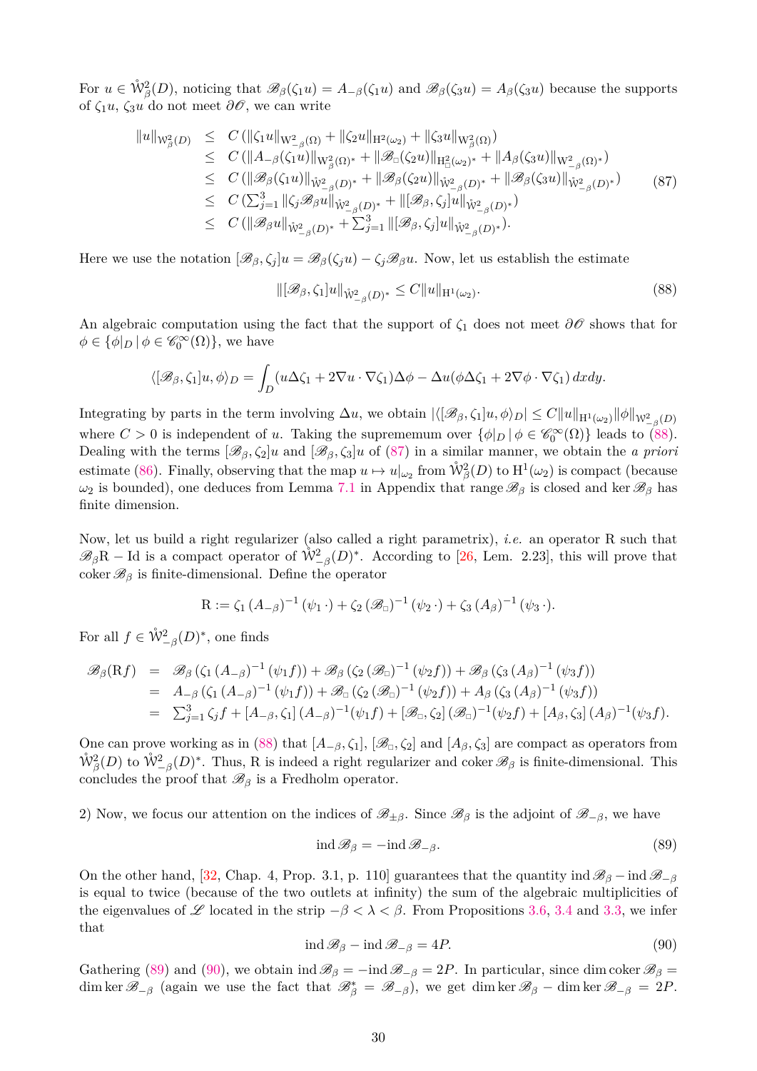For $u \in \mathring{\mathrm{W}}^2_\beta(D)$, noticing that $\mathscr{B}_\beta(\zeta_1 u) = A_{-\beta}(\zeta_1 u)$ and $\mathscr{B}_\beta(\zeta_3 u) = A_\beta(\zeta_3 u)$ because the supports of $\zeta_1 u$, $\zeta_3 u$ do not meet $\partial\mathscr{O}$, we can write

$$
\begin{array}{rcl}
\|u\|_{\mathrm{W}^2_\beta(D)} & \le & C\,(\|\zeta_1 u\|_{\mathrm{W}^2_{-\beta}(\Omega)} + \|\zeta_2 u\|_{\mathrm{H}^2(\omega_2)} + \|\zeta_3 u\|_{\mathrm{W}^2_\beta(\Omega)}) \\
& \le & C\,(\|A_{-\beta}(\zeta_1 u)\|_{\mathrm{W}^2_\beta(\Omega)^*} + \|\mathscr{B}_\square(\zeta_2 u)\|_{\mathrm{H}^2_\square(\omega_2)^*} + \|A_\beta(\zeta_3 u)\|_{\mathrm{W}^2_{-\beta}(\Omega)^*}) \\
& \le & C\,(\|\mathscr{B}_\beta(\zeta_1 u)\|_{\mathring{\mathrm{W}}^2_{-\beta}(D)^*} + \|\mathscr{B}_\beta(\zeta_2 u)\|_{\mathring{\mathrm{W}}^2_{-\beta}(D)^*} + \|\mathscr{B}_\beta(\zeta_3 u)\|_{\mathring{\mathrm{W}}^2_{-\beta}(D)^*}) \\
& \le & C\,(\sum_{j=1}^3 \|\zeta_j \mathscr{B}_\beta u\|_{\mathring{\mathrm{W}}^2_{-\beta}(D)^*} + \|[\mathscr{B}_\beta,\zeta_j]u\|_{\mathring{\mathrm{W}}^2_{-\beta}(D)^*}) \\
& \le & C\,(\|\mathscr{B}_\beta u\|_{\mathring{\mathrm{W}}^2_{-\beta}(D)^*} + \sum_{j=1}^3 \|[\mathscr{B}_\beta,\zeta_j]u\|_{\mathring{\mathrm{W}}^2_{-\beta}(D)^*}).
\end{array}
\tag{87}
$$

Here we use the notation $[\mathscr{B}_\beta,\zeta_j]u = \mathscr{B}_\beta(\zeta_j u) - \zeta_j \mathscr{B}_\beta u$. Now, let us establish the estimate

$$
\|[\mathscr{B}_\beta,\zeta_1]u\|_{\mathring{\mathrm{W}}^2_{-\beta}(D)^*} \le C\|u\|_{\mathrm{H}^1(\omega_2)}. \tag{88}
$$

An algebraic computation using the fact that the support of $\zeta_1$ does not meet $\partial\mathscr{O}$ shows that for $\phi \in \{\phi|_D \,|\, \phi \in \mathscr{C}_0^\infty(\Omega)\}$, we have

$$
\langle [\mathscr{B}_\beta,\zeta_1]u,\phi\rangle_D = \int_D (u\Delta\zeta_1 + 2\nabla u\cdot\nabla\zeta_1)\Delta\phi - \Delta u(\phi\Delta\zeta_1 + 2\nabla\phi\cdot\nabla\zeta_1)\,dxdy.
$$

Integrating by parts in the term involving $\Delta u$, we obtain $|\langle [\mathscr{B}_\beta,\zeta_1]u,\phi\rangle_D| \le C\|u\|_{\mathrm{H}^1(\omega_2)}\|\phi\|_{\mathrm{W}^2_{-\beta}(D)}$ where $C>0$ is independent of $u$. Taking the supremum over $\{\phi|_D \,|\, \phi \in \mathscr{C}_0^\infty(\Omega)\}$ leads to (88). Dealing with the terms $[\mathscr{B}_\beta,\zeta_2]u$ and $[\mathscr{B}_\beta,\zeta_3]u$ of (87) in a similar manner, we obtain the *a priori* estimate (86). Finally, observing that the map $u \mapsto u|_{\omega_2}$ from $\mathring{\mathrm{W}}^2_\beta(D)$ to $\mathrm{H}^1(\omega_2)$ is compact (because $\omega_2$ is bounded), one deduces from Lemma 7.1 in Appendix that range $\mathscr{B}_\beta$ is closed and $\ker\mathscr{B}_\beta$ has finite dimension.

Now, let us build a right regularizer (also called a right parametrix), *i.e.* an operator R such that $\mathscr{B}_\beta\mathrm{R} - \mathrm{Id}$ is a compact operator of $\mathring{\mathrm{W}}^2_{-\beta}(D)^*$. According to [26, Lem. 2.23], this will prove that coker $\mathscr{B}_\beta$ is finite-dimensional. Define the operator

$$
\mathrm{R} := \zeta_1\,(A_{-\beta})^{-1}\,(\psi_1\,\cdot) + \zeta_2\,(\mathscr{B}_\square)^{-1}\,(\psi_2\,\cdot) + \zeta_3\,(A_\beta)^{-1}\,(\psi_3\,\cdot).
$$

For all $f \in \mathring{\mathrm{W}}^2_{-\beta}(D)^*$, one finds

$$
\begin{array}{rcl}
\mathscr{B}_\beta(\mathrm{R}f) & = & \mathscr{B}_\beta\left(\zeta_1\,(A_{-\beta})^{-1}\,(\psi_1 f)\right) + \mathscr{B}_\beta\left(\zeta_2\,(\mathscr{B}_\square)^{-1}\,(\psi_2 f)\right) + \mathscr{B}_\beta\left(\zeta_3\,(A_\beta)^{-1}\,(\psi_3 f)\right) \\
& = & A_{-\beta}\left(\zeta_1\,(A_{-\beta})^{-1}\,(\psi_1 f)\right) + \mathscr{B}_\square\left(\zeta_2\,(\mathscr{B}_\square)^{-1}\,(\psi_2 f)\right) + A_\beta\left(\zeta_3\,(A_\beta)^{-1}\,(\psi_3 f)\right) \\
& = & \sum_{j=1}^3 \zeta_j f + [A_{-\beta},\zeta_1]\,(A_{-\beta})^{-1}(\psi_1 f) + [\mathscr{B}_\square,\zeta_2]\,(\mathscr{B}_\square)^{-1}(\psi_2 f) + [A_\beta,\zeta_3]\,(A_\beta)^{-1}(\psi_3 f).
\end{array}
$$

One can prove working as in (88) that $[A_{-\beta},\zeta_1]$, $[\mathscr{B}_\square,\zeta_2]$ and $[A_\beta,\zeta_3]$ are compact as operators from $\mathring{\mathrm{W}}^2_\beta(D)$ to $\mathring{\mathrm{W}}^2_{-\beta}(D)^*$. Thus, R is indeed a right regularizer and coker $\mathscr{B}_\beta$ is finite-dimensional. This concludes the proof that $\mathscr{B}_\beta$ is a Fredholm operator.

2) Now, we focus our attention on the indices of $\mathscr{B}_{\pm\beta}$. Since $\mathscr{B}_\beta$ is the adjoint of $\mathscr{B}_{-\beta}$, we have

$$
\mathrm{ind}\,\mathscr{B}_\beta = -\mathrm{ind}\,\mathscr{B}_{-\beta}. \tag{89}
$$

On the other hand, [32, Chap. 4, Prop. 3.1, p. 110] guarantees that the quantity $\mathrm{ind}\,\mathscr{B}_\beta - \mathrm{ind}\,\mathscr{B}_{-\beta}$ is equal to twice (because of the two outlets at infinity) the sum of the algebraic multiplicities of the eigenvalues of $\mathscr{L}$ located in the strip $-\beta < \lambda < \beta$. From Propositions 3.6, 3.4 and 3.3, we infer that

$$
\mathrm{ind}\,\mathscr{B}_\beta - \mathrm{ind}\,\mathscr{B}_{-\beta} = 4P. \tag{90}
$$

Gathering (89) and (90), we obtain $\mathrm{ind}\,\mathscr{B}_\beta = -\mathrm{ind}\,\mathscr{B}_{-\beta} = 2P$. In particular, since $\dim\mathrm{coker}\,\mathscr{B}_\beta = \dim\ker\mathscr{B}_{-\beta}$ (again we use the fact that $\mathscr{B}_\beta^* = \mathscr{B}_{-\beta}$), we get $\dim\ker\mathscr{B}_\beta - \dim\ker\mathscr{B}_{-\beta} = 2P$.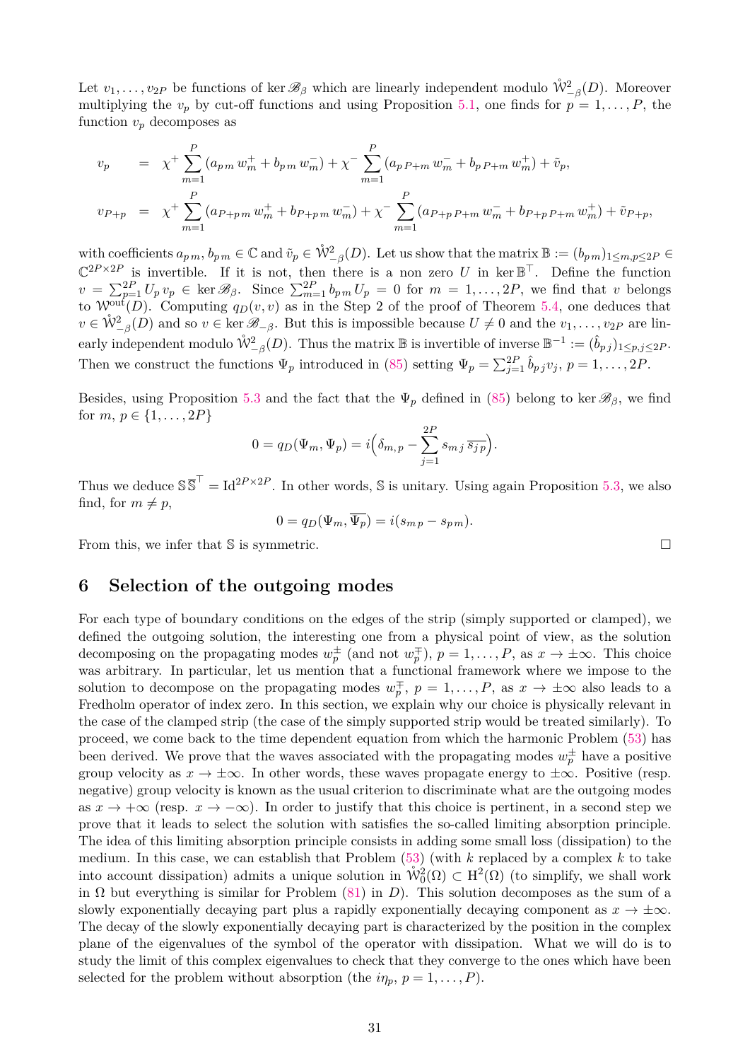Let $v_1, \dots, v_{2P}$ be functions of $\ker \mathscr{B}_\beta$ which are linearly independent modulo $\mathring{\mathcal{W}}^2_{-\beta}(D)$. Moreover multiplying the $v_p$ by cut-off functions and using Proposition 5.1, one finds for $p = 1, \dots, P$, the function $v_p$ decomposes as

$$
\begin{aligned}
v_p &= \chi^+ \sum_{m=1}^{P} (a_{p\,m}\, w_m^+ + b_{p\,m}\, w_m^-) + \chi^- \sum_{m=1}^{P} (a_{p\,P+m}\, w_m^- + b_{p\,P+m}\, w_m^+) + \tilde{v}_p, \\
v_{P+p} &= \chi^+ \sum_{m=1}^{P} (a_{P+p\,m}\, w_m^+ + b_{P+p\,m}\, w_m^-) + \chi^- \sum_{m=1}^{P} (a_{P+p\,P+m}\, w_m^- + b_{P+p\,P+m}\, w_m^+) + \tilde{v}_{P+p},
\end{aligned}
$$

with coefficients $a_{p\,m}, b_{p\,m} \in \mathbb{C}$ and $\tilde{v}_p \in \mathring{\mathcal{W}}^2_{-\beta}(D)$. Let us show that the matrix $\mathbb{B} := (b_{p\,m})_{1 \le m,p \le 2P} \in \mathbb{C}^{2P \times 2P}$ is invertible. If it is not, then there is a non zero $U$ in $\ker \mathbb{B}^\top$. Define the function $v = \sum_{p=1}^{2P} U_p\, v_p \in \ker \mathscr{B}_\beta$. Since $\sum_{m=1}^{2P} b_{p\,m}\, U_p = 0$ for $m = 1, \dots, 2P$, we find that $v$ belongs to $\mathcal{W}^{\text{out}}(D)$. Computing $q_D(v, v)$ as in the Step 2 of the proof of Theorem 5.4, one deduces that $v \in \mathring{\mathcal{W}}^2_{-\beta}(D)$ and so $v \in \ker \mathscr{B}_{-\beta}$. But this is impossible because $U \neq 0$ and the $v_1, \dots, v_{2P}$ are linearly independent modulo $\mathring{\mathcal{W}}^2_{-\beta}(D)$. Thus the matrix $\mathbb{B}$ is invertible of inverse $\mathbb{B}^{-1} := (\hat{b}_{p\,j})_{1 \le p,j \le 2P}$. Then we construct the functions $\Psi_p$ introduced in (85) setting $\Psi_p = \sum_{j=1}^{2P} \hat{b}_{p\,j} v_j$, $p = 1, \dots, 2P$.

Besides, using Proposition 5.3 and the fact that the $\Psi_p$ defined in (85) belong to $\ker \mathscr{B}_\beta$, we find for $m, p \in \{1, \dots, 2P\}$

$$
0 = q_D(\Psi_m, \Psi_p) = i\Big(\delta_{m,p} - \sum_{j=1}^{2P} s_{m\,j}\, \overline{s_{j\,p}}\Big).
$$

Thus we deduce $\mathbb{S}\,\overline{\mathbb{S}}^\top = \mathrm{Id}^{2P \times 2P}$. In other words, $\mathbb{S}$ is unitary. Using again Proposition 5.3, we also find, for $m \neq p$,

$$
0 = q_D(\Psi_m, \overline{\Psi_p}) = i(s_{m\,p} - s_{p\,m}).
$$

From this, we infer that $\mathbb{S}$ is symmetric. $\square$

## 6 Selection of the outgoing modes

For each type of boundary conditions on the edges of the strip (simply supported or clamped), we defined the outgoing solution, the interesting one from a physical point of view, as the solution decomposing on the propagating modes $w_p^\pm$ (and not $w_p^\mp$), $p = 1, \dots, P$, as $x \to \pm\infty$. This choice was arbitrary. In particular, let us mention that a functional framework where we impose to the solution to decompose on the propagating modes $w_p^\mp$, $p = 1, \dots, P$, as $x \to \pm\infty$ also leads to a Fredholm operator of index zero. In this section, we explain why our choice is physically relevant in the case of the clamped strip (the case of the simply supported strip would be treated similarly). To proceed, we come back to the time dependent equation from which the harmonic Problem (53) has been derived. We prove that the waves associated with the propagating modes $w_p^\pm$ have a positive group velocity as $x \to \pm\infty$. In other words, these waves propagate energy to $\pm\infty$. Positive (resp. negative) group velocity is known as the usual criterion to discriminate what are the outgoing modes as $x \to +\infty$ (resp. $x \to -\infty$). In order to justify that this choice is pertinent, in a second step we prove that it leads to select the solution with satisfies the so-called limiting absorption principle. The idea of this limiting absorption principle consists in adding some small loss (dissipation) to the medium. In this case, we can establish that Problem (53) (with $k$ replaced by a complex $k$ to take into account dissipation) admits a unique solution in $\mathring{\mathcal{W}}^2_0(\Omega) \subset \mathrm{H}^2(\Omega)$ (to simplify, we shall work in $\Omega$ but everything is similar for Problem (81) in $D$). This solution decomposes as the sum of a slowly exponentially decaying part plus a rapidly exponentially decaying component as $x \to \pm\infty$. The decay of the slowly exponentially decaying part is characterized by the position in the complex plane of the eigenvalues of the symbol of the operator with dissipation. What we will do is to study the limit of this complex eigenvalues to check that they converge to the ones which have been selected for the problem without absorption (the $i\eta_p$, $p = 1, \dots, P$).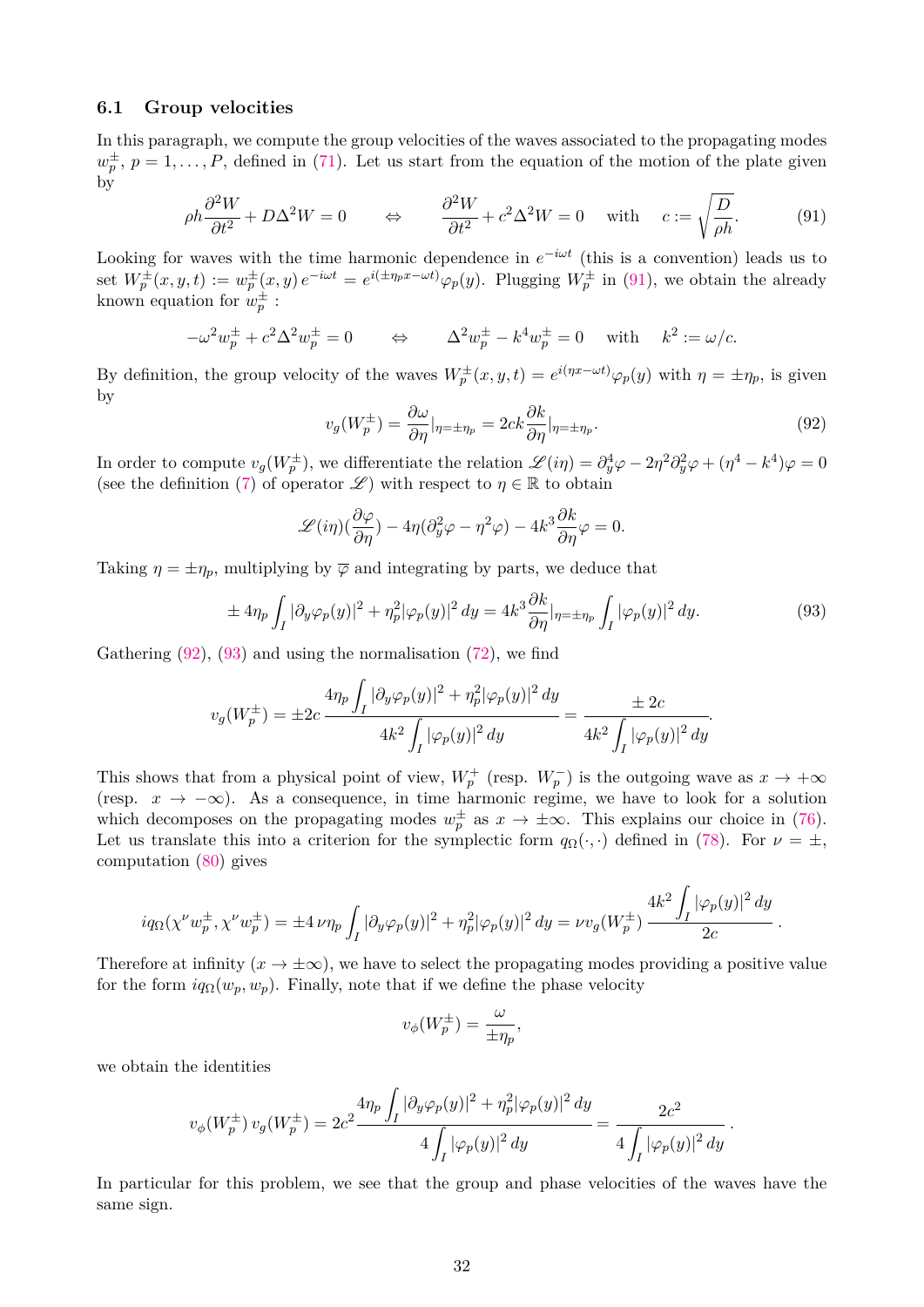### 6.1 Group velocities

In this paragraph, we compute the group velocities of the waves associated to the propagating modes $w_p^\pm$, $p = 1, \dots, P$, defined in (71). Let us start from the equation of the motion of the plate given by

$$\rho h \frac{\partial^2 W}{\partial t^2} + D\Delta^2 W = 0 \qquad \Leftrightarrow \qquad \frac{\partial^2 W}{\partial t^2} + c^2 \Delta^2 W = 0 \quad \text{with} \quad c := \sqrt{\frac{D}{\rho h}}. \tag{91}$$

Looking for waves with the time harmonic dependence in $e^{-i\omega t}$ (this is a convention) leads us to set $W_p^\pm(x, y, t) := w_p^\pm(x, y)\, e^{-i\omega t} = e^{i(\pm\eta_p x - \omega t)}\varphi_p(y)$. Plugging $W_p^\pm$ in (91), we obtain the already known equation for $w_p^\pm$ :

$$-\omega^2 w_p^\pm + c^2 \Delta^2 w_p^\pm = 0 \qquad \Leftrightarrow \qquad \Delta^2 w_p^\pm - k^4 w_p^\pm = 0 \quad \text{with} \quad k^2 := \omega/c.$$

By definition, the group velocity of the waves $W_p^\pm(x, y, t) = e^{i(\eta x - \omega t)}\varphi_p(y)$ with $\eta = \pm\eta_p$, is given by

$$v_g(W_p^\pm) = \frac{\partial \omega}{\partial \eta}|_{\eta = \pm\eta_p} = 2ck \frac{\partial k}{\partial \eta}|_{\eta = \pm\eta_p}. \tag{92}$$

In order to compute $v_g(W_p^\pm)$, we differentiate the relation $\mathscr{L}(i\eta) = \partial_y^4 \varphi - 2\eta^2 \partial_y^2 \varphi + (\eta^4 - k^4)\varphi = 0$ (see the definition (7) of operator $\mathscr{L}$) with respect to $\eta \in \mathbb{R}$ to obtain

$$\mathscr{L}(i\eta)(\frac{\partial \varphi}{\partial \eta}) - 4\eta(\partial_y^2 \varphi - \eta^2 \varphi) - 4k^3 \frac{\partial k}{\partial \eta}\varphi = 0.$$

Taking $\eta = \pm\eta_p$, multiplying by $\overline{\varphi}$ and integrating by parts, we deduce that

$$\pm\, 4\eta_p \int_I |\partial_y \varphi_p(y)|^2 + \eta_p^2 |\varphi_p(y)|^2\, dy = 4k^3 \frac{\partial k}{\partial \eta}|_{\eta = \pm\eta_p} \int_I |\varphi_p(y)|^2\, dy. \tag{93}$$

Gathering (92), (93) and using the normalisation (72), we find

$$v_g(W_p^\pm) = \pm 2c\, \frac{4\eta_p \displaystyle\int_I |\partial_y \varphi_p(y)|^2 + \eta_p^2 |\varphi_p(y)|^2\, dy}{4k^2 \displaystyle\int_I |\varphi_p(y)|^2\, dy} = \frac{\pm\, 2c}{4k^2 \displaystyle\int_I |\varphi_p(y)|^2\, dy}.$$

This shows that from a physical point of view, $W_p^+$ (resp. $W_p^-$) is the outgoing wave as $x \to +\infty$ (resp. $x \to -\infty$). As a consequence, in time harmonic regime, we have to look for a solution which decomposes on the propagating modes $w_p^\pm$ as $x \to \pm\infty$. This explains our choice in (76). Let us translate this into a criterion for the symplectic form $q_\Omega(\cdot, \cdot)$ defined in (78). For $\nu = \pm$, computation (80) gives

$$iq_\Omega(\chi^\nu w_p^\pm, \chi^\nu w_p^\pm) = \pm 4\, \nu\eta_p \int_I |\partial_y \varphi_p(y)|^2 + \eta_p^2 |\varphi_p(y)|^2\, dy = \nu v_g(W_p^\pm)\, \frac{4k^2 \displaystyle\int_I |\varphi_p(y)|^2\, dy}{2c}\,.$$

Therefore at infinity ($x \to \pm\infty$), we have to select the propagating modes providing a positive value for the form $iq_\Omega(w_p, w_p)$. Finally, note that if we define the phase velocity

$$v_\phi(W_p^\pm) = \frac{\omega}{\pm\eta_p},$$

we obtain the identities

$$v_\phi(W_p^\pm)\, v_g(W_p^\pm) = 2c^2 \frac{4\eta_p \displaystyle\int_I |\partial_y \varphi_p(y)|^2 + \eta_p^2 |\varphi_p(y)|^2\, dy}{4 \displaystyle\int_I |\varphi_p(y)|^2\, dy} = \frac{2c^2}{4 \displaystyle\int_I |\varphi_p(y)|^2\, dy}\,.$$

In particular for this problem, we see that the group and phase velocities of the waves have the same sign.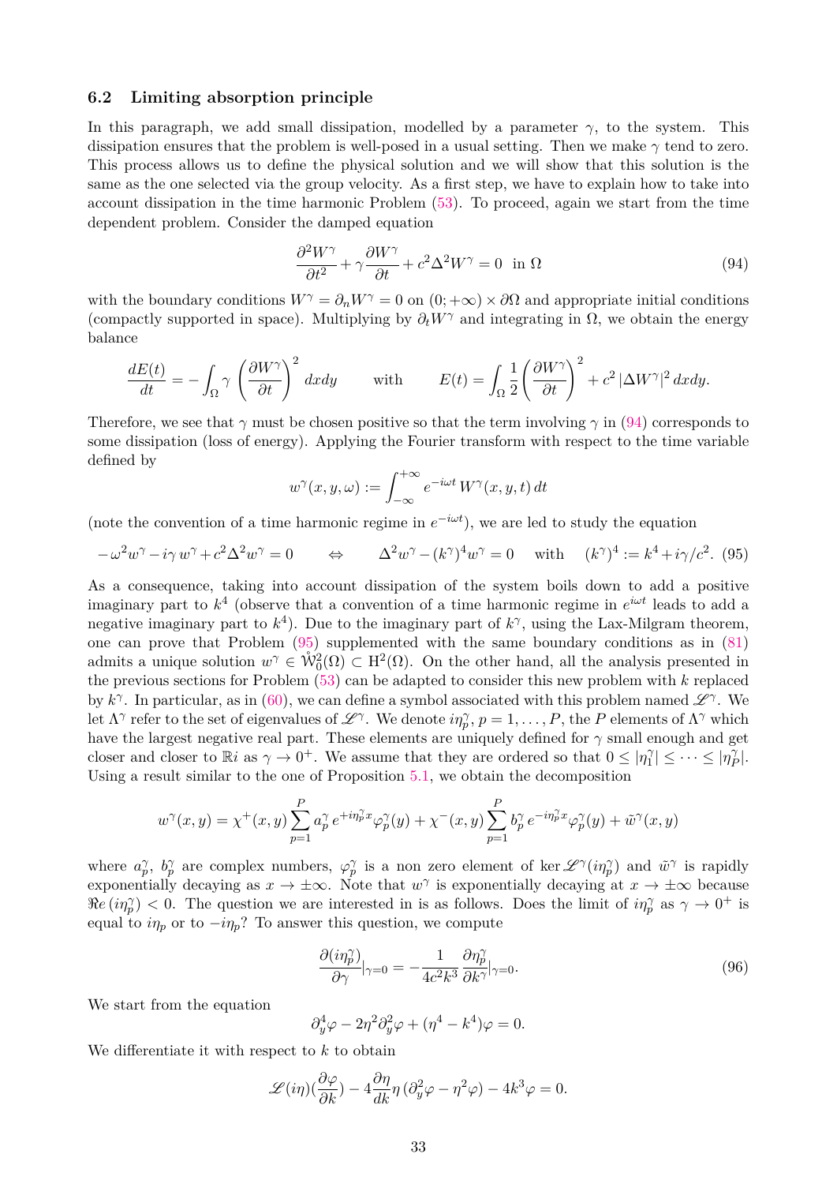### 6.2 Limiting absorption principle

In this paragraph, we add small dissipation, modelled by a parameter $\gamma$, to the system. This dissipation ensures that the problem is well-posed in a usual setting. Then we make $\gamma$ tend to zero. This process allows us to define the physical solution and we will show that this solution is the same as the one selected via the group velocity. As a first step, we have to explain how to take into account dissipation in the time harmonic Problem (53). To proceed, again we start from the time dependent problem. Consider the damped equation

$$\frac{\partial^2 W^\gamma}{\partial t^2} + \gamma \frac{\partial W^\gamma}{\partial t} + c^2 \Delta^2 W^\gamma = 0 \quad \text{in } \Omega \tag{94}$$

with the boundary conditions $W^\gamma = \partial_n W^\gamma = 0$ on $(0;+\infty) \times \partial\Omega$ and appropriate initial conditions (compactly supported in space). Multiplying by $\partial_t W^\gamma$ and integrating in $\Omega$, we obtain the energy balance

$$\frac{dE(t)}{dt} = -\int_\Omega \gamma \left(\frac{\partial W^\gamma}{\partial t}\right)^2 dxdy \qquad \text{with} \qquad E(t) = \int_\Omega \frac{1}{2}\left(\frac{\partial W^\gamma}{\partial t}\right)^2 + c^2 \left|\Delta W^\gamma\right|^2 dxdy.$$

Therefore, we see that $\gamma$ must be chosen positive so that the term involving $\gamma$ in (94) corresponds to some dissipation (loss of energy). Applying the Fourier transform with respect to the time variable defined by

$$w^\gamma(x,y,\omega) := \int_{-\infty}^{+\infty} e^{-i\omega t}\, W^\gamma(x,y,t)\, dt$$

(note the convention of a time harmonic regime in $e^{-i\omega t}$), we are led to study the equation

$$-\omega^2 w^\gamma - i\gamma\, w^\gamma + c^2 \Delta^2 w^\gamma = 0 \qquad \Leftrightarrow \qquad \Delta^2 w^\gamma - (k^\gamma)^4 w^\gamma = 0 \quad \text{ with } \quad (k^\gamma)^4 := k^4 + i\gamma/c^2. \tag{95}$$

As a consequence, taking into account dissipation of the system boils down to add a positive imaginary part to $k^4$ (observe that a convention of a time harmonic regime in $e^{i\omega t}$ leads to add a negative imaginary part to $k^4$). Due to the imaginary part of $k^\gamma$, using the Lax-Milgram theorem, one can prove that Problem (95) supplemented with the same boundary conditions as in (81) admits a unique solution $w^\gamma \in \mathring{\mathrm{W}}^2_0(\Omega) \subset \mathrm{H}^2(\Omega)$. On the other hand, all the analysis presented in the previous sections for Problem (53) can be adapted to consider this new problem with $k$ replaced by $k^\gamma$. In particular, as in (60), we can define a symbol associated with this problem named $\mathscr{L}^\gamma$. We let $\Lambda^\gamma$ refer to the set of eigenvalues of $\mathscr{L}^\gamma$. We denote $i\eta^\gamma_p$, $p = 1,\dots,P$, the $P$ elements of $\Lambda^\gamma$ which have the largest negative real part. These elements are uniquely defined for $\gamma$ small enough and get closer and closer to $\mathbb{R}i$ as $\gamma \to 0^+$. We assume that they are ordered so that $0 \le |\eta^\gamma_1| \le \dots \le |\eta^\gamma_P|$. Using a result similar to the one of Proposition 5.1, we obtain the decomposition

$$w^\gamma(x,y) = \chi^+(x,y)\sum_{p=1}^P a^\gamma_p\, e^{+i\eta^\gamma_p x}\varphi^\gamma_p(y) + \chi^-(x,y)\sum_{p=1}^P b^\gamma_p\, e^{-i\eta^\gamma_p x}\varphi^\gamma_p(y) + \tilde{w}^\gamma(x,y)$$

where $a^\gamma_p$, $b^\gamma_p$ are complex numbers, $\varphi^\gamma_p$ is a non zero element of $\ker \mathscr{L}^\gamma(i\eta^\gamma_p)$ and $\tilde{w}^\gamma$ is rapidly exponentially decaying as $x \to \pm\infty$. Note that $w^\gamma$ is exponentially decaying at $x \to \pm\infty$ because $\Re e\,(i\eta^\gamma_p) < 0$. The question we are interested in is as follows. Does the limit of $i\eta^\gamma_p$ as $\gamma \to 0^+$ is equal to $i\eta_p$ or to $-i\eta_p$? To answer this question, we compute

$$\frac{\partial (i\eta^\gamma_p)}{\partial \gamma}|_{\gamma=0} = -\frac{1}{4c^2k^3}\,\frac{\partial \eta^\gamma_p}{\partial k^\gamma}|_{\gamma=0}. \tag{96}$$

We start from the equation

$$\partial^4_y \varphi - 2\eta^2 \partial^2_y \varphi + (\eta^4 - k^4)\varphi = 0.$$

We differentiate it with respect to $k$ to obtain

$$\mathscr{L}(i\eta)(\frac{\partial \varphi}{\partial k}) - 4\frac{\partial \eta}{dk}\eta\,(\partial^2_y\varphi - \eta^2\varphi) - 4k^3\varphi = 0.$$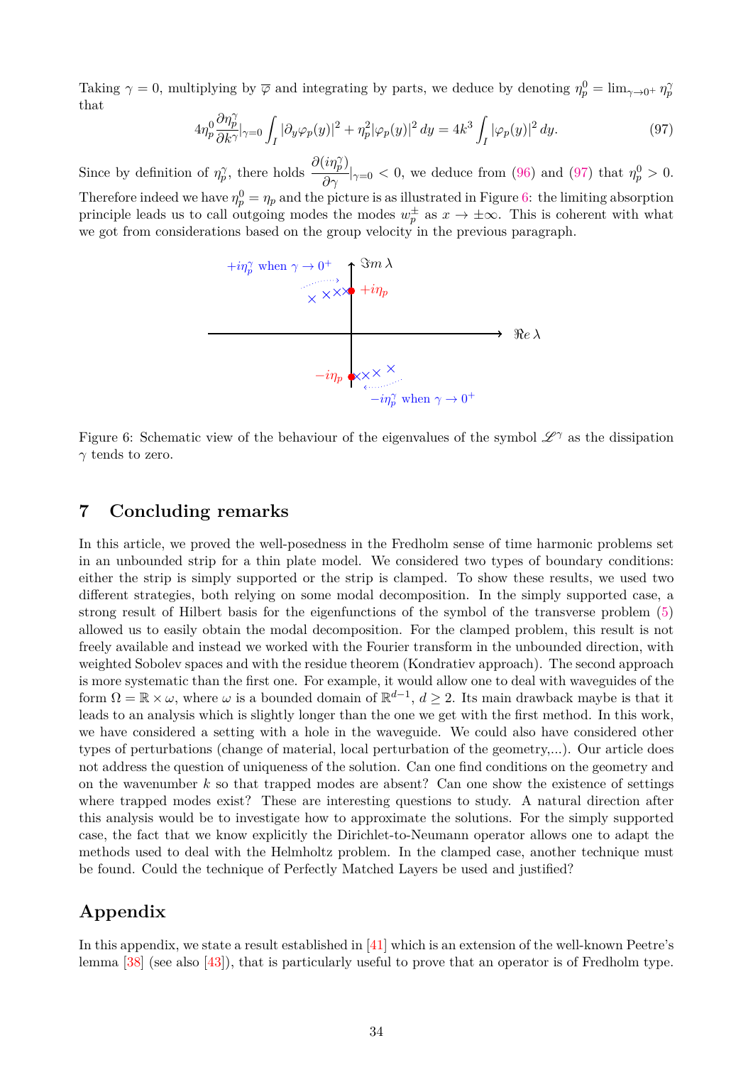Taking $\gamma = 0$, multiplying by $\overline{\varphi}$ and integrating by parts, we deduce by denoting $\eta_p^0 = \lim_{\gamma\to 0^+} \eta_p^\gamma$ that

$$4\eta_p^0 \frac{\partial \eta_p^\gamma}{\partial k^\gamma}|_{\gamma=0} \int_I |\partial_y \varphi_p(y)|^2 + \eta_p^2 |\varphi_p(y)|^2 \, dy = 4k^3 \int_I |\varphi_p(y)|^2 \, dy. \tag{97}$$

Since by definition of $\eta_p^\gamma$, there holds $\dfrac{\partial(i\eta_p^\gamma)}{\partial \gamma}|_{\gamma=0} < 0$, we deduce from (96) and (97) that $\eta_p^0 > 0$. Therefore indeed we have $\eta_p^0 = \eta_p$ and the picture is as illustrated in Figure 6: the limiting absorption principle leads us to call outgoing modes the modes $w_p^\pm$ as $x \to \pm\infty$. This is coherent with what we got from considerations based on the group velocity in the previous paragraph.

Figure 6: Schematic view of the behaviour of the eigenvalues of the symbol $\mathscr{L}^\gamma$ as the dissipation $\gamma$ tends to zero.

## 7 Concluding remarks

In this article, we proved the well-posedness in the Fredholm sense of time harmonic problems set in an unbounded strip for a thin plate model. We considered two types of boundary conditions: either the strip is simply supported or the strip is clamped. To show these results, we used two different strategies, both relying on some modal decomposition. In the simply supported case, a strong result of Hilbert basis for the eigenfunctions of the symbol of the transverse problem (5) allowed us to easily obtain the modal decomposition. For the clamped problem, this result is not freely available and instead we worked with the Fourier transform in the unbounded direction, with weighted Sobolev spaces and with the residue theorem (Kondratiev approach). The second approach is more systematic than the first one. For example, it would allow one to deal with waveguides of the form $\Omega = \mathbb{R} \times \omega$, where $\omega$ is a bounded domain of $\mathbb{R}^{d-1}$, $d \geq 2$. Its main drawback maybe is that it leads to an analysis which is slightly longer than the one we get with the first method. In this work, we have considered a setting with a hole in the waveguide. We could also have considered other types of perturbations (change of material, local perturbation of the geometry,...). Our article does not address the question of uniqueness of the solution. Can one find conditions on the geometry and on the wavenumber $k$ so that trapped modes are absent? Can one show the existence of settings where trapped modes exist? These are interesting questions to study. A natural direction after this analysis would be to investigate how to approximate the solutions. For the simply supported case, the fact that we know explicitly the Dirichlet-to-Neumann operator allows one to adapt the methods used to deal with the Helmholtz problem. In the clamped case, another technique must be found. Could the technique of Perfectly Matched Layers be used and justified?

## Appendix

In this appendix, we state a result established in [41] which is an extension of the well-known Peetre's lemma [38] (see also [43]), that is particularly useful to prove that an operator is of Fredholm type.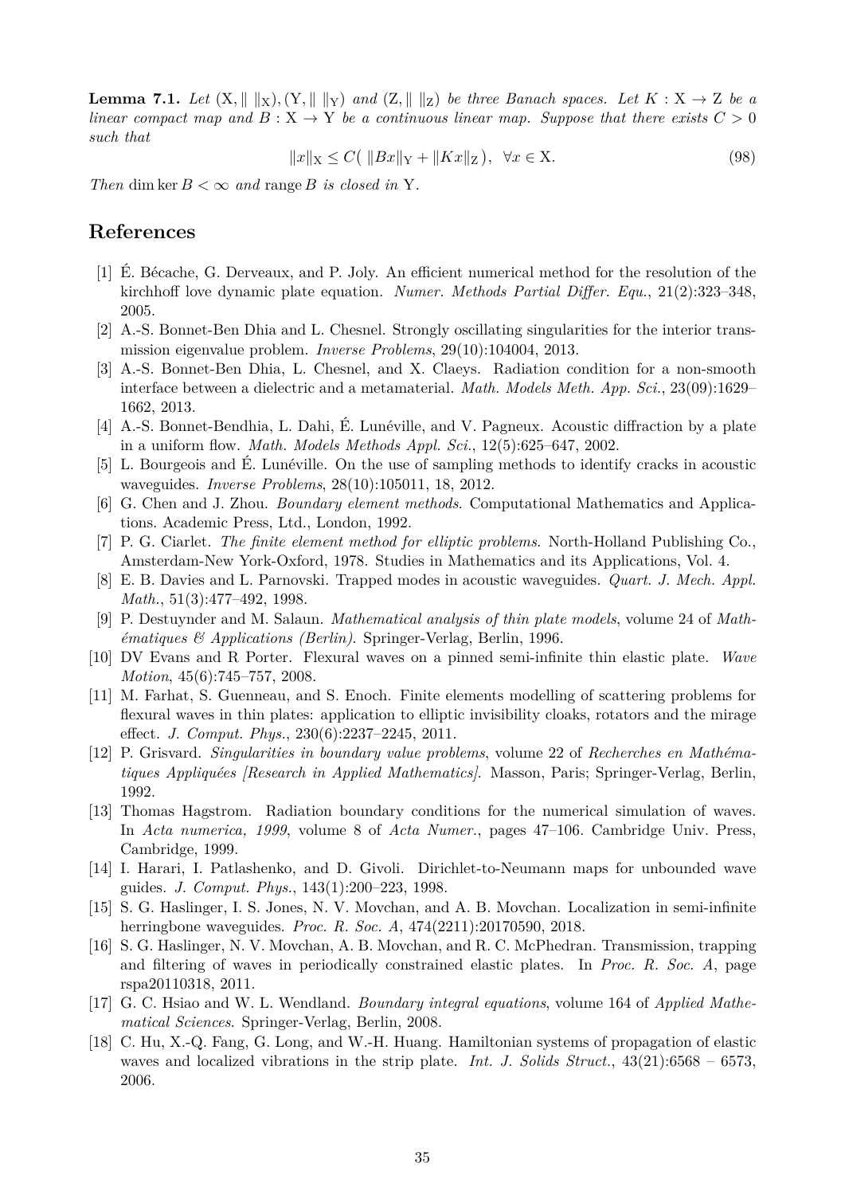**Lemma 7.1.** *Let* $(\mathrm{X}, \| \ \|_{\mathrm{X}}), (\mathrm{Y}, \| \ \|_{\mathrm{Y}})$ *and* $(\mathrm{Z}, \| \ \|_{\mathrm{Z}})$ *be three Banach spaces. Let* $K : \mathrm{X} \to \mathrm{Z}$ *be a linear compact map and* $B : \mathrm{X} \to \mathrm{Y}$ *be a continuous linear map. Suppose that there exists* $C > 0$ *such that*

$$\|x\|_{\mathrm{X}} \leq C\big( \, \|Bx\|_{\mathrm{Y}} + \|Kx\|_{\mathrm{Z}} \big), \quad \forall x \in \mathrm{X}. \tag{98}$$

*Then* $\dim \ker B < \infty$ *and* $\operatorname{range} B$ *is closed in* $\mathrm{Y}$.

## References

[1] É. Bécache, G. Derveaux, and P. Joly. An efficient numerical method for the resolution of the kirchhoff love dynamic plate equation. *Numer. Methods Partial Differ. Equ.*, 21(2):323–348, 2005.

[2] A.-S. Bonnet-Ben Dhia and L. Chesnel. Strongly oscillating singularities for the interior transmission eigenvalue problem. *Inverse Problems*, 29(10):104004, 2013.

[3] A.-S. Bonnet-Ben Dhia, L. Chesnel, and X. Claeys. Radiation condition for a non-smooth interface between a dielectric and a metamaterial. *Math. Models Meth. App. Sci.*, 23(09):1629–1662, 2013.

[4] A.-S. Bonnet-Bendhia, L. Dahi, É. Lunéville, and V. Pagneux. Acoustic diffraction by a plate in a uniform flow. *Math. Models Methods Appl. Sci.*, 12(5):625–647, 2002.

[5] L. Bourgeois and É. Lunéville. On the use of sampling methods to identify cracks in acoustic waveguides. *Inverse Problems*, 28(10):105011, 18, 2012.

[6] G. Chen and J. Zhou. *Boundary element methods*. Computational Mathematics and Applications. Academic Press, Ltd., London, 1992.

[7] P. G. Ciarlet. *The finite element method for elliptic problems*. North-Holland Publishing Co., Amsterdam-New York-Oxford, 1978. Studies in Mathematics and its Applications, Vol. 4.

[8] E. B. Davies and L. Parnovski. Trapped modes in acoustic waveguides. *Quart. J. Mech. Appl. Math.*, 51(3):477–492, 1998.

[9] P. Destuynder and M. Salaun. *Mathematical analysis of thin plate models*, volume 24 of *Mathématiques & Applications (Berlin)*. Springer-Verlag, Berlin, 1996.

[10] DV Evans and R Porter. Flexural waves on a pinned semi-infinite thin elastic plate. *Wave Motion*, 45(6):745–757, 2008.

[11] M. Farhat, S. Guenneau, and S. Enoch. Finite elements modelling of scattering problems for flexural waves in thin plates: application to elliptic invisibility cloaks, rotators and the mirage effect. *J. Comput. Phys.*, 230(6):2237–2245, 2011.

[12] P. Grisvard. *Singularities in boundary value problems*, volume 22 of *Recherches en Mathématiques Appliquées [Research in Applied Mathematics]*. Masson, Paris; Springer-Verlag, Berlin, 1992.

[13] Thomas Hagstrom. Radiation boundary conditions for the numerical simulation of waves. In *Acta numerica, 1999*, volume 8 of *Acta Numer.*, pages 47–106. Cambridge Univ. Press, Cambridge, 1999.

[14] I. Harari, I. Patlashenko, and D. Givoli. Dirichlet-to-Neumann maps for unbounded wave guides. *J. Comput. Phys.*, 143(1):200–223, 1998.

[15] S. G. Haslinger, I. S. Jones, N. V. Movchan, and A. B. Movchan. Localization in semi-infinite herringbone waveguides. *Proc. R. Soc. A*, 474(2211):20170590, 2018.

[16] S. G. Haslinger, N. V. Movchan, A. B. Movchan, and R. C. McPhedran. Transmission, trapping and filtering of waves in periodically constrained elastic plates. In *Proc. R. Soc. A*, page rspa20110318, 2011.

[17] G. C. Hsiao and W. L. Wendland. *Boundary integral equations*, volume 164 of *Applied Mathematical Sciences*. Springer-Verlag, Berlin, 2008.

[18] C. Hu, X.-Q. Fang, G. Long, and W.-H. Huang. Hamiltonian systems of propagation of elastic waves and localized vibrations in the strip plate. *Int. J. Solids Struct.*, 43(21):6568 – 6573, 2006.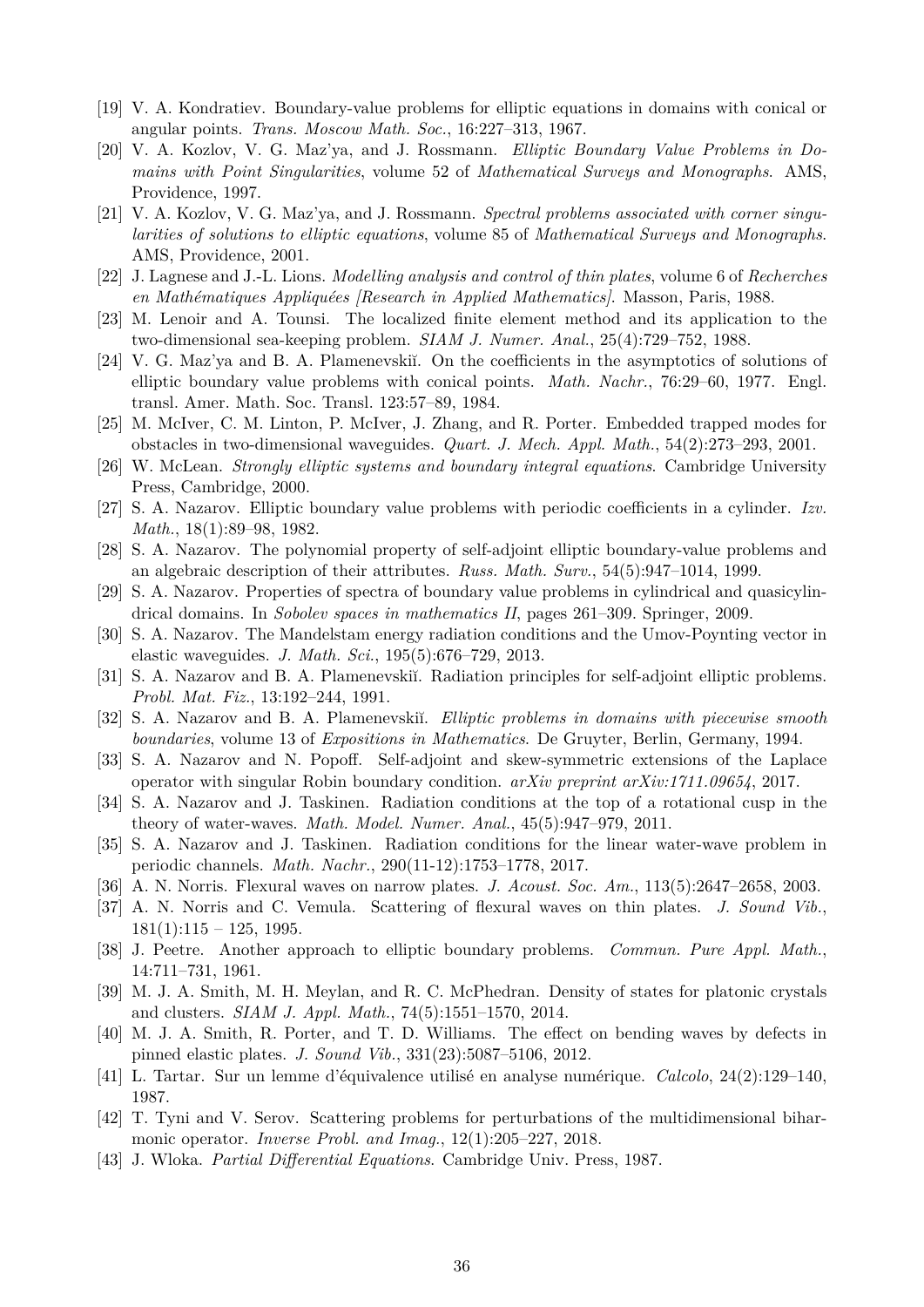[19] V. A. Kondratiev. Boundary-value problems for elliptic equations in domains with conical or angular points. *Trans. Moscow Math. Soc.*, 16:227–313, 1967.

[20] V. A. Kozlov, V. G. Maz'ya, and J. Rossmann. *Elliptic Boundary Value Problems in Domains with Point Singularities*, volume 52 of *Mathematical Surveys and Monographs*. AMS, Providence, 1997.

[21] V. A. Kozlov, V. G. Maz'ya, and J. Rossmann. *Spectral problems associated with corner singularities of solutions to elliptic equations*, volume 85 of *Mathematical Surveys and Monographs*. AMS, Providence, 2001.

[22] J. Lagnese and J.-L. Lions. *Modelling analysis and control of thin plates*, volume 6 of *Recherches en Mathématiques Appliquées [Research in Applied Mathematics]*. Masson, Paris, 1988.

[23] M. Lenoir and A. Tounsi. The localized finite element method and its application to the two-dimensional sea-keeping problem. *SIAM J. Numer. Anal.*, 25(4):729–752, 1988.

[24] V. G. Maz'ya and B. A. Plamenevskiĭ. On the coefficients in the asymptotics of solutions of elliptic boundary value problems with conical points. *Math. Nachr.*, 76:29–60, 1977. Engl. transl. Amer. Math. Soc. Transl. 123:57–89, 1984.

[25] M. McIver, C. M. Linton, P. McIver, J. Zhang, and R. Porter. Embedded trapped modes for obstacles in two-dimensional waveguides. *Quart. J. Mech. Appl. Math.*, 54(2):273–293, 2001.

[26] W. McLean. *Strongly elliptic systems and boundary integral equations*. Cambridge University Press, Cambridge, 2000.

[27] S. A. Nazarov. Elliptic boundary value problems with periodic coefficients in a cylinder. *Izv. Math.*, 18(1):89–98, 1982.

[28] S. A. Nazarov. The polynomial property of self-adjoint elliptic boundary-value problems and an algebraic description of their attributes. *Russ. Math. Surv.*, 54(5):947–1014, 1999.

[29] S. A. Nazarov. Properties of spectra of boundary value problems in cylindrical and quasicylindrical domains. In *Sobolev spaces in mathematics II*, pages 261–309. Springer, 2009.

[30] S. A. Nazarov. The Mandelstam energy radiation conditions and the Umov-Poynting vector in elastic waveguides. *J. Math. Sci.*, 195(5):676–729, 2013.

[31] S. A. Nazarov and B. A. Plamenevskiĭ. Radiation principles for self-adjoint elliptic problems. *Probl. Mat. Fiz.*, 13:192–244, 1991.

[32] S. A. Nazarov and B. A. Plamenevskiĭ. *Elliptic problems in domains with piecewise smooth boundaries*, volume 13 of *Expositions in Mathematics*. De Gruyter, Berlin, Germany, 1994.

[33] S. A. Nazarov and N. Popoff. Self-adjoint and skew-symmetric extensions of the Laplace operator with singular Robin boundary condition. *arXiv preprint arXiv:1711.09654*, 2017.

[34] S. A. Nazarov and J. Taskinen. Radiation conditions at the top of a rotational cusp in the theory of water-waves. *Math. Model. Numer. Anal.*, 45(5):947–979, 2011.

[35] S. A. Nazarov and J. Taskinen. Radiation conditions for the linear water-wave problem in periodic channels. *Math. Nachr.*, 290(11-12):1753–1778, 2017.

[36] A. N. Norris. Flexural waves on narrow plates. *J. Acoust. Soc. Am.*, 113(5):2647–2658, 2003.

[37] A. N. Norris and C. Vemula. Scattering of flexural waves on thin plates. *J. Sound Vib.*, 181(1):115 – 125, 1995.

[38] J. Peetre. Another approach to elliptic boundary problems. *Commun. Pure Appl. Math.*, 14:711–731, 1961.

[39] M. J. A. Smith, M. H. Meylan, and R. C. McPhedran. Density of states for platonic crystals and clusters. *SIAM J. Appl. Math.*, 74(5):1551–1570, 2014.

[40] M. J. A. Smith, R. Porter, and T. D. Williams. The effect on bending waves by defects in pinned elastic plates. *J. Sound Vib.*, 331(23):5087–5106, 2012.

[41] L. Tartar. Sur un lemme d'équivalence utilisé en analyse numérique. *Calcolo*, 24(2):129–140, 1987.

[42] T. Tyni and V. Serov. Scattering problems for perturbations of the multidimensional biharmonic operator. *Inverse Probl. and Imag.*, 12(1):205–227, 2018.

[43] J. Wloka. *Partial Differential Equations*. Cambridge Univ. Press, 1987.